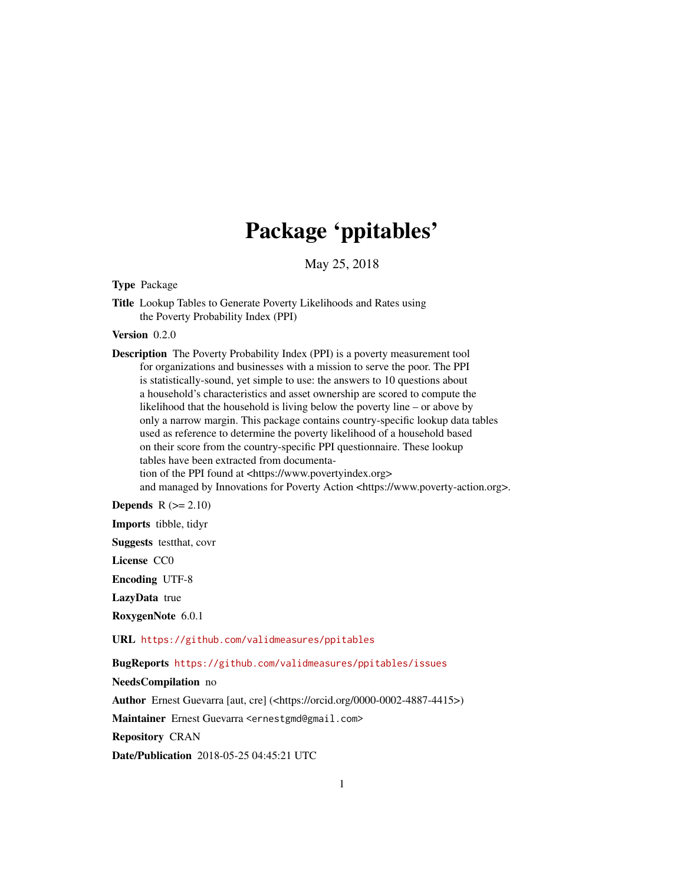# Package 'ppitables'

May 25, 2018

**Type** Package

**Title** Lookup Tables to Generate Poverty Likelihoods and Rates using the Poverty Probability Index (PPI)

**Version** 0.2.0

**Description** The Poverty Probability Index (PPI) is a poverty measurement tool for organizations and businesses with a mission to serve the poor. The PPI is statistically-sound, yet simple to use: the answers to 10 questions about a household's characteristics and asset ownership are scored to compute the likelihood that the household is living below the poverty line – or above by only a narrow margin. This package contains country-specific lookup data tables used as reference to determine the poverty likelihood of a household based on their score from the country-specific PPI questionnaire. These lookup tables have been extracted from documentation of the PPI found at <https://www.povertyindex.org> and managed by Innovations for Poverty Action <https://www.poverty-action.org>.

**Depends** R (>= 2.10)

**Imports** tibble, tidyr

**Suggests** testthat, covr

**License** CC0

**Encoding** UTF-8

**LazyData** true

**RoxygenNote** 6.0.1

**URL** https://github.com/validmeasures/ppitables

**BugReports** https://github.com/validmeasures/ppitables/issues

**NeedsCompilation** no

**Author** Ernest Guevarra [aut, cre] (<https://orcid.org/0000-0002-4887-4415>)

**Maintainer** Ernest Guevarra <ernestgmd@gmail.com>

**Repository** CRAN

**Date/Publication** 2018-05-25 04:45:21 UTC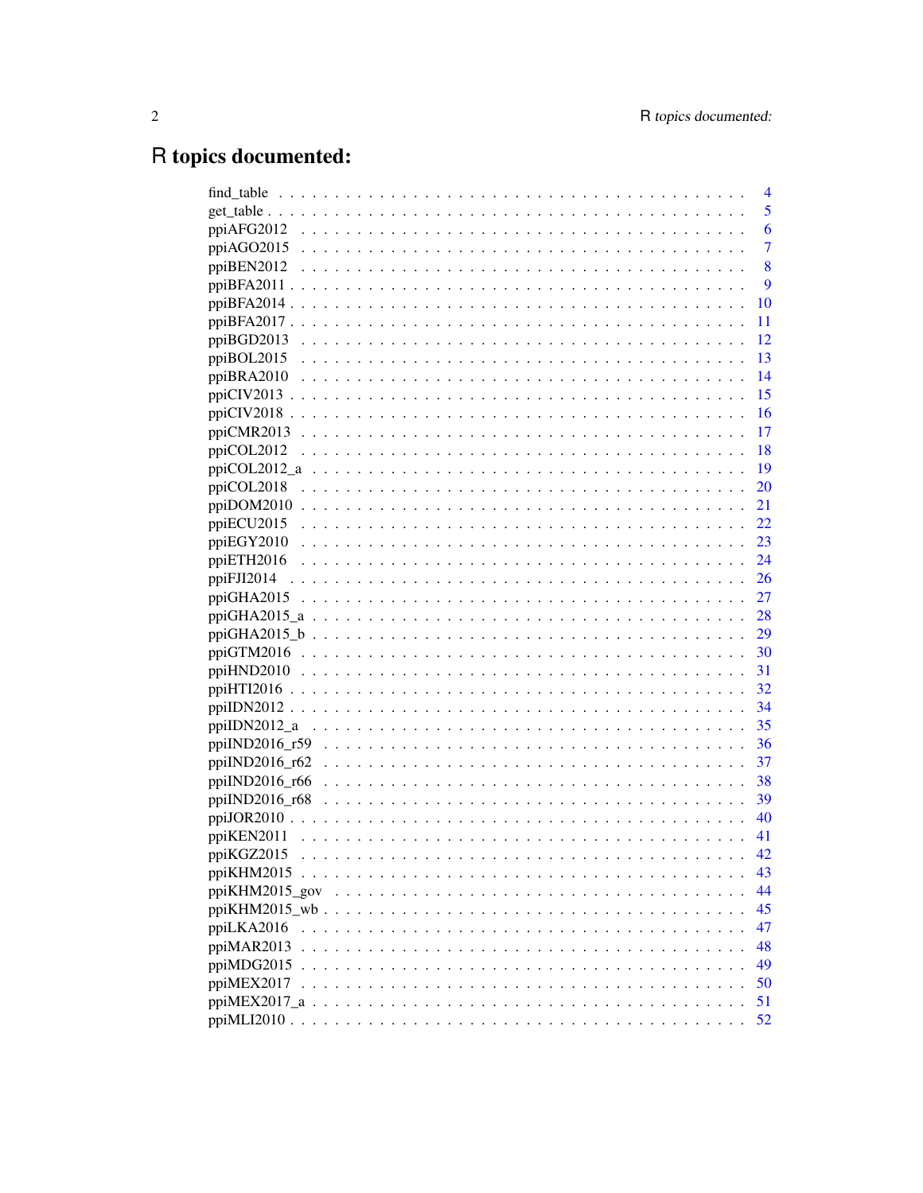# R topics documented:

find_table . . . . . . . . . . . . . . . . . . . . . . . . . . . . . . . . . . . . . . 4
get_table . . . . . . . . . . . . . . . . . . . . . . . . . . . . . . . . . . . . . . . 5
ppiAFG2012 . . . . . . . . . . . . . . . . . . . . . . . . . . . . . . . . . . . . . . 6
ppiAGO2015 . . . . . . . . . . . . . . . . . . . . . . . . . . . . . . . . . . . . . . 7
ppiBEN2012 . . . . . . . . . . . . . . . . . . . . . . . . . . . . . . . . . . . . . . 8
ppiBFA2011 . . . . . . . . . . . . . . . . . . . . . . . . . . . . . . . . . . . . . . 9
ppiBFA2014 . . . . . . . . . . . . . . . . . . . . . . . . . . . . . . . . . . . . . . 10
ppiBFA2017 . . . . . . . . . . . . . . . . . . . . . . . . . . . . . . . . . . . . . . 11
ppiBGD2013 . . . . . . . . . . . . . . . . . . . . . . . . . . . . . . . . . . . . . . 12
ppiBOL2015 . . . . . . . . . . . . . . . . . . . . . . . . . . . . . . . . . . . . . . 13
ppiBRA2010 . . . . . . . . . . . . . . . . . . . . . . . . . . . . . . . . . . . . . . 14
ppiCIV2013 . . . . . . . . . . . . . . . . . . . . . . . . . . . . . . . . . . . . . . 15
ppiCIV2018 . . . . . . . . . . . . . . . . . . . . . . . . . . . . . . . . . . . . . . 16
ppiCMR2013 . . . . . . . . . . . . . . . . . . . . . . . . . . . . . . . . . . . . . . 17
ppiCOL2012 . . . . . . . . . . . . . . . . . . . . . . . . . . . . . . . . . . . . . . 18
ppiCOL2012_a . . . . . . . . . . . . . . . . . . . . . . . . . . . . . . . . . . . . . 19
ppiCOL2018 . . . . . . . . . . . . . . . . . . . . . . . . . . . . . . . . . . . . . . 20
ppiDOM2010 . . . . . . . . . . . . . . . . . . . . . . . . . . . . . . . . . . . . . . 21
ppiECU2015 . . . . . . . . . . . . . . . . . . . . . . . . . . . . . . . . . . . . . . 22
ppiEGY2010 . . . . . . . . . . . . . . . . . . . . . . . . . . . . . . . . . . . . . . 23
ppiETH2016 . . . . . . . . . . . . . . . . . . . . . . . . . . . . . . . . . . . . . . 24
ppiFJI2014 . . . . . . . . . . . . . . . . . . . . . . . . . . . . . . . . . . . . . . 26
ppiGHA2015 . . . . . . . . . . . . . . . . . . . . . . . . . . . . . . . . . . . . . . 27
ppiGHA2015_a . . . . . . . . . . . . . . . . . . . . . . . . . . . . . . . . . . . . . 28
ppiGHA2015_b . . . . . . . . . . . . . . . . . . . . . . . . . . . . . . . . . . . . . 29
ppiGTM2016 . . . . . . . . . . . . . . . . . . . . . . . . . . . . . . . . . . . . . . 30
ppiHND2010 . . . . . . . . . . . . . . . . . . . . . . . . . . . . . . . . . . . . . . 31
ppiHTI2016 . . . . . . . . . . . . . . . . . . . . . . . . . . . . . . . . . . . . . . 32
ppiIDN2012 . . . . . . . . . . . . . . . . . . . . . . . . . . . . . . . . . . . . . . 34
ppiIDN2012_a . . . . . . . . . . . . . . . . . . . . . . . . . . . . . . . . . . . . . 35
ppiIND2016_r59 . . . . . . . . . . . . . . . . . . . . . . . . . . . . . . . . . . . . 36
ppiIND2016_r62 . . . . . . . . . . . . . . . . . . . . . . . . . . . . . . . . . . . . 37
ppiIND2016_r66 . . . . . . . . . . . . . . . . . . . . . . . . . . . . . . . . . . . . 38
ppiIND2016_r68 . . . . . . . . . . . . . . . . . . . . . . . . . . . . . . . . . . . . 39
ppiJOR2010 . . . . . . . . . . . . . . . . . . . . . . . . . . . . . . . . . . . . . . 40
ppiKEN2011 . . . . . . . . . . . . . . . . . . . . . . . . . . . . . . . . . . . . . . 41
ppiKGZ2015 . . . . . . . . . . . . . . . . . . . . . . . . . . . . . . . . . . . . . . 42
ppiKHM2015 . . . . . . . . . . . . . . . . . . . . . . . . . . . . . . . . . . . . . . 43
ppiKHM2015_gov . . . . . . . . . . . . . . . . . . . . . . . . . . . . . . . . . . . . 44
ppiKHM2015_wb . . . . . . . . . . . . . . . . . . . . . . . . . . . . . . . . . . . . 45
ppiLKA2016 . . . . . . . . . . . . . . . . . . . . . . . . . . . . . . . . . . . . . . 47
ppiMAR2013 . . . . . . . . . . . . . . . . . . . . . . . . . . . . . . . . . . . . . . 48
ppiMDG2015 . . . . . . . . . . . . . . . . . . . . . . . . . . . . . . . . . . . . . . 49
ppiMEX2017 . . . . . . . . . . . . . . . . . . . . . . . . . . . . . . . . . . . . . . 50
ppiMEX2017_a . . . . . . . . . . . . . . . . . . . . . . . . . . . . . . . . . . . . . 51
ppiMLI2010 . . . . . . . . . . . . . . . . . . . . . . . . . . . . . . . . . . . . . . 52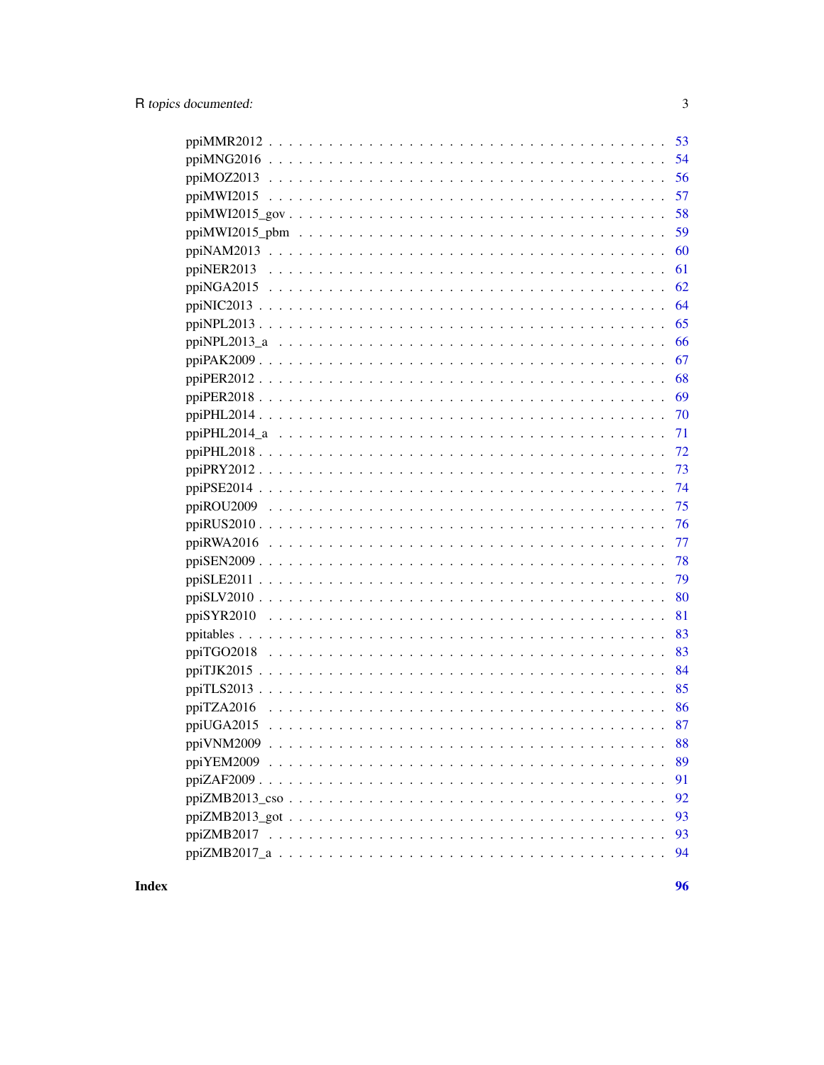| | |
|---|---|
| ppiMMR2012 | 53 |
| ppiMNG2016 | 54 |
| ppiMOZ2013 | 56 |
| ppiMWI2015 | 57 |
| ppiMWI2015_gov | 58 |
| ppiMWI2015_pbm | 59 |
| ppiNAM2013 | 60 |
| ppiNER2013 | 61 |
| ppiNGA2015 | 62 |
| ppiNIC2013 | 64 |
| ppiNPL2013 | 65 |
| ppiNPL2013_a | 66 |
| ppiPAK2009 | 67 |
| ppiPER2012 | 68 |
| ppiPER2018 | 69 |
| ppiPHL2014 | 70 |
| ppiPHL2014_a | 71 |
| ppiPHL2018 | 72 |
| ppiPRY2012 | 73 |
| ppiPSE2014 | 74 |
| ppiROU2009 | 75 |
| ppiRUS2010 | 76 |
| ppiRWA2016 | 77 |
| ppiSEN2009 | 78 |
| ppiSLE2011 | 79 |
| ppiSLV2010 | 80 |
| ppiSYR2010 | 81 |
| ppitables | 83 |
| ppiTGO2018 | 83 |
| ppiTJK2015 | 84 |
| ppiTLS2013 | 85 |
| ppiTZA2016 | 86 |
| ppiUGA2015 | 87 |
| ppiVNM2009 | 88 |
| ppiYEM2009 | 89 |
| ppiZAF2009 | 91 |
| ppiZMB2013_cso | 92 |
| ppiZMB2013_got | 93 |
| ppiZMB2017 | 93 |
| ppiZMB2017_a | 94 |

**Index** **96**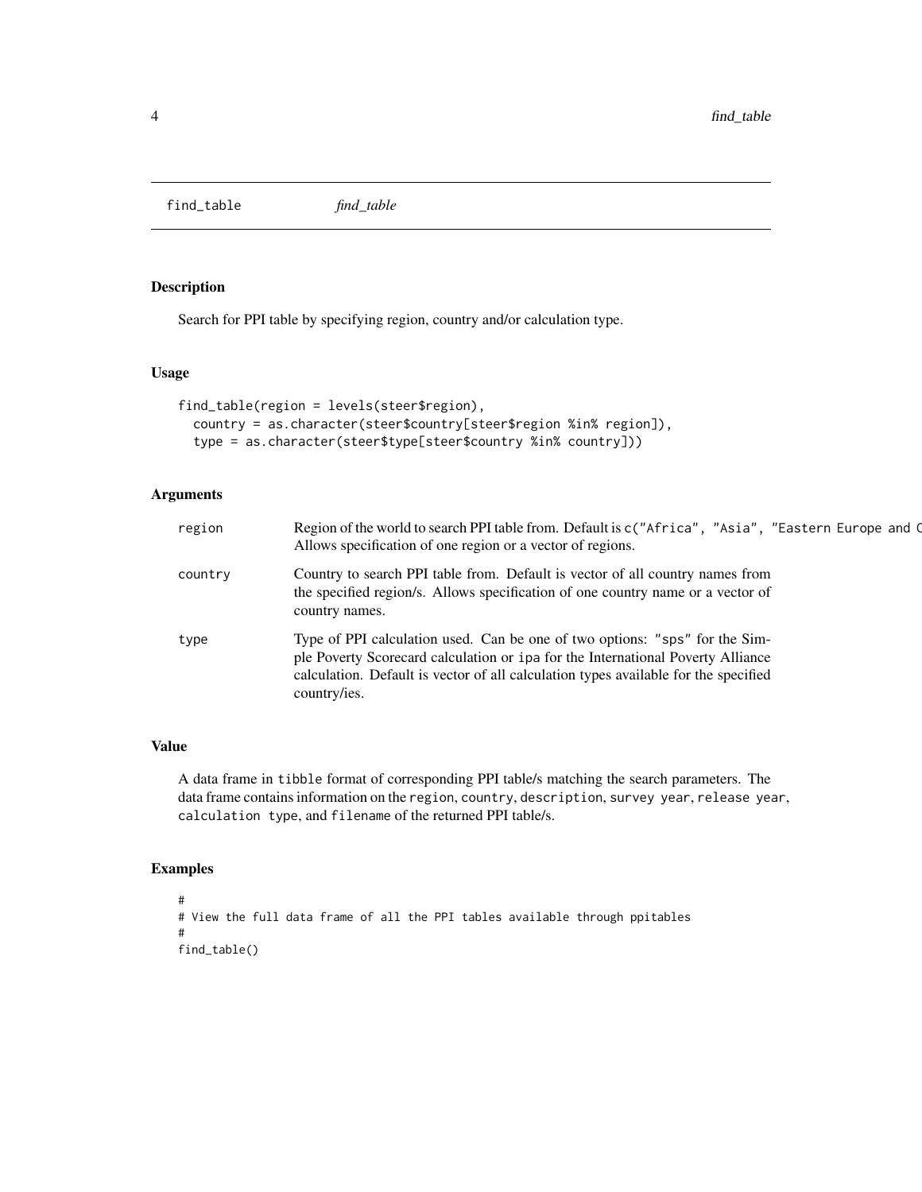# find_table *find_table*

## Description

Search for PPI table by specifying region, country and/or calculation type.

## Usage

```
find_table(region = levels(steer$region),
  country = as.character(steer$country[steer$region %in% region]),
  type = as.character(steer$type[steer$country %in% country]))
```

## Arguments

| | |
|---|---|
| region | Region of the world to search PPI table from. Default is `c("Africa", "Asia", "Eastern Europe and C` Allows specification of one region or a vector of regions. |
| country | Country to search PPI table from. Default is vector of all country names from the specified region/s. Allows specification of one country name or a vector of country names. |
| type | Type of PPI calculation used. Can be one of two options: `"sps"` for the Simple Poverty Scorecard calculation or `ipa` for the International Poverty Alliance calculation. Default is vector of all calculation types available for the specified country/ies. |

## Value

A data frame in `tibble` format of corresponding PPI table/s matching the search parameters. The data frame contains information on the `region`, `country`, `description`, `survey year`, `release year`, `calculation type`, and `filename` of the returned PPI table/s.

## Examples

```
#
# View the full data frame of all the PPI tables available through ppitables
#
find_table()
```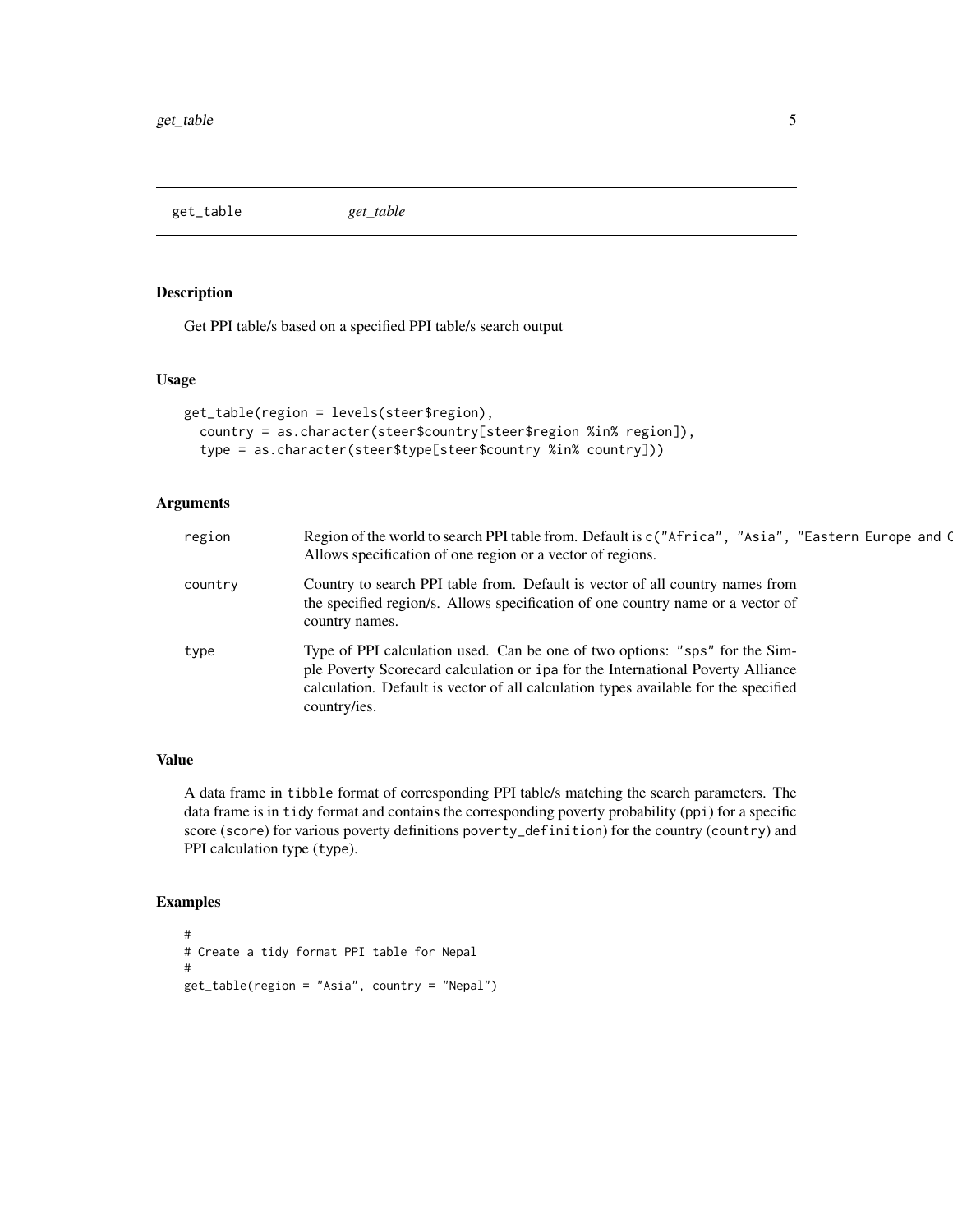## get_table &emsp; *get_table*

### Description

Get PPI table/s based on a specified PPI table/s search output

### Usage

```
get_table(region = levels(steer$region),
  country = as.character(steer$country[steer$region %in% region]),
  type = as.character(steer$type[steer$country %in% country]))
```

### Arguments

| | |
|---|---|
| region | Region of the world to search PPI table from. Default is `c("Africa", "Asia", "Eastern Europe and C` Allows specification of one region or a vector of regions. |
| country | Country to search PPI table from. Default is vector of all country names from the specified region/s. Allows specification of one country name or a vector of country names. |
| type | Type of PPI calculation used. Can be one of two options: `"sps"` for the Simple Poverty Scorecard calculation or `ipa` for the International Poverty Alliance calculation. Default is vector of all calculation types available for the specified country/ies. |

### Value

A data frame in `tibble` format of corresponding PPI table/s matching the search parameters. The data frame is in `tidy` format and contains the corresponding poverty probability (`ppi`) for a specific score (`score`) for various poverty definitions `poverty_definition`) for the country (`country`) and PPI calculation type (`type`).

### Examples

```
#
# Create a tidy format PPI table for Nepal
#
get_table(region = "Asia", country = "Nepal")
```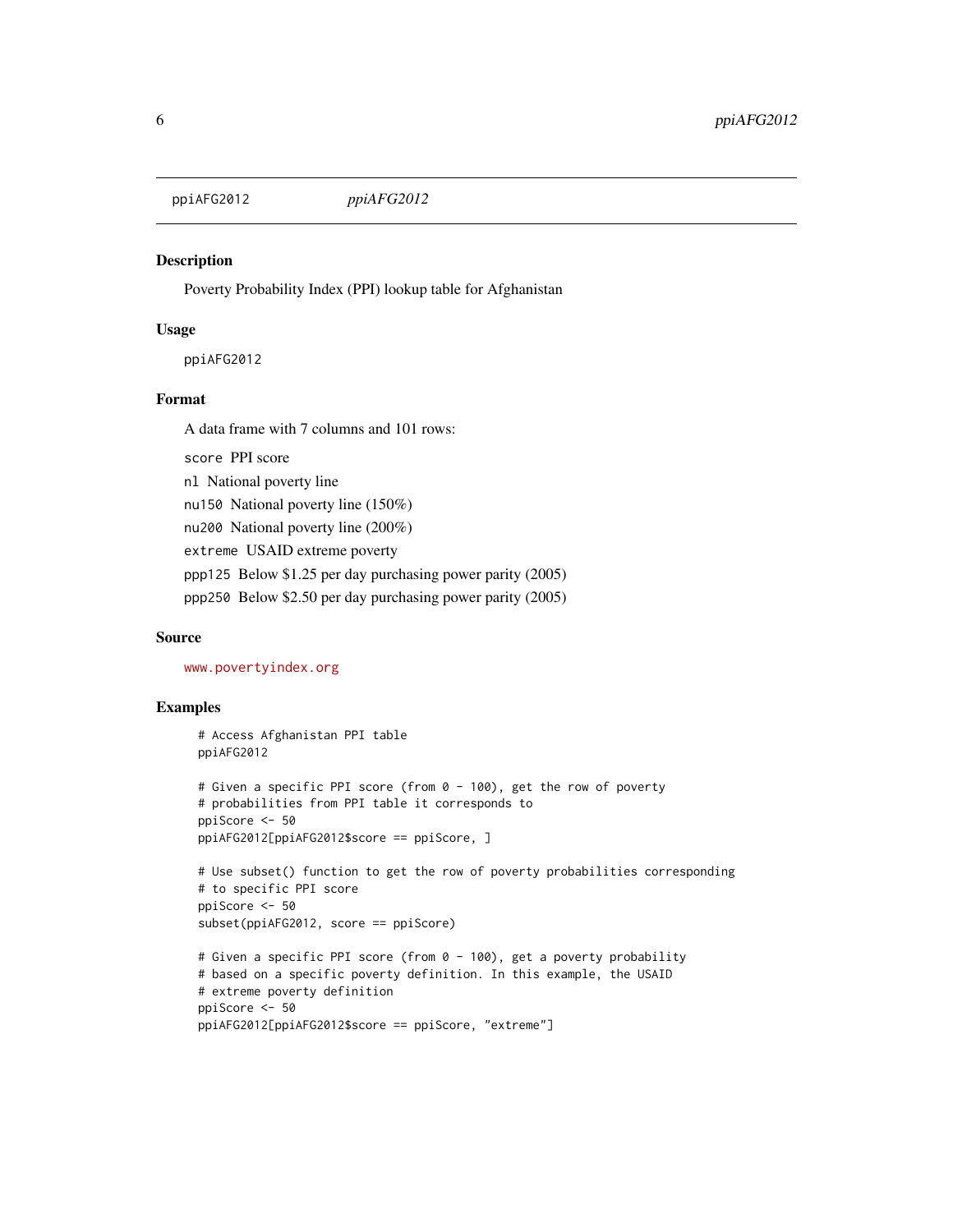ppiAFG2012 *ppiAFG2012*

## Description

Poverty Probability Index (PPI) lookup table for Afghanistan

## Usage

```
ppiAFG2012
```

## Format

A data frame with 7 columns and 101 rows:

- `score` PPI score
- `nl` National poverty line
- `nu150` National poverty line (150%)
- `nu200` National poverty line (200%)
- `extreme` USAID extreme poverty
- `ppp125` Below $1.25 per day purchasing power parity (2005)
- `ppp250` Below $2.50 per day purchasing power parity (2005)

## Source

www.povertyindex.org

## Examples

```
# Access Afghanistan PPI table
ppiAFG2012

# Given a specific PPI score (from 0 - 100), get the row of poverty
# probabilities from PPI table it corresponds to
ppiScore <- 50
ppiAFG2012[ppiAFG2012$score == ppiScore, ]

# Use subset() function to get the row of poverty probabilities corresponding
# to specific PPI score
ppiScore <- 50
subset(ppiAFG2012, score == ppiScore)

# Given a specific PPI score (from 0 - 100), get a poverty probability
# based on a specific poverty definition. In this example, the USAID
# extreme poverty definition
ppiScore <- 50
ppiAFG2012[ppiAFG2012$score == ppiScore, "extreme"]
```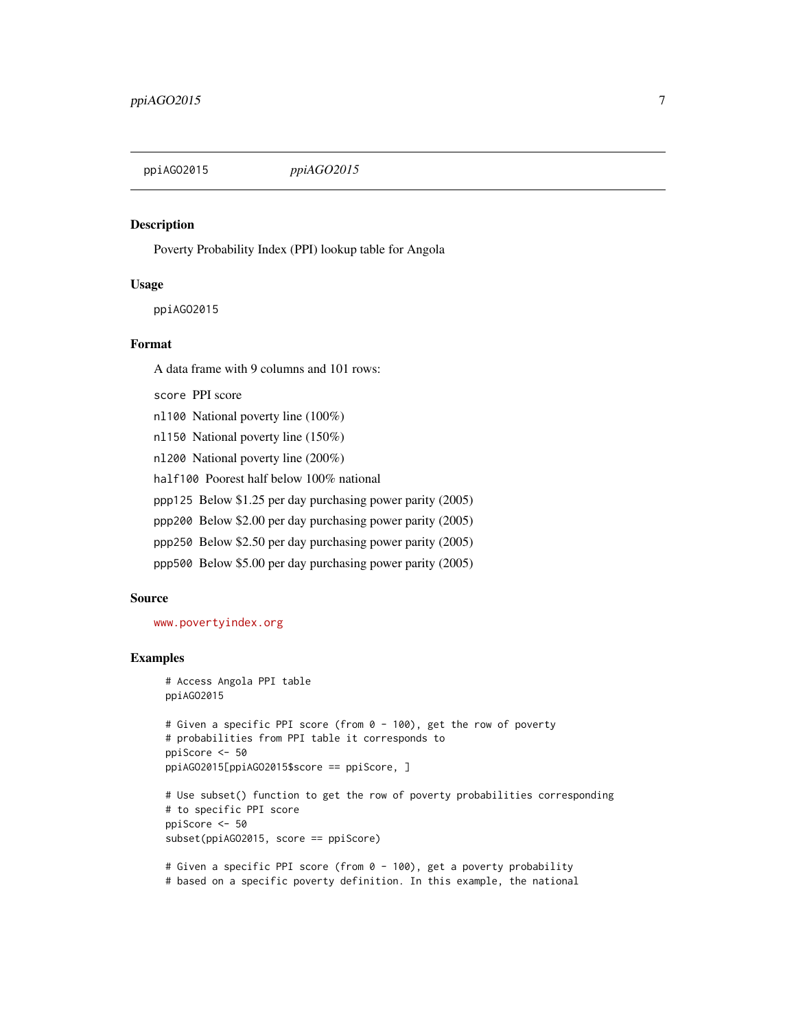ppiAGO2015 *ppiAGO2015*

## Description

Poverty Probability Index (PPI) lookup table for Angola

## Usage

```
ppiAGO2015
```

## Format

A data frame with 9 columns and 101 rows:

- `score` PPI score
- `nl100` National poverty line (100%)
- `nl150` National poverty line (150%)
- `nl200` National poverty line (200%)
- `half100` Poorest half below 100% national
- `ppp125` Below $1.25 per day purchasing power parity (2005)
- `ppp200` Below $2.00 per day purchasing power parity (2005)
- `ppp250` Below $2.50 per day purchasing power parity (2005)
- `ppp500` Below $5.00 per day purchasing power parity (2005)

## Source

www.povertyindex.org

## Examples

```
# Access Angola PPI table
ppiAGO2015

# Given a specific PPI score (from 0 - 100), get the row of poverty
# probabilities from PPI table it corresponds to
ppiScore <- 50
ppiAGO2015[ppiAGO2015$score == ppiScore, ]

# Use subset() function to get the row of poverty probabilities corresponding
# to specific PPI score
ppiScore <- 50
subset(ppiAGO2015, score == ppiScore)

# Given a specific PPI score (from 0 - 100), get a poverty probability
# based on a specific poverty definition. In this example, the national
```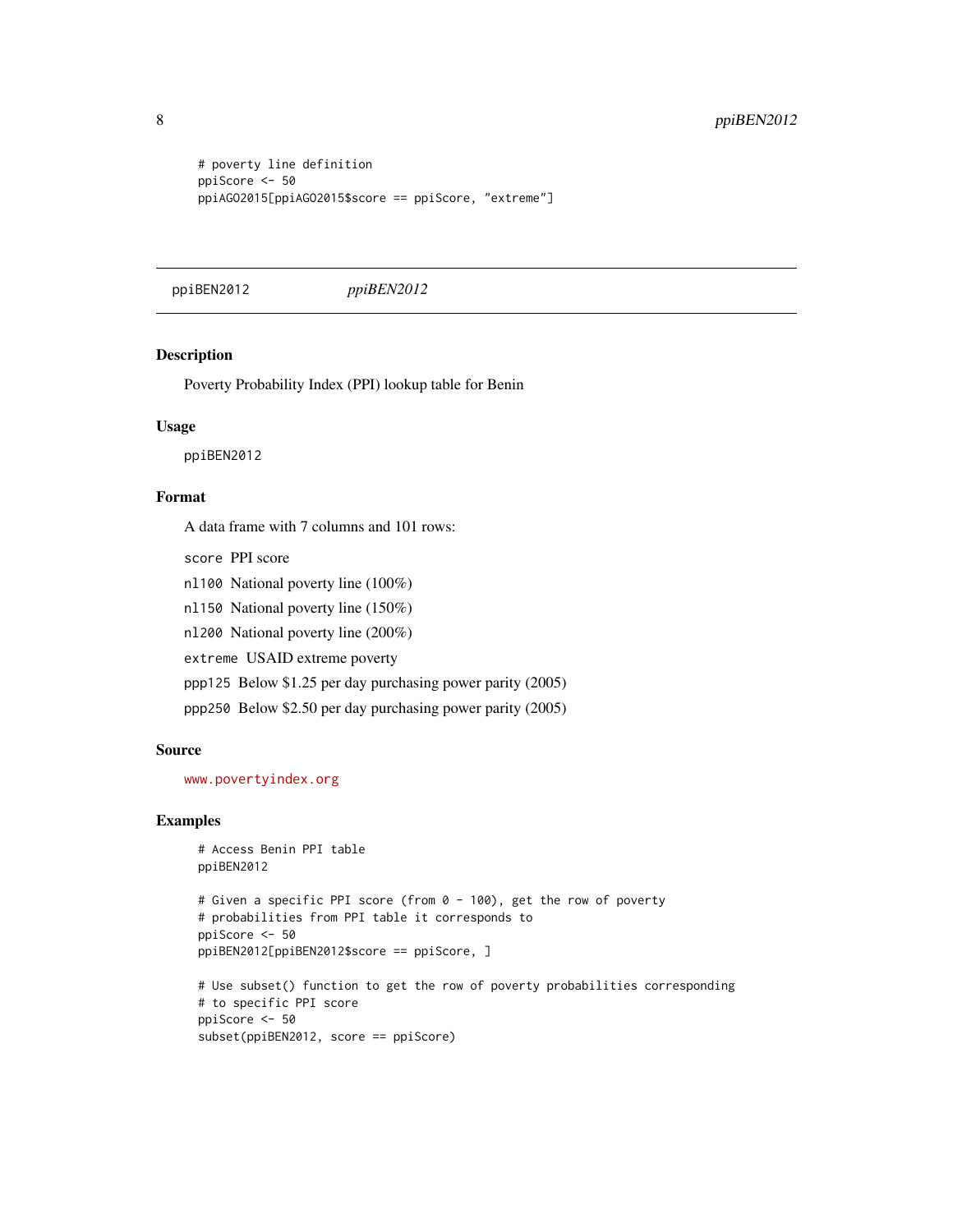```
# poverty line definition
ppiScore <- 50
ppiAGO2015[ppiAGO2015$score == ppiScore, "extreme"]
```

---

## ppiBEN2012 *ppiBEN2012*

---

### Description

Poverty Probability Index (PPI) lookup table for Benin

### Usage

```
ppiBEN2012
```

### Format

A data frame with 7 columns and 101 rows:

`score` PPI score

`nl100` National poverty line (100%)

`nl150` National poverty line (150%)

`nl200` National poverty line (200%)

`extreme` USAID extreme poverty

`ppp125` Below $1.25 per day purchasing power parity (2005)

`ppp250` Below $2.50 per day purchasing power parity (2005)

### Source

www.povertyindex.org

### Examples

```
# Access Benin PPI table
ppiBEN2012

# Given a specific PPI score (from 0 - 100), get the row of poverty
# probabilities from PPI table it corresponds to
ppiScore <- 50
ppiBEN2012[ppiBEN2012$score == ppiScore, ]

# Use subset() function to get the row of poverty probabilities corresponding
# to specific PPI score
ppiScore <- 50
subset(ppiBEN2012, score == ppiScore)
```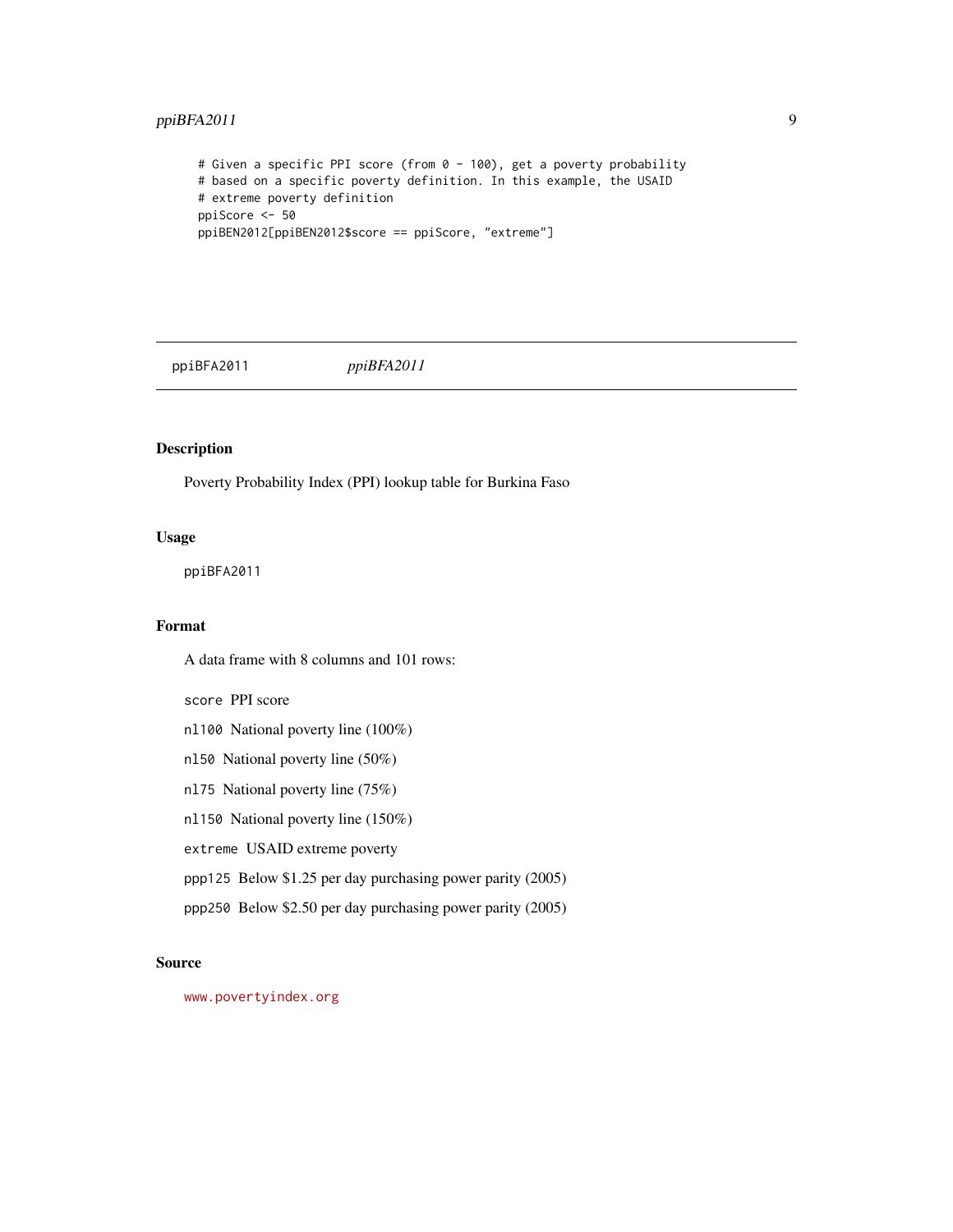```
# Given a specific PPI score (from 0 - 100), get a poverty probability
# based on a specific poverty definition. In this example, the USAID
# extreme poverty definition
ppiScore <- 50
ppiBEN2012[ppiBEN2012$score == ppiScore, "extreme"]
```

---

ppiBFA2011 *ppiBFA2011*

---

## Description

Poverty Probability Index (PPI) lookup table for Burkina Faso

## Usage

```
ppiBFA2011
```

## Format

A data frame with 8 columns and 101 rows:

`score` PPI score

`nl100` National poverty line (100%)

`nl50` National poverty line (50%)

`nl75` National poverty line (75%)

`nl150` National poverty line (150%)

`extreme` USAID extreme poverty

`ppp125` Below $1.25 per day purchasing power parity (2005)

`ppp250` Below $2.50 per day purchasing power parity (2005)

## Source

www.povertyindex.org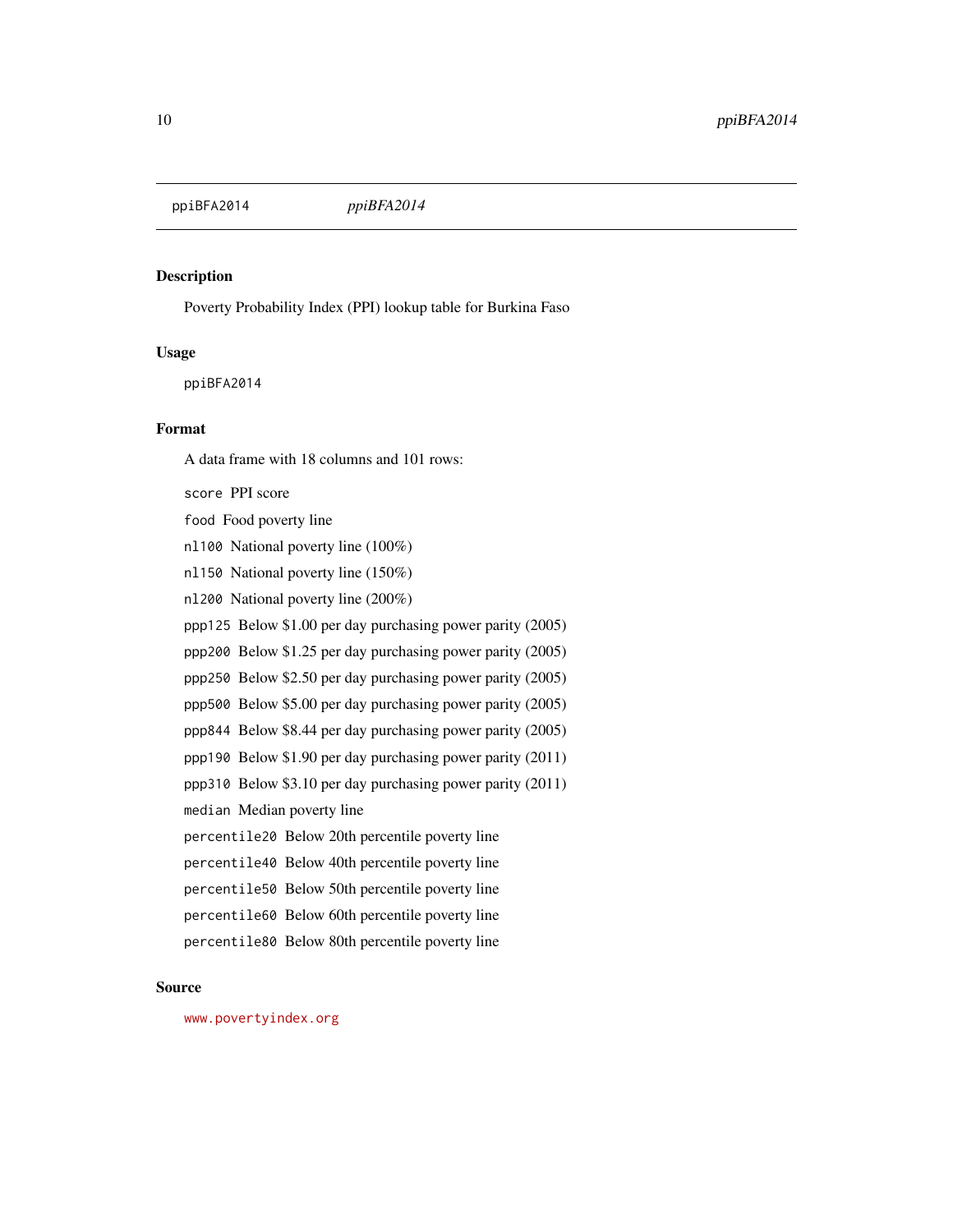ppiBFA2014 *ppiBFA2014*

## Description

Poverty Probability Index (PPI) lookup table for Burkina Faso

## Usage

```
ppiBFA2014
```

## Format

A data frame with 18 columns and 101 rows:

- `score` PPI score
- `food` Food poverty line
- `nl100` National poverty line (100%)
- `nl150` National poverty line (150%)
- `nl200` National poverty line (200%)
- `ppp125` Below $1.00 per day purchasing power parity (2005)
- `ppp200` Below $1.25 per day purchasing power parity (2005)
- `ppp250` Below $2.50 per day purchasing power parity (2005)
- `ppp500` Below $5.00 per day purchasing power parity (2005)
- `ppp844` Below $8.44 per day purchasing power parity (2005)
- `ppp190` Below $1.90 per day purchasing power parity (2011)
- `ppp310` Below $3.10 per day purchasing power parity (2011)
- `median` Median poverty line
- `percentile20` Below 20th percentile poverty line
- `percentile40` Below 40th percentile poverty line
- `percentile50` Below 50th percentile poverty line
- `percentile60` Below 60th percentile poverty line
- `percentile80` Below 80th percentile poverty line

## Source

www.povertyindex.org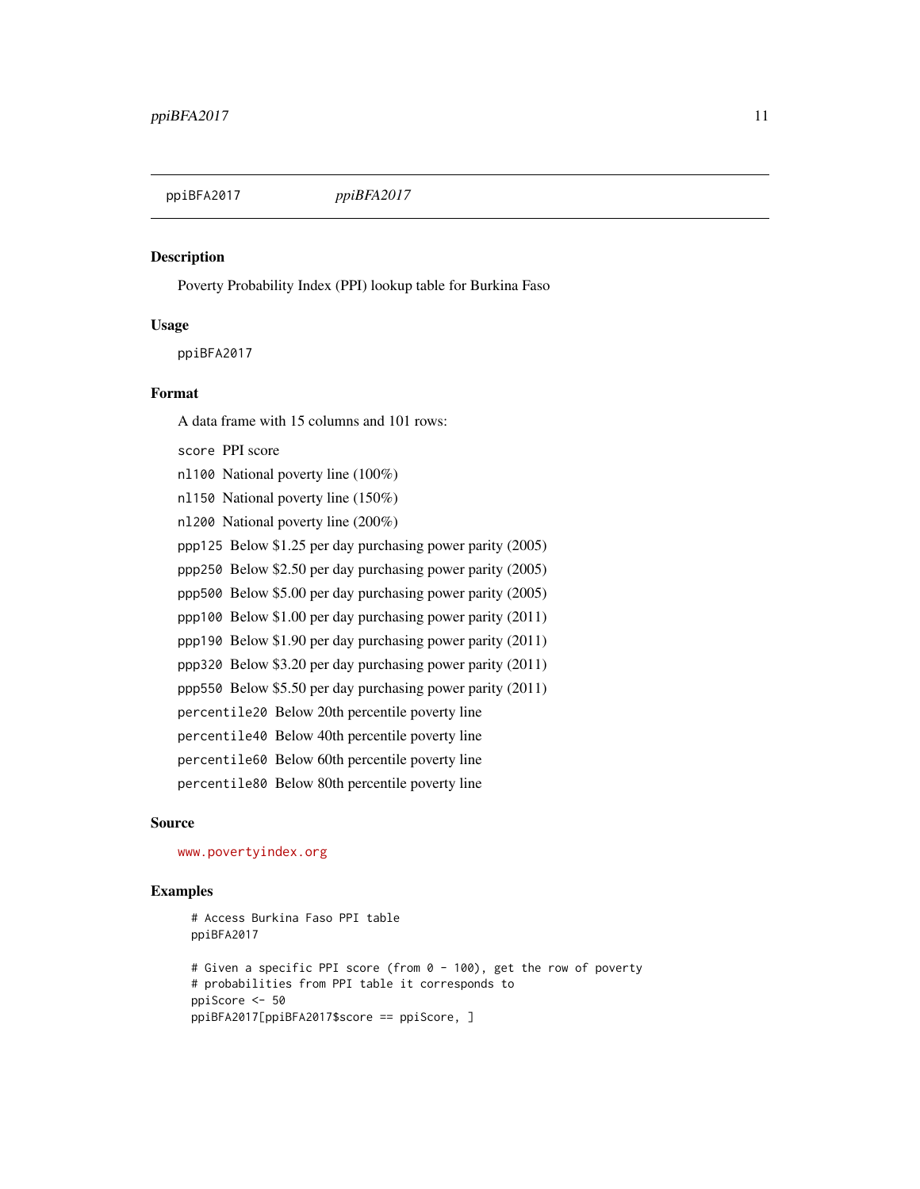## ppiBFA2017 — *ppiBFA2017*

### Description

Poverty Probability Index (PPI) lookup table for Burkina Faso

### Usage

```
ppiBFA2017
```

### Format

A data frame with 15 columns and 101 rows:

- `score` PPI score
- `nl100` National poverty line (100%)
- `nl150` National poverty line (150%)
- `nl200` National poverty line (200%)
- `ppp125` Below $1.25 per day purchasing power parity (2005)
- `ppp250` Below $2.50 per day purchasing power parity (2005)
- `ppp500` Below $5.00 per day purchasing power parity (2005)
- `ppp100` Below $1.00 per day purchasing power parity (2011)
- `ppp190` Below $1.90 per day purchasing power parity (2011)
- `ppp320` Below $3.20 per day purchasing power parity (2011)
- `ppp550` Below $5.50 per day purchasing power parity (2011)
- `percentile20` Below 20th percentile poverty line
- `percentile40` Below 40th percentile poverty line
- `percentile60` Below 60th percentile poverty line
- `percentile80` Below 80th percentile poverty line

### Source

www.povertyindex.org

### Examples

```
# Access Burkina Faso PPI table
ppiBFA2017

# Given a specific PPI score (from 0 - 100), get the row of poverty
# probabilities from PPI table it corresponds to
ppiScore <- 50
ppiBFA2017[ppiBFA2017$score == ppiScore, ]
```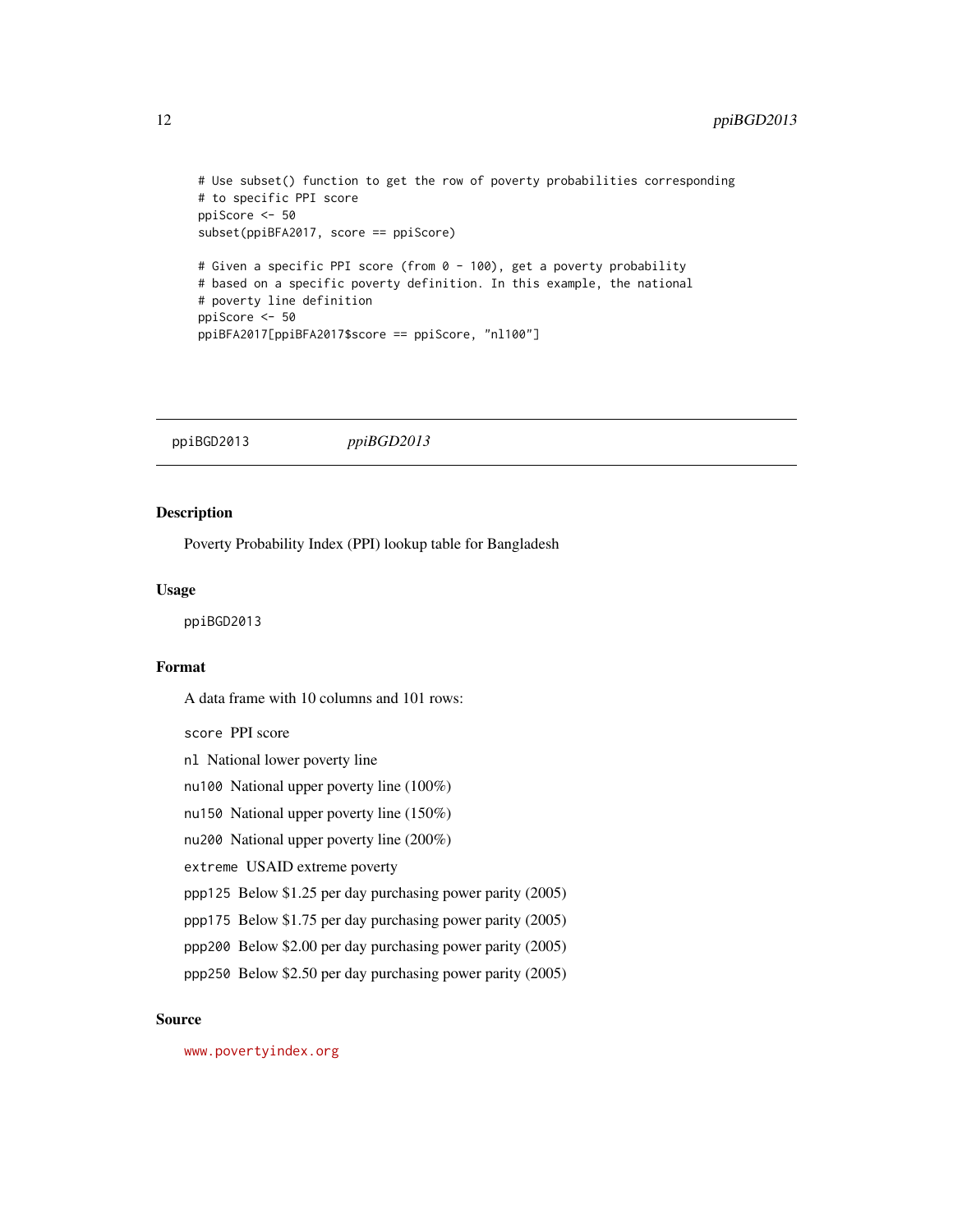```
# Use subset() function to get the row of poverty probabilities corresponding
# to specific PPI score
ppiScore <- 50
subset(ppiBFA2017, score == ppiScore)

# Given a specific PPI score (from 0 - 100), get a poverty probability
# based on a specific poverty definition. In this example, the national
# poverty line definition
ppiScore <- 50
ppiBFA2017[ppiBFA2017$score == ppiScore, "nl100"]
```

---

## ppiBGD2013 *ppiBGD2013*

---

### Description

Poverty Probability Index (PPI) lookup table for Bangladesh

### Usage

ppiBGD2013

### Format

A data frame with 10 columns and 101 rows:

`score` PPI score

`nl` National lower poverty line

`nu100` National upper poverty line (100%)

`nu150` National upper poverty line (150%)

`nu200` National upper poverty line (200%)

`extreme` USAID extreme poverty

`ppp125` Below $1.25 per day purchasing power parity (2005)

`ppp175` Below $1.75 per day purchasing power parity (2005)

`ppp200` Below $2.00 per day purchasing power parity (2005)

`ppp250` Below $2.50 per day purchasing power parity (2005)

### Source

www.povertyindex.org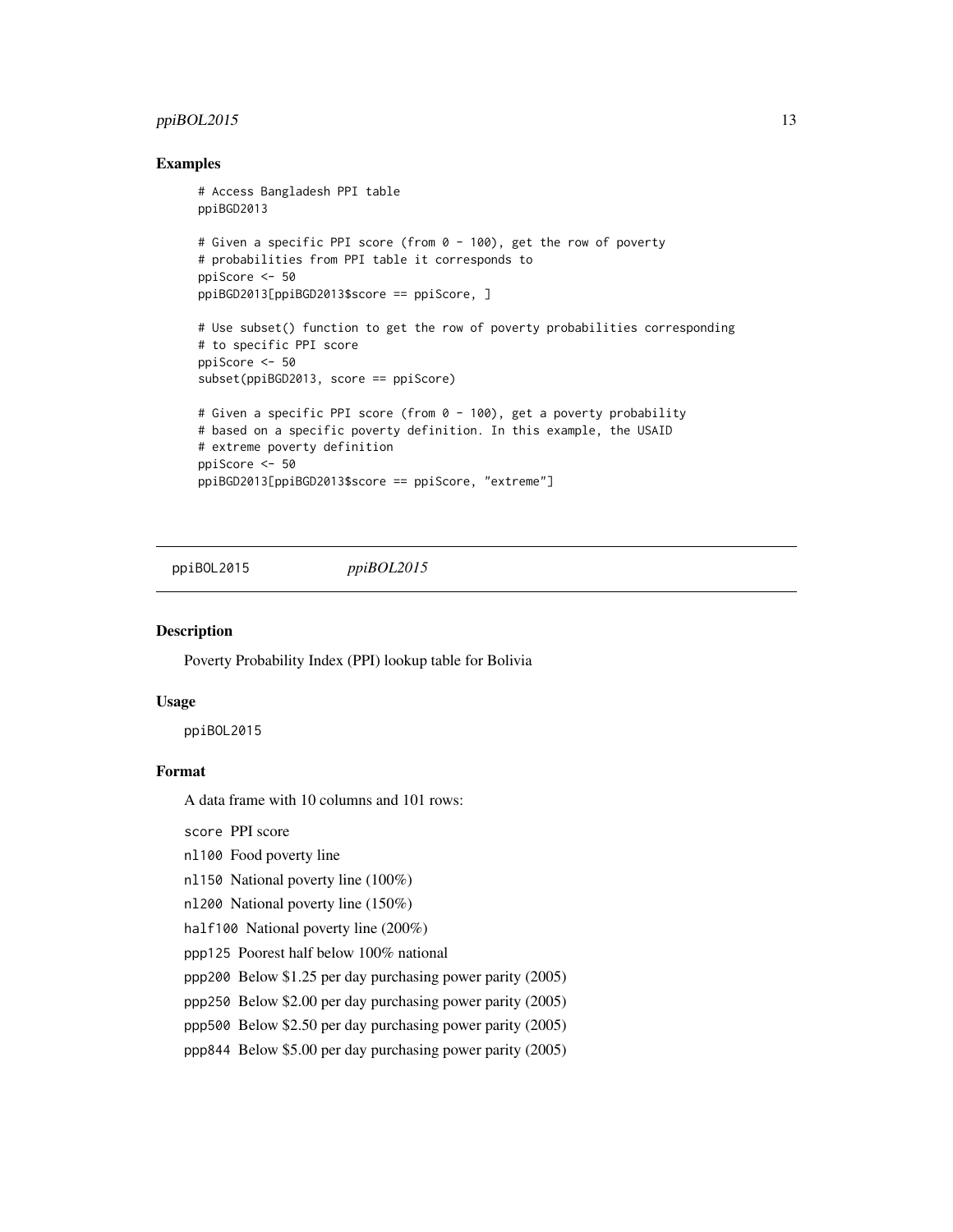### Examples

```
# Access Bangladesh PPI table
ppiBGD2013

# Given a specific PPI score (from 0 - 100), get the row of poverty
# probabilities from PPI table it corresponds to
ppiScore <- 50
ppiBGD2013[ppiBGD2013$score == ppiScore, ]

# Use subset() function to get the row of poverty probabilities corresponding
# to specific PPI score
ppiScore <- 50
subset(ppiBGD2013, score == ppiScore)

# Given a specific PPI score (from 0 - 100), get a poverty probability
# based on a specific poverty definition. In this example, the USAID
# extreme poverty definition
ppiScore <- 50
ppiBGD2013[ppiBGD2013$score == ppiScore, "extreme"]
```

---

## ppiBOL2015 *ppiBOL2015*

### Description

Poverty Probability Index (PPI) lookup table for Bolivia

### Usage

```
ppiBOL2015
```

### Format

A data frame with 10 columns and 101 rows:

`score` PPI score

`nl100` Food poverty line

`nl150` National poverty line (100%)

`nl200` National poverty line (150%)

`half100` National poverty line (200%)

`ppp125` Poorest half below 100% national

`ppp200` Below $1.25 per day purchasing power parity (2005)

`ppp250` Below $2.00 per day purchasing power parity (2005)

`ppp500` Below $2.50 per day purchasing power parity (2005)

`ppp844` Below $5.00 per day purchasing power parity (2005)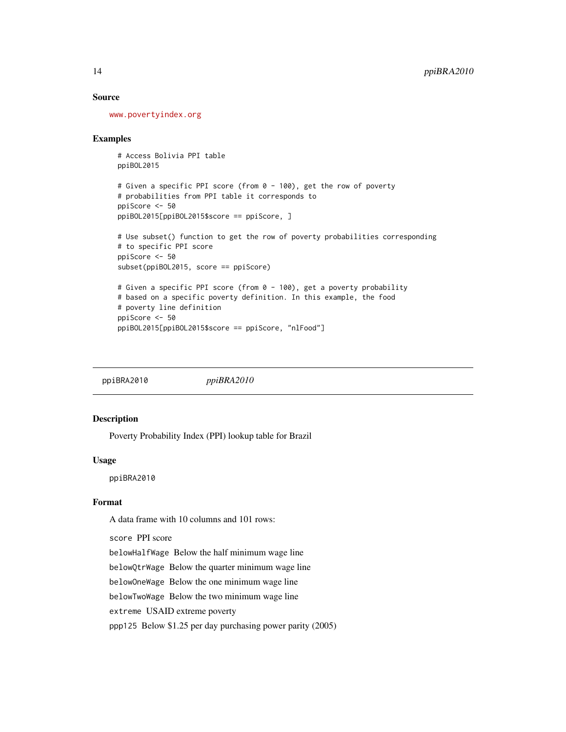### Source

www.povertyindex.org

### Examples

```
# Access Bolivia PPI table
ppiBOL2015

# Given a specific PPI score (from 0 - 100), get the row of poverty
# probabilities from PPI table it corresponds to
ppiScore <- 50
ppiBOL2015[ppiBOL2015$score == ppiScore, ]

# Use subset() function to get the row of poverty probabilities corresponding
# to specific PPI score
ppiScore <- 50
subset(ppiBOL2015, score == ppiScore)

# Given a specific PPI score (from 0 - 100), get a poverty probability
# based on a specific poverty definition. In this example, the food
# poverty line definition
ppiScore <- 50
ppiBOL2015[ppiBOL2015$score == ppiScore, "nlFood"]
```

---

## ppiBRA2010 &nbsp;&nbsp;&nbsp;&nbsp; *ppiBRA2010*

---

### Description

Poverty Probability Index (PPI) lookup table for Brazil

### Usage

`ppiBRA2010`

### Format

A data frame with 10 columns and 101 rows:

`score` PPI score

`belowHalfWage` Below the half minimum wage line

`belowQtrWage` Below the quarter minimum wage line

`belowOneWage` Below the one minimum wage line

`belowTwoWage` Below the two minimum wage line

`extreme` USAID extreme poverty

`ppp125` Below $1.25 per day purchasing power parity (2005)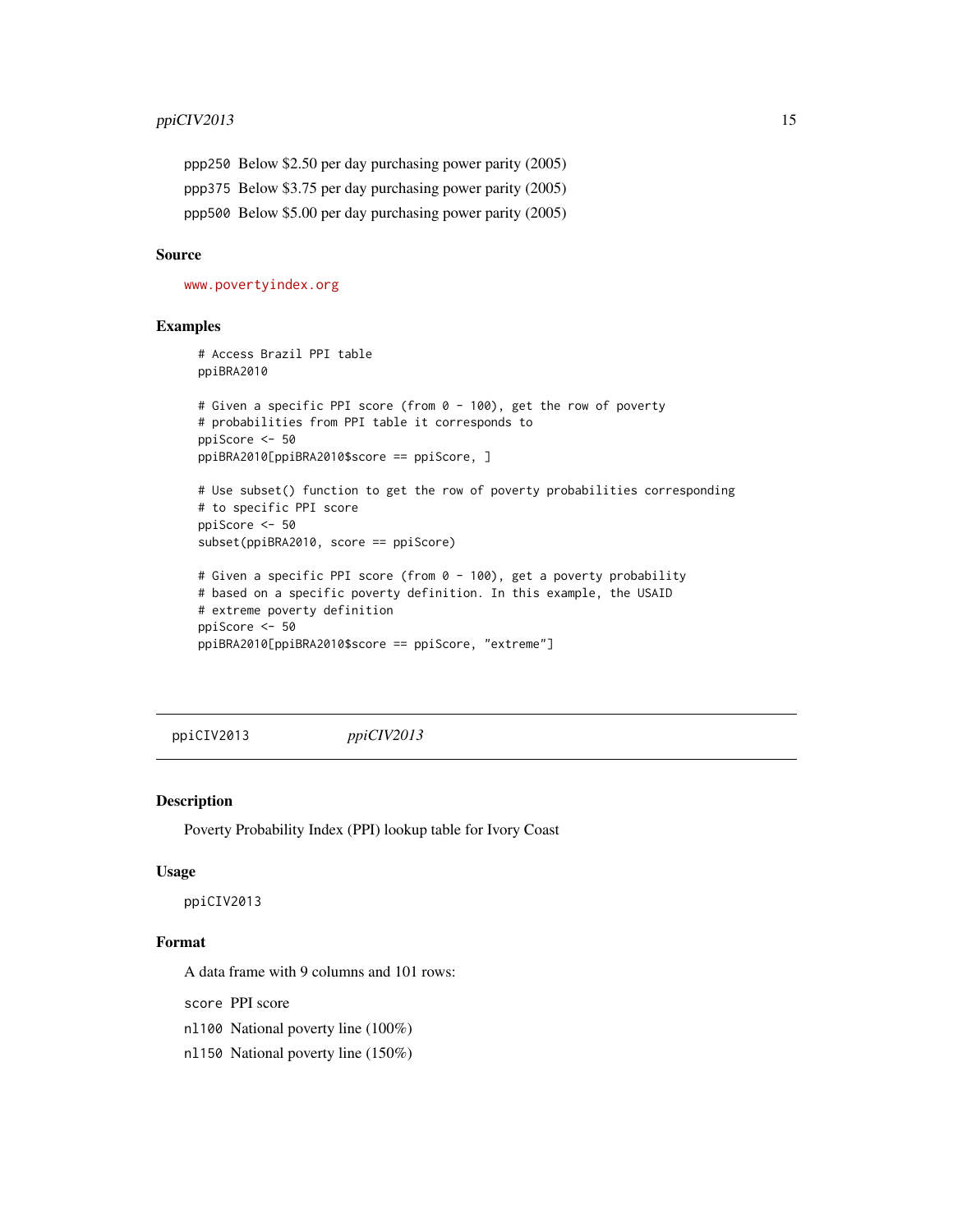ppp250 Below $2.50 per day purchasing power parity (2005)

ppp375 Below $3.75 per day purchasing power parity (2005)

ppp500 Below $5.00 per day purchasing power parity (2005)

### Source

www.povertyindex.org

### Examples

```
# Access Brazil PPI table
ppiBRA2010

# Given a specific PPI score (from 0 - 100), get the row of poverty
# probabilities from PPI table it corresponds to
ppiScore <- 50
ppiBRA2010[ppiBRA2010$score == ppiScore, ]

# Use subset() function to get the row of poverty probabilities corresponding
# to specific PPI score
ppiScore <- 50
subset(ppiBRA2010, score == ppiScore)

# Given a specific PPI score (from 0 - 100), get a poverty probability
# based on a specific poverty definition. In this example, the USAID
# extreme poverty definition
ppiScore <- 50
ppiBRA2010[ppiBRA2010$score == ppiScore, "extreme"]
```

---

## ppiCIV2013 *ppiCIV2013*

### Description

Poverty Probability Index (PPI) lookup table for Ivory Coast

### Usage

```
ppiCIV2013
```

### Format

A data frame with 9 columns and 101 rows:

score PPI score

nl100 National poverty line (100%)

nl150 National poverty line (150%)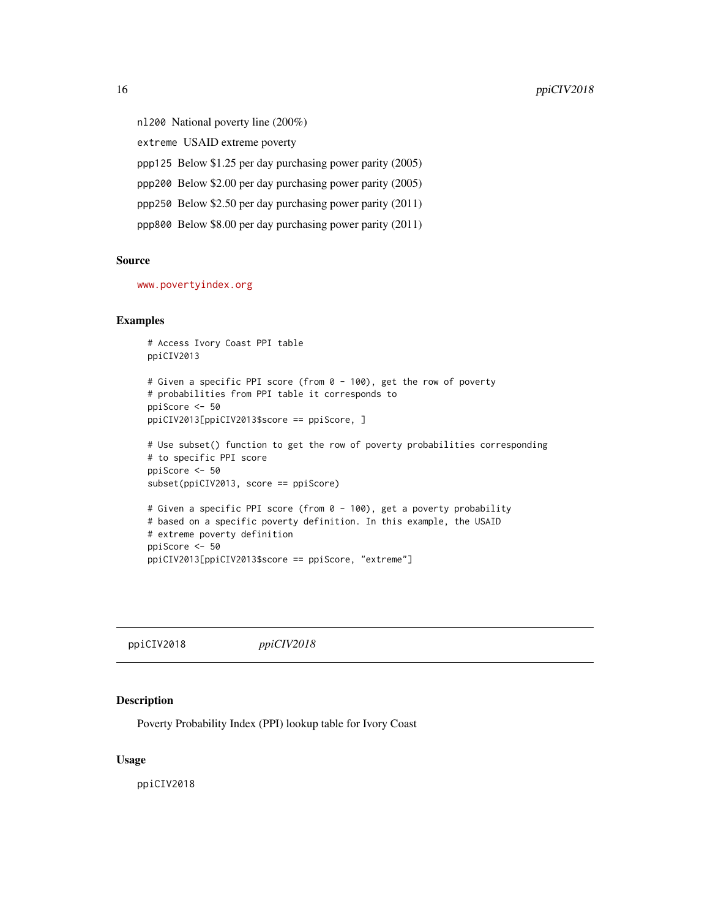nl200 National poverty line (200%)

extreme USAID extreme poverty

ppp125 Below $1.25 per day purchasing power parity (2005)

ppp200 Below $2.00 per day purchasing power parity (2005)

ppp250 Below $2.50 per day purchasing power parity (2011)

ppp800 Below $8.00 per day purchasing power parity (2011)

### Source

www.povertyindex.org

### Examples

```
# Access Ivory Coast PPI table
ppiCIV2013

# Given a specific PPI score (from 0 - 100), get the row of poverty
# probabilities from PPI table it corresponds to
ppiScore <- 50
ppiCIV2013[ppiCIV2013$score == ppiScore, ]

# Use subset() function to get the row of poverty probabilities corresponding
# to specific PPI score
ppiScore <- 50
subset(ppiCIV2013, score == ppiScore)

# Given a specific PPI score (from 0 - 100), get a poverty probability
# based on a specific poverty definition. In this example, the USAID
# extreme poverty definition
ppiScore <- 50
ppiCIV2013[ppiCIV2013$score == ppiScore, "extreme"]
```

---

## ppiCIV2018 *ppiCIV2018*

### Description

Poverty Probability Index (PPI) lookup table for Ivory Coast

### Usage

```
ppiCIV2018
```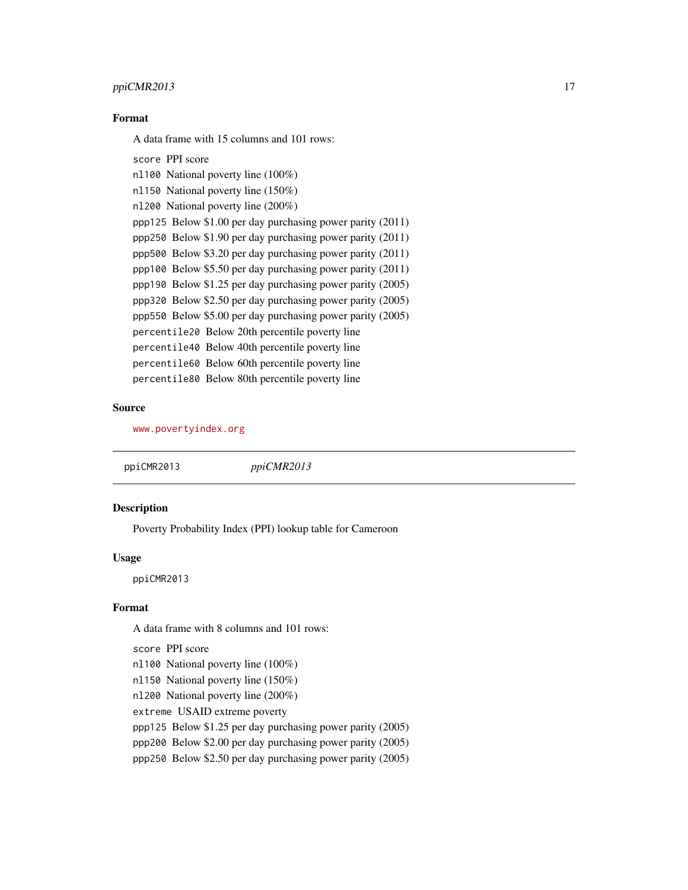### Format

A data frame with 15 columns and 101 rows:

`score` PPI score

`nl100` National poverty line (100%)

`nl150` National poverty line (150%)

`nl200` National poverty line (200%)

`ppp125` Below $1.00 per day purchasing power parity (2011)

`ppp250` Below $1.90 per day purchasing power parity (2011)

`ppp500` Below $3.20 per day purchasing power parity (2011)

`ppp100` Below $5.50 per day purchasing power parity (2011)

`ppp190` Below $1.25 per day purchasing power parity (2005)

`ppp320` Below $2.50 per day purchasing power parity (2005)

`ppp550` Below $5.00 per day purchasing power parity (2005)

`percentile20` Below 20th percentile poverty line

`percentile40` Below 40th percentile poverty line

`percentile60` Below 60th percentile poverty line

`percentile80` Below 80th percentile poverty line

### Source

www.povertyindex.org

---

`ppiCMR2013` *ppiCMR2013*

---

### Description

Poverty Probability Index (PPI) lookup table for Cameroon

### Usage

```
ppiCMR2013
```

### Format

A data frame with 8 columns and 101 rows:

`score` PPI score

`nl100` National poverty line (100%)

`nl150` National poverty line (150%)

`nl200` National poverty line (200%)

`extreme` USAID extreme poverty

`ppp125` Below $1.25 per day purchasing power parity (2005)

`ppp200` Below $2.00 per day purchasing power parity (2005)

`ppp250` Below $2.50 per day purchasing power parity (2005)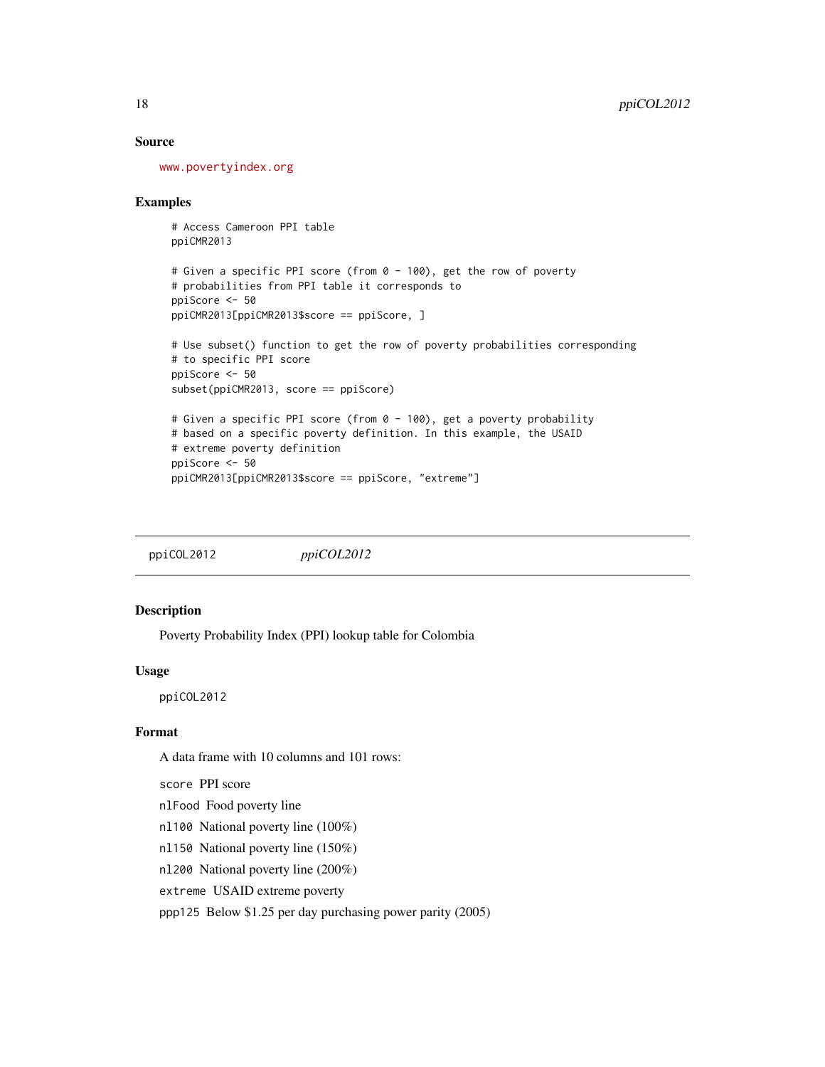### Source

www.povertyindex.org

### Examples

```
# Access Cameroon PPI table
ppiCMR2013

# Given a specific PPI score (from 0 - 100), get the row of poverty
# probabilities from PPI table it corresponds to
ppiScore <- 50
ppiCMR2013[ppiCMR2013$score == ppiScore, ]

# Use subset() function to get the row of poverty probabilities corresponding
# to specific PPI score
ppiScore <- 50
subset(ppiCMR2013, score == ppiScore)

# Given a specific PPI score (from 0 - 100), get a poverty probability
# based on a specific poverty definition. In this example, the USAID
# extreme poverty definition
ppiScore <- 50
ppiCMR2013[ppiCMR2013$score == ppiScore, "extreme"]
```

---

## ppiCOL2012 *ppiCOL2012*

### Description

Poverty Probability Index (PPI) lookup table for Colombia

### Usage

```
ppiCOL2012
```

### Format

A data frame with 10 columns and 101 rows:

`score` PPI score

`nlFood` Food poverty line

`nl100` National poverty line (100%)

`nl150` National poverty line (150%)

`nl200` National poverty line (200%)

`extreme` USAID extreme poverty

`ppp125` Below $1.25 per day purchasing power parity (2005)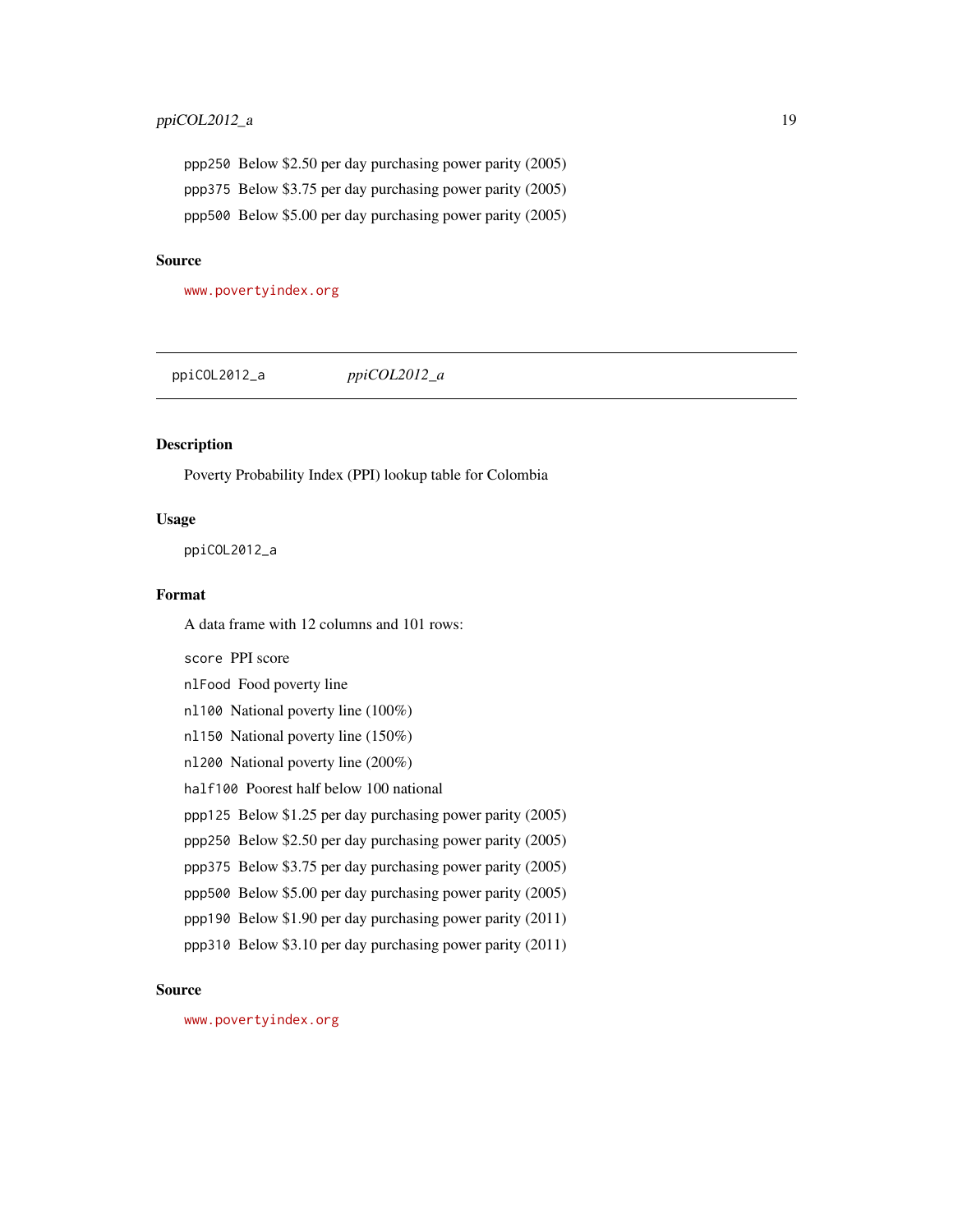ppp250 Below $2.50 per day purchasing power parity (2005)

ppp375 Below $3.75 per day purchasing power parity (2005)

ppp500 Below $5.00 per day purchasing power parity (2005)

### Source

www.povertyindex.org

---

## ppiCOL2012_a — *ppiCOL2012_a*

---

### Description

Poverty Probability Index (PPI) lookup table for Colombia

### Usage

```
ppiCOL2012_a
```

### Format

A data frame with 12 columns and 101 rows:

score PPI score

nlFood Food poverty line

nl100 National poverty line (100%)

nl150 National poverty line (150%)

nl200 National poverty line (200%)

half100 Poorest half below 100 national

ppp125 Below $1.25 per day purchasing power parity (2005)

ppp250 Below $2.50 per day purchasing power parity (2005)

ppp375 Below $3.75 per day purchasing power parity (2005)

ppp500 Below $5.00 per day purchasing power parity (2005)

ppp190 Below $1.90 per day purchasing power parity (2011)

ppp310 Below $3.10 per day purchasing power parity (2011)

### Source

www.povertyindex.org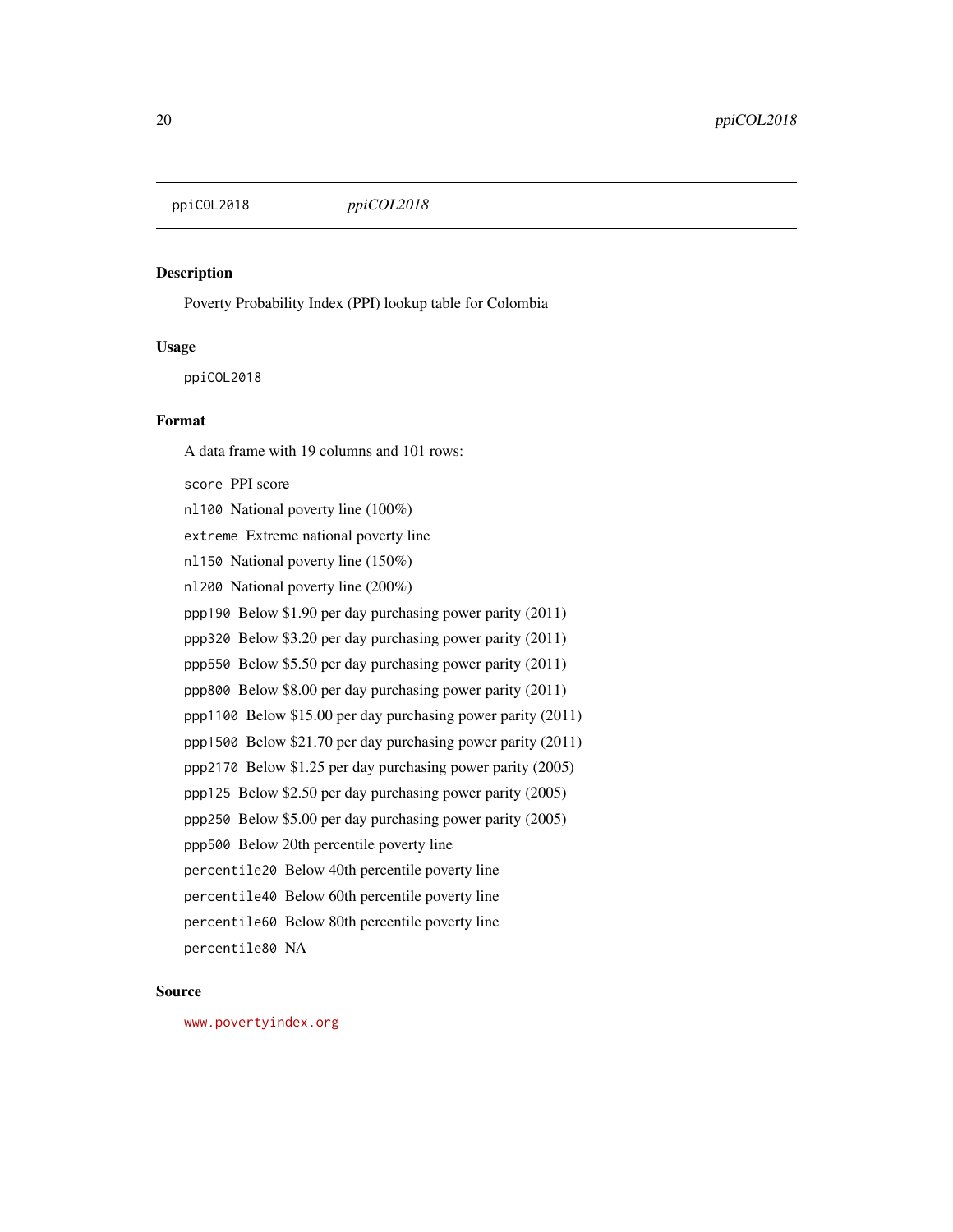ppiCOL2018 *ppiCOL2018*

### Description

Poverty Probability Index (PPI) lookup table for Colombia

### Usage

```
ppiCOL2018
```

### Format

A data frame with 19 columns and 101 rows:

`score` PPI score

`nl100` National poverty line (100%)

`extreme` Extreme national poverty line

`nl150` National poverty line (150%)

`nl200` National poverty line (200%)

`ppp190` Below $1.90 per day purchasing power parity (2011)

`ppp320` Below $3.20 per day purchasing power parity (2011)

`ppp550` Below $5.50 per day purchasing power parity (2011)

`ppp800` Below $8.00 per day purchasing power parity (2011)

`ppp1100` Below $15.00 per day purchasing power parity (2011)

`ppp1500` Below $21.70 per day purchasing power parity (2011)

`ppp2170` Below $1.25 per day purchasing power parity (2005)

`ppp125` Below $2.50 per day purchasing power parity (2005)

`ppp250` Below $5.00 per day purchasing power parity (2005)

`ppp500` Below 20th percentile poverty line

`percentile20` Below 40th percentile poverty line

`percentile40` Below 60th percentile poverty line

`percentile60` Below 80th percentile poverty line

`percentile80` NA

### Source

www.povertyindex.org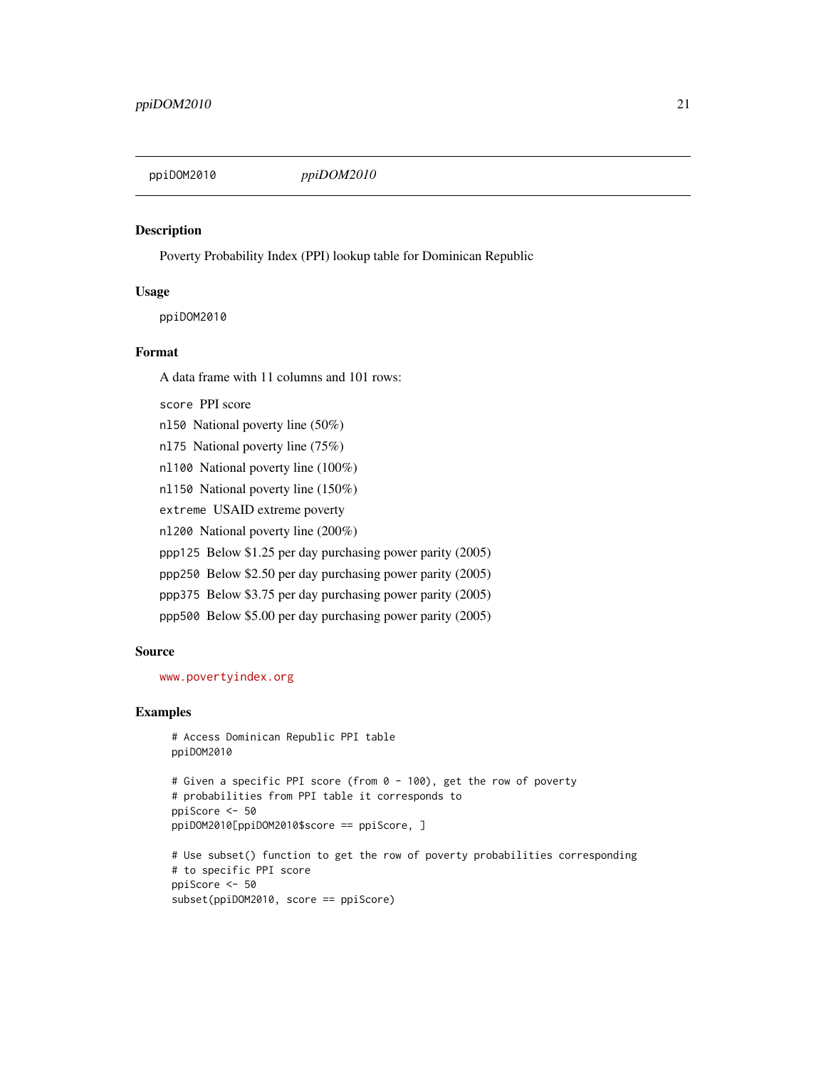ppiDOM2010 *ppiDOM2010*

## Description

Poverty Probability Index (PPI) lookup table for Dominican Republic

## Usage

```
ppiDOM2010
```

## Format

A data frame with 11 columns and 101 rows:

- `score` PPI score
- `nl50` National poverty line (50%)
- `nl75` National poverty line (75%)
- `nl100` National poverty line (100%)
- `nl150` National poverty line (150%)
- `extreme` USAID extreme poverty
- `nl200` National poverty line (200%)
- `ppp125` Below $1.25 per day purchasing power parity (2005)
- `ppp250` Below $2.50 per day purchasing power parity (2005)
- `ppp375` Below $3.75 per day purchasing power parity (2005)
- `ppp500` Below $5.00 per day purchasing power parity (2005)

## Source

www.povertyindex.org

## Examples

```
# Access Dominican Republic PPI table
ppiDOM2010

# Given a specific PPI score (from 0 - 100), get the row of poverty
# probabilities from PPI table it corresponds to
ppiScore <- 50
ppiDOM2010[ppiDOM2010$score == ppiScore, ]

# Use subset() function to get the row of poverty probabilities corresponding
# to specific PPI score
ppiScore <- 50
subset(ppiDOM2010, score == ppiScore)
```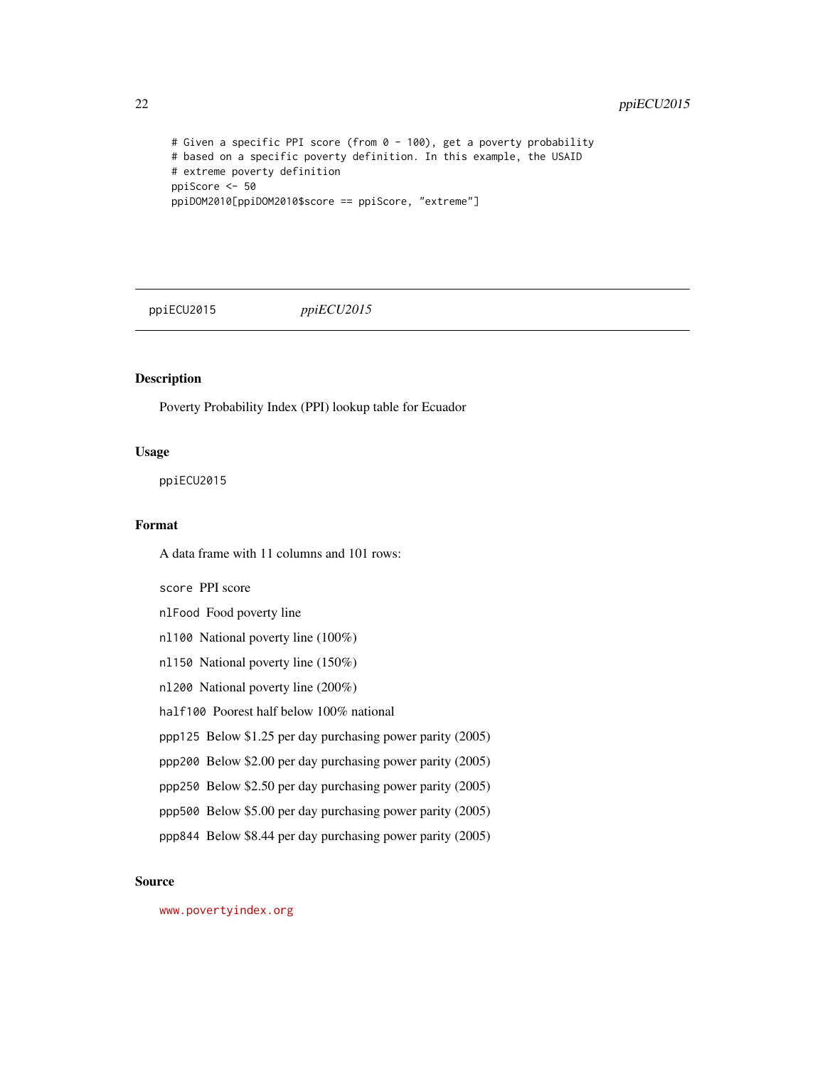```
# Given a specific PPI score (from 0 - 100), get a poverty probability
# based on a specific poverty definition. In this example, the USAID
# extreme poverty definition
ppiScore <- 50
ppiDOM2010[ppiDOM2010$score == ppiScore, "extreme"]
```

---

ppiECU2015 *ppiECU2015*

---

## Description

Poverty Probability Index (PPI) lookup table for Ecuador

## Usage

```
ppiECU2015
```

## Format

A data frame with 11 columns and 101 rows:

- `score` PPI score
- `nlFood` Food poverty line
- `nl100` National poverty line (100%)
- `nl150` National poverty line (150%)
- `nl200` National poverty line (200%)
- `half100` Poorest half below 100% national
- `ppp125` Below $1.25 per day purchasing power parity (2005)
- `ppp200` Below $2.00 per day purchasing power parity (2005)
- `ppp250` Below $2.50 per day purchasing power parity (2005)
- `ppp500` Below $5.00 per day purchasing power parity (2005)
- `ppp844` Below $8.44 per day purchasing power parity (2005)

## Source

www.povertyindex.org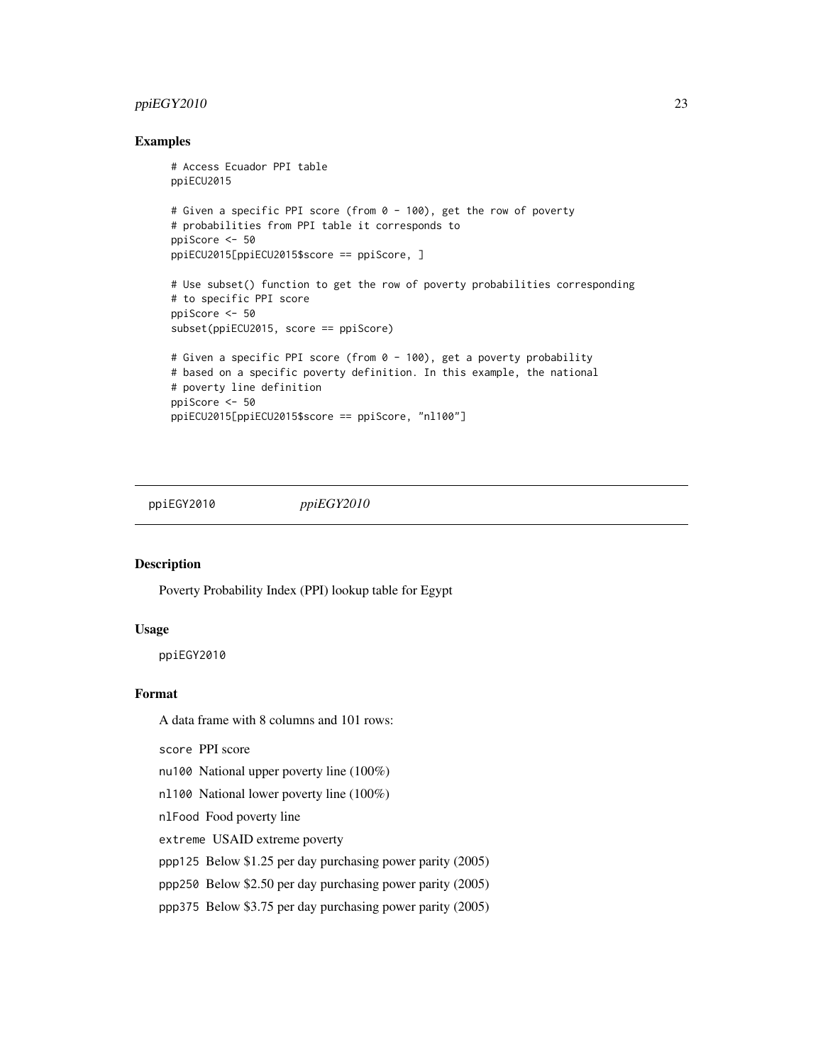## Examples

```
# Access Ecuador PPI table
ppiECU2015

# Given a specific PPI score (from 0 - 100), get the row of poverty
# probabilities from PPI table it corresponds to
ppiScore <- 50
ppiECU2015[ppiECU2015$score == ppiScore, ]

# Use subset() function to get the row of poverty probabilities corresponding
# to specific PPI score
ppiScore <- 50
subset(ppiECU2015, score == ppiScore)

# Given a specific PPI score (from 0 - 100), get a poverty probability
# based on a specific poverty definition. In this example, the national
# poverty line definition
ppiScore <- 50
ppiECU2015[ppiECU2015$score == ppiScore, "nl100"]
```

---

# ppiEGY2010 *ppiEGY2010*

---

## Description

Poverty Probability Index (PPI) lookup table for Egypt

## Usage

```
ppiEGY2010
```

## Format

A data frame with 8 columns and 101 rows:

- `score` PPI score
- `nu100` National upper poverty line (100%)
- `nl100` National lower poverty line (100%)
- `nlFood` Food poverty line
- `extreme` USAID extreme poverty
- `ppp125` Below $1.25 per day purchasing power parity (2005)
- `ppp250` Below $2.50 per day purchasing power parity (2005)
- `ppp375` Below $3.75 per day purchasing power parity (2005)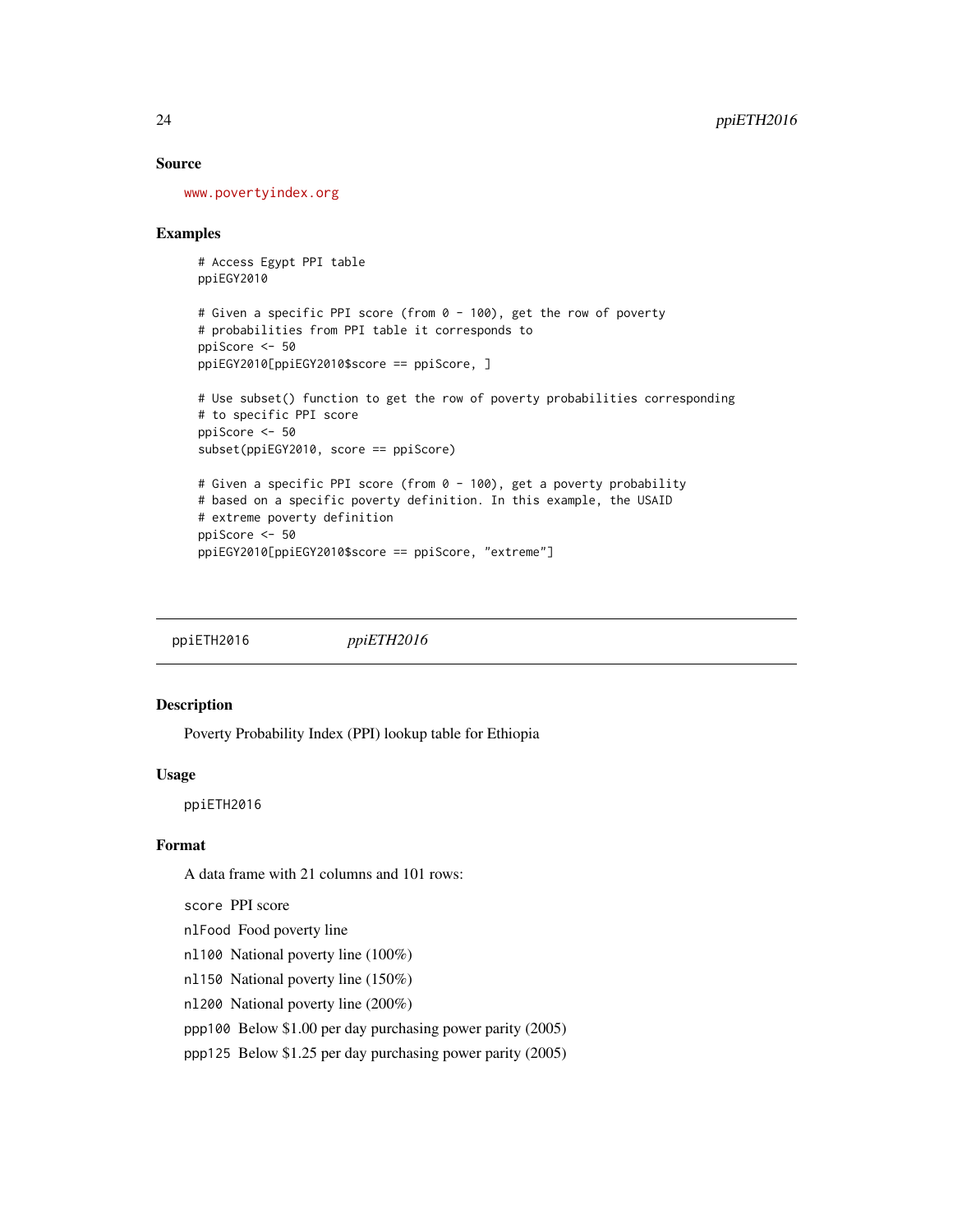### Source

www.povertyindex.org

### Examples

```
# Access Egypt PPI table
ppiEGY2010

# Given a specific PPI score (from 0 - 100), get the row of poverty
# probabilities from PPI table it corresponds to
ppiScore <- 50
ppiEGY2010[ppiEGY2010$score == ppiScore, ]

# Use subset() function to get the row of poverty probabilities corresponding
# to specific PPI score
ppiScore <- 50
subset(ppiEGY2010, score == ppiScore)

# Given a specific PPI score (from 0 - 100), get a poverty probability
# based on a specific poverty definition. In this example, the USAID
# extreme poverty definition
ppiScore <- 50
ppiEGY2010[ppiEGY2010$score == ppiScore, "extreme"]
```

---

## ppiETH2016 *ppiETH2016*

### Description

Poverty Probability Index (PPI) lookup table for Ethiopia

### Usage

```
ppiETH2016
```

### Format

A data frame with 21 columns and 101 rows:

- `score` PPI score
- `nlFood` Food poverty line
- `nl100` National poverty line (100%)
- `nl150` National poverty line (150%)
- `nl200` National poverty line (200%)
- `ppp100` Below $1.00 per day purchasing power parity (2005)
- `ppp125` Below $1.25 per day purchasing power parity (2005)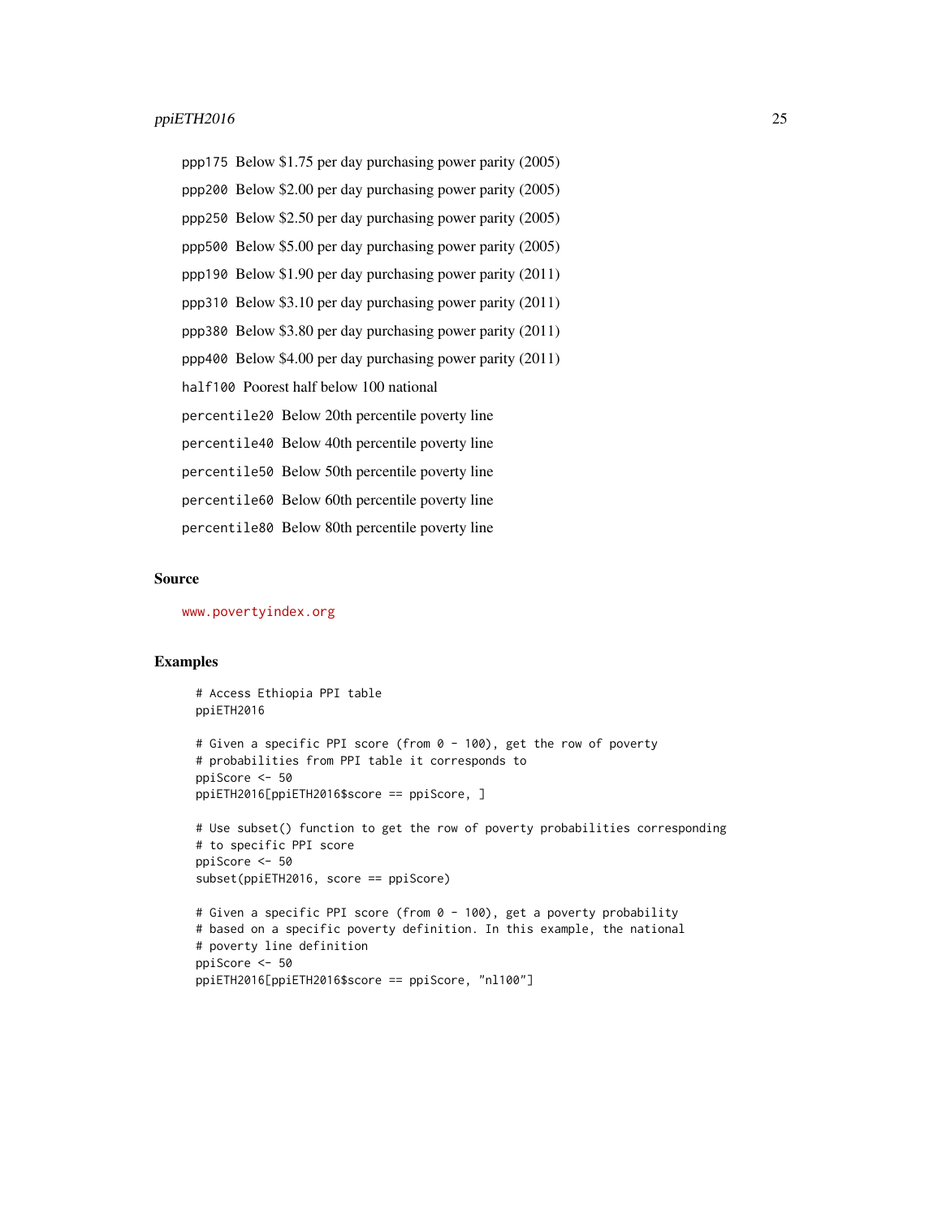ppp175 Below $1.75 per day purchasing power parity (2005)

ppp200 Below $2.00 per day purchasing power parity (2005)

ppp250 Below $2.50 per day purchasing power parity (2005)

ppp500 Below $5.00 per day purchasing power parity (2005)

ppp190 Below $1.90 per day purchasing power parity (2011)

ppp310 Below $3.10 per day purchasing power parity (2011)

ppp380 Below $3.80 per day purchasing power parity (2011)

ppp400 Below $4.00 per day purchasing power parity (2011)

half100 Poorest half below 100 national

percentile20 Below 20th percentile poverty line

percentile40 Below 40th percentile poverty line

percentile50 Below 50th percentile poverty line

percentile60 Below 60th percentile poverty line

percentile80 Below 80th percentile poverty line

## Source

www.povertyindex.org

## Examples

```
# Access Ethiopia PPI table
ppiETH2016

# Given a specific PPI score (from 0 - 100), get the row of poverty
# probabilities from PPI table it corresponds to
ppiScore <- 50
ppiETH2016[ppiETH2016$score == ppiScore, ]

# Use subset() function to get the row of poverty probabilities corresponding
# to specific PPI score
ppiScore <- 50
subset(ppiETH2016, score == ppiScore)

# Given a specific PPI score (from 0 - 100), get a poverty probability
# based on a specific poverty definition. In this example, the national
# poverty line definition
ppiScore <- 50
ppiETH2016[ppiETH2016$score == ppiScore, "nl100"]
```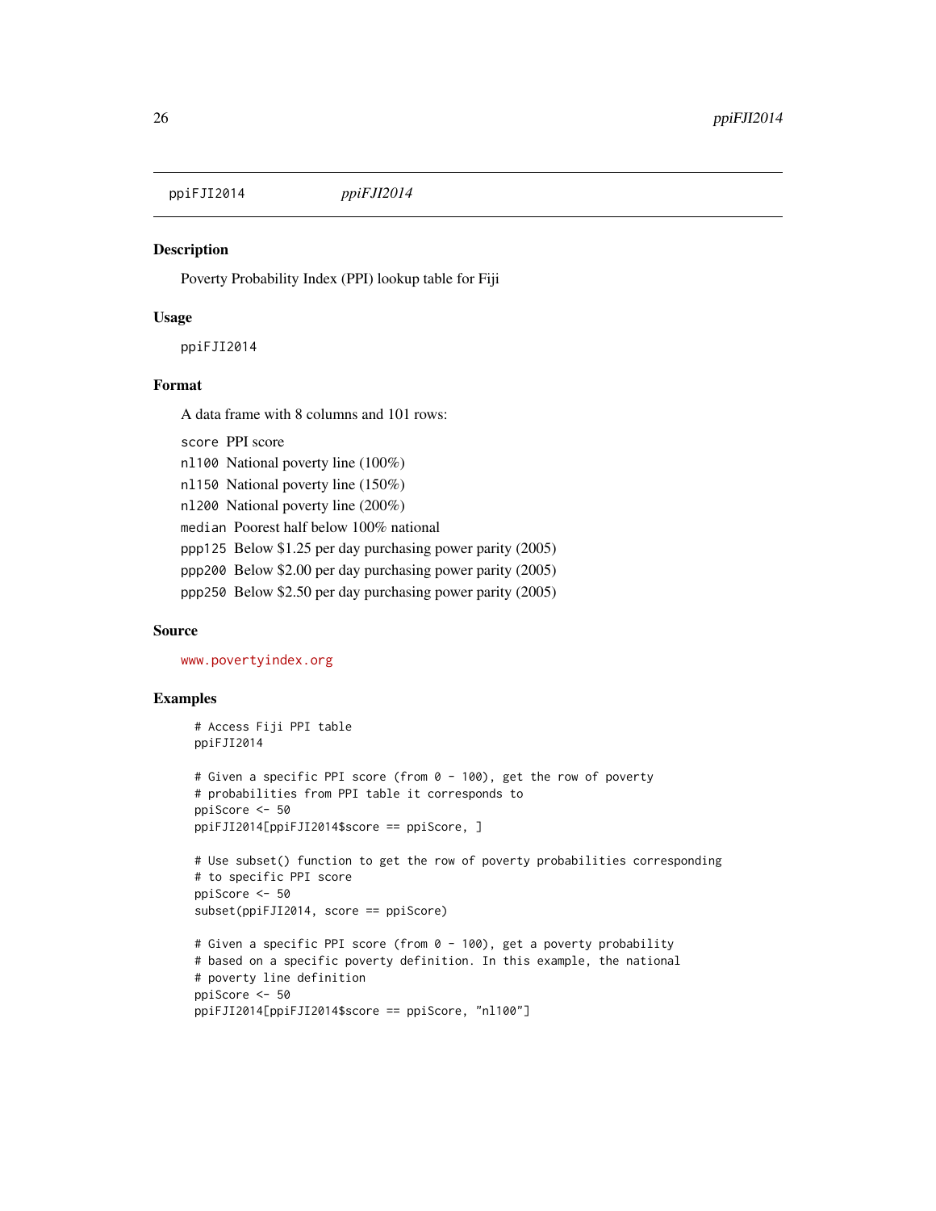# ppiFJI2014 *ppiFJI2014*

## Description

Poverty Probability Index (PPI) lookup table for Fiji

## Usage

```
ppiFJI2014
```

## Format

A data frame with 8 columns and 101 rows:

- `score` PPI score
- `nl100` National poverty line (100%)
- `nl150` National poverty line (150%)
- `nl200` National poverty line (200%)
- `median` Poorest half below 100% national
- `ppp125` Below $1.25 per day purchasing power parity (2005)
- `ppp200` Below $2.00 per day purchasing power parity (2005)
- `ppp250` Below $2.50 per day purchasing power parity (2005)

## Source

www.povertyindex.org

## Examples

```
# Access Fiji PPI table
ppiFJI2014

# Given a specific PPI score (from 0 - 100), get the row of poverty
# probabilities from PPI table it corresponds to
ppiScore <- 50
ppiFJI2014[ppiFJI2014$score == ppiScore, ]

# Use subset() function to get the row of poverty probabilities corresponding
# to specific PPI score
ppiScore <- 50
subset(ppiFJI2014, score == ppiScore)

# Given a specific PPI score (from 0 - 100), get a poverty probability
# based on a specific poverty definition. In this example, the national
# poverty line definition
ppiScore <- 50
ppiFJI2014[ppiFJI2014$score == ppiScore, "nl100"]
```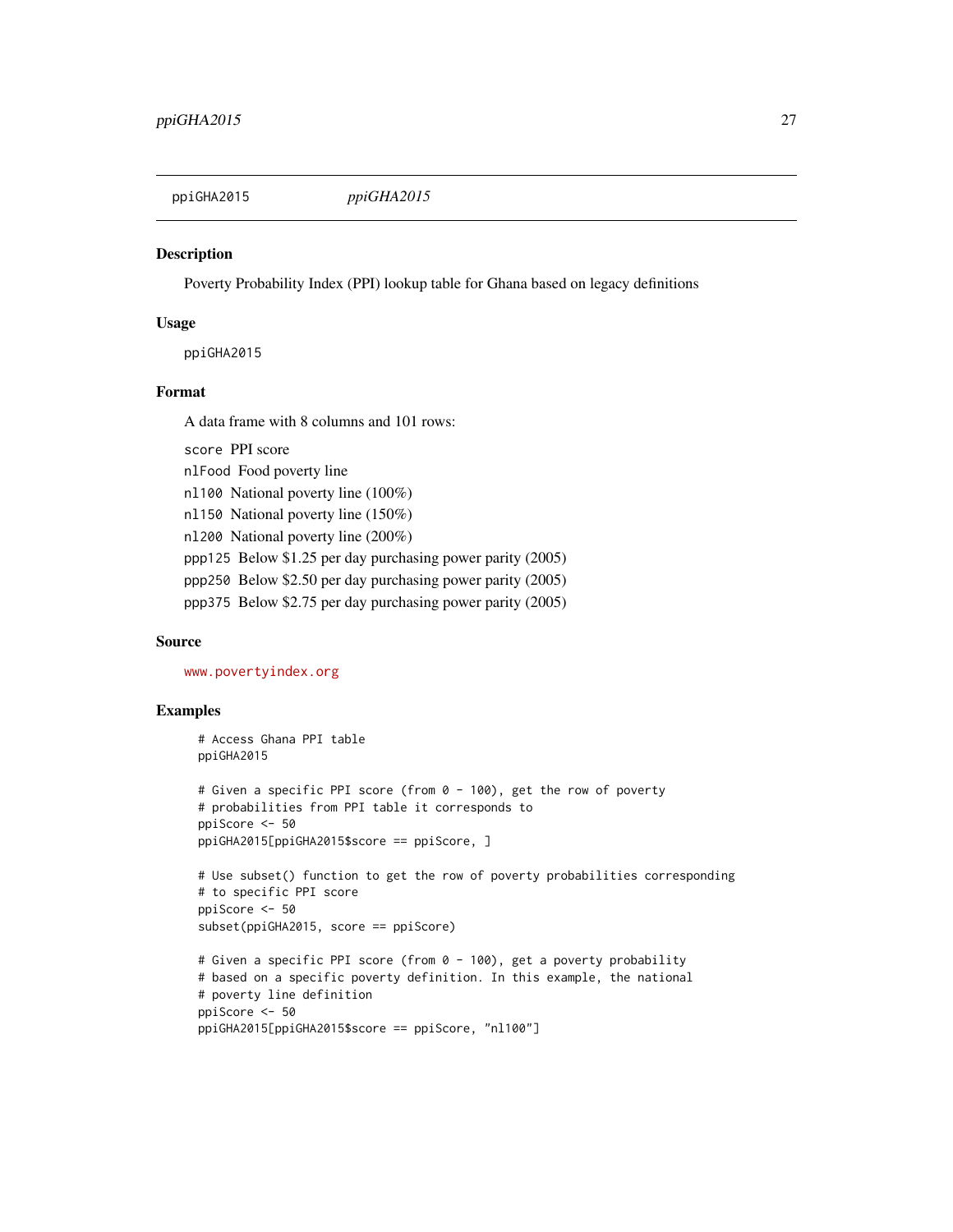ppiGHA2015 *ppiGHA2015*

## Description

Poverty Probability Index (PPI) lookup table for Ghana based on legacy definitions

## Usage

```
ppiGHA2015
```

## Format

A data frame with 8 columns and 101 rows:

- `score` PPI score
- `nlFood` Food poverty line
- `nl100` National poverty line (100%)
- `nl150` National poverty line (150%)
- `nl200` National poverty line (200%)
- `ppp125` Below $1.25 per day purchasing power parity (2005)
- `ppp250` Below $2.50 per day purchasing power parity (2005)
- `ppp375` Below $2.75 per day purchasing power parity (2005)

## Source

www.povertyindex.org

## Examples

```
# Access Ghana PPI table
ppiGHA2015

# Given a specific PPI score (from 0 - 100), get the row of poverty
# probabilities from PPI table it corresponds to
ppiScore <- 50
ppiGHA2015[ppiGHA2015$score == ppiScore, ]

# Use subset() function to get the row of poverty probabilities corresponding
# to specific PPI score
ppiScore <- 50
subset(ppiGHA2015, score == ppiScore)

# Given a specific PPI score (from 0 - 100), get a poverty probability
# based on a specific poverty definition. In this example, the national
# poverty line definition
ppiScore <- 50
ppiGHA2015[ppiGHA2015$score == ppiScore, "nl100"]
```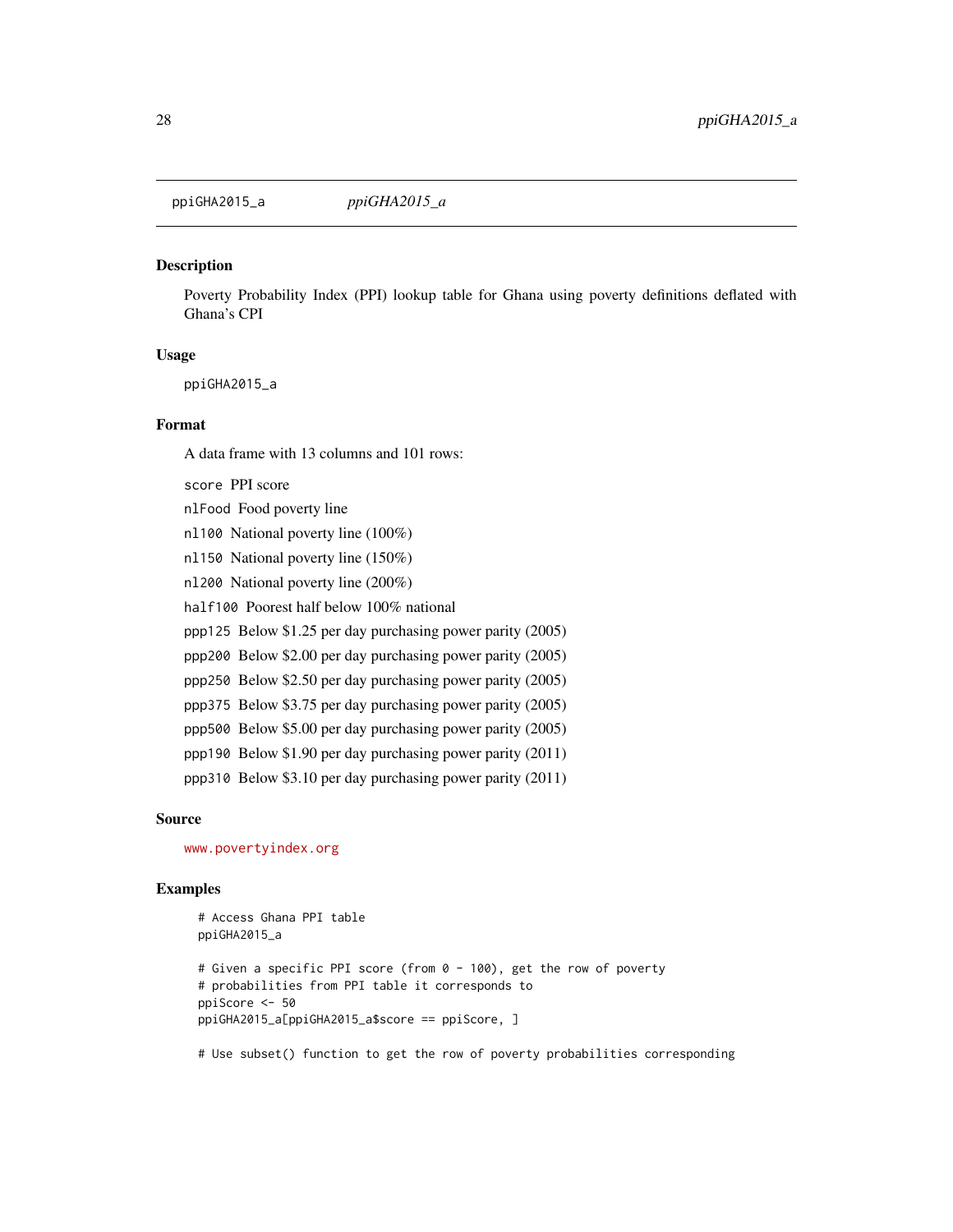# ppiGHA2015_a *ppiGHA2015_a*

## Description

Poverty Probability Index (PPI) lookup table for Ghana using poverty definitions deflated with Ghana's CPI

## Usage

```
ppiGHA2015_a
```

## Format

A data frame with 13 columns and 101 rows:

- `score` PPI score
- `nlFood` Food poverty line
- `nl100` National poverty line (100%)
- `nl150` National poverty line (150%)
- `nl200` National poverty line (200%)
- `half100` Poorest half below 100% national
- `ppp125` Below $1.25 per day purchasing power parity (2005)
- `ppp200` Below $2.00 per day purchasing power parity (2005)
- `ppp250` Below $2.50 per day purchasing power parity (2005)
- `ppp375` Below $3.75 per day purchasing power parity (2005)
- `ppp500` Below $5.00 per day purchasing power parity (2005)
- `ppp190` Below $1.90 per day purchasing power parity (2011)
- `ppp310` Below $3.10 per day purchasing power parity (2011)

## Source

www.povertyindex.org

## Examples

```
# Access Ghana PPI table
ppiGHA2015_a

# Given a specific PPI score (from 0 - 100), get the row of poverty
# probabilities from PPI table it corresponds to
ppiScore <- 50
ppiGHA2015_a[ppiGHA2015_a$score == ppiScore, ]

# Use subset() function to get the row of poverty probabilities corresponding
```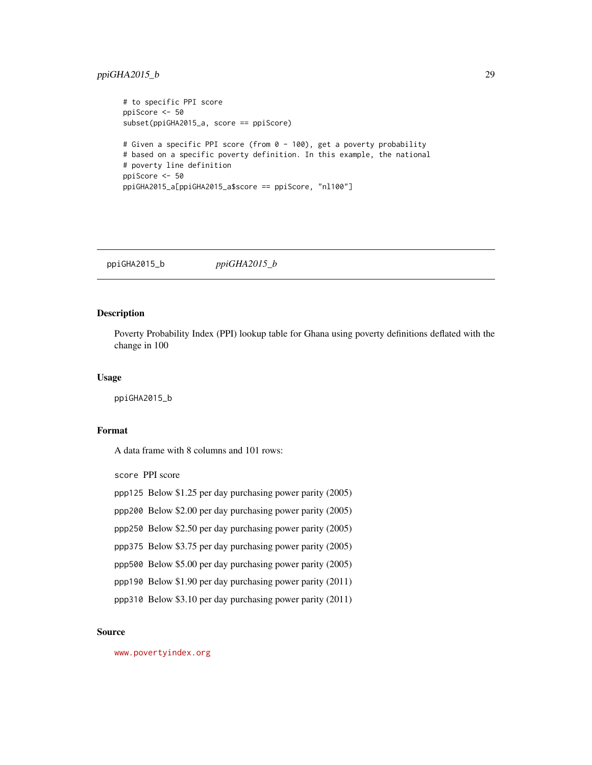```
# to specific PPI score
ppiScore <- 50
subset(ppiGHA2015_a, score == ppiScore)

# Given a specific PPI score (from 0 - 100), get a poverty probability
# based on a specific poverty definition. In this example, the national
# poverty line definition
ppiScore <- 50
ppiGHA2015_a[ppiGHA2015_a$score == ppiScore, "nl100"]
```

## ppiGHA2015_b    *ppiGHA2015_b*

### Description

Poverty Probability Index (PPI) lookup table for Ghana using poverty definitions deflated with the change in 100

### Usage

```
ppiGHA2015_b
```

### Format

A data frame with 8 columns and 101 rows:

- `score` PPI score
- `ppp125` Below $1.25 per day purchasing power parity (2005)
- `ppp200` Below $2.00 per day purchasing power parity (2005)
- `ppp250` Below $2.50 per day purchasing power parity (2005)
- `ppp375` Below $3.75 per day purchasing power parity (2005)
- `ppp500` Below $5.00 per day purchasing power parity (2005)
- `ppp190` Below $1.90 per day purchasing power parity (2011)
- `ppp310` Below $3.10 per day purchasing power parity (2011)

### Source

www.povertyindex.org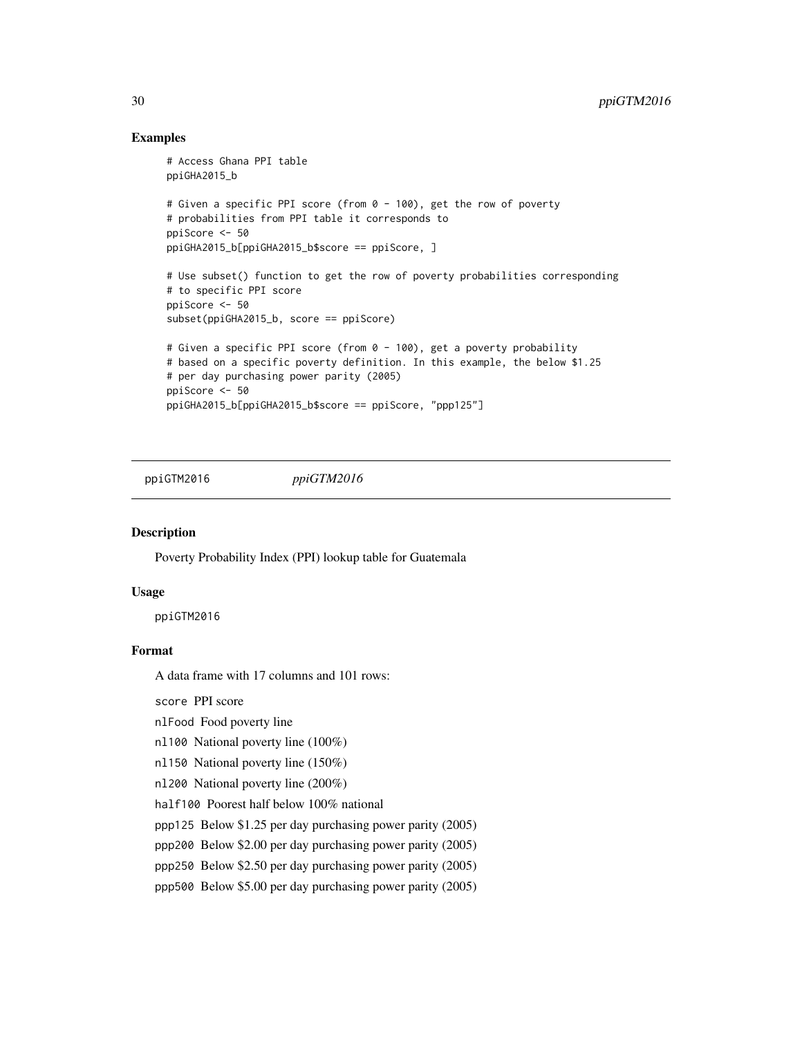## Examples

```
# Access Ghana PPI table
ppiGHA2015_b

# Given a specific PPI score (from 0 - 100), get the row of poverty
# probabilities from PPI table it corresponds to
ppiScore <- 50
ppiGHA2015_b[ppiGHA2015_b$score == ppiScore, ]

# Use subset() function to get the row of poverty probabilities corresponding
# to specific PPI score
ppiScore <- 50
subset(ppiGHA2015_b, score == ppiScore)

# Given a specific PPI score (from 0 - 100), get a poverty probability
# based on a specific poverty definition. In this example, the below $1.25
# per day purchasing power parity (2005)
ppiScore <- 50
ppiGHA2015_b[ppiGHA2015_b$score == ppiScore, "ppp125"]
```

---

# ppiGTM2016 *ppiGTM2016*

## Description

Poverty Probability Index (PPI) lookup table for Guatemala

## Usage

```
ppiGTM2016
```

## Format

A data frame with 17 columns and 101 rows:

`score` PPI score

`nlFood` Food poverty line

`nl100` National poverty line (100%)

`nl150` National poverty line (150%)

`nl200` National poverty line (200%)

`half100` Poorest half below 100% national

`ppp125` Below $1.25 per day purchasing power parity (2005)

`ppp200` Below $2.00 per day purchasing power parity (2005)

`ppp250` Below $2.50 per day purchasing power parity (2005)

`ppp500` Below $5.00 per day purchasing power parity (2005)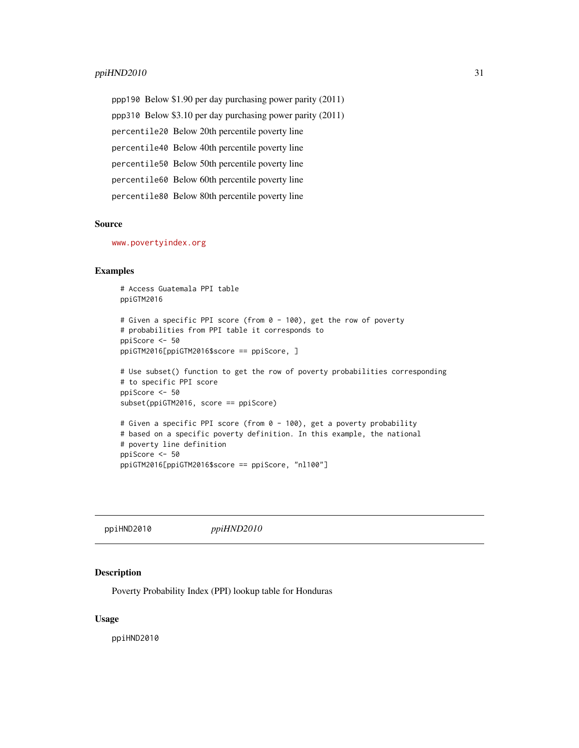ppp190 Below $1.90 per day purchasing power parity (2011)

ppp310 Below $3.10 per day purchasing power parity (2011)

percentile20 Below 20th percentile poverty line

percentile40 Below 40th percentile poverty line

percentile50 Below 50th percentile poverty line

percentile60 Below 60th percentile poverty line

percentile80 Below 80th percentile poverty line

### Source

www.povertyindex.org

### Examples

```
# Access Guatemala PPI table
ppiGTM2016

# Given a specific PPI score (from 0 - 100), get the row of poverty
# probabilities from PPI table it corresponds to
ppiScore <- 50
ppiGTM2016[ppiGTM2016$score == ppiScore, ]

# Use subset() function to get the row of poverty probabilities corresponding
# to specific PPI score
ppiScore <- 50
subset(ppiGTM2016, score == ppiScore)

# Given a specific PPI score (from 0 - 100), get a poverty probability
# based on a specific poverty definition. In this example, the national
# poverty line definition
ppiScore <- 50
ppiGTM2016[ppiGTM2016$score == ppiScore, "nl100"]
```

---

## ppiHND2010 *ppiHND2010*

### Description

Poverty Probability Index (PPI) lookup table for Honduras

### Usage

```
ppiHND2010
```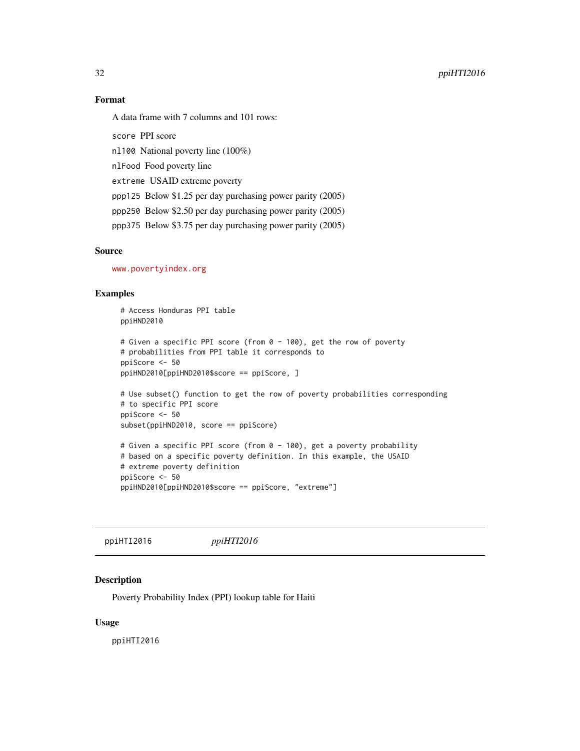### Format

A data frame with 7 columns and 101 rows:

`score` PPI score

`nl100` National poverty line (100%)

`nlFood` Food poverty line

`extreme` USAID extreme poverty

`ppp125` Below $1.25 per day purchasing power parity (2005)

`ppp250` Below $2.50 per day purchasing power parity (2005)

`ppp375` Below $3.75 per day purchasing power parity (2005)

### Source

www.povertyindex.org

### Examples

```
# Access Honduras PPI table
ppiHND2010

# Given a specific PPI score (from 0 - 100), get the row of poverty
# probabilities from PPI table it corresponds to
ppiScore <- 50
ppiHND2010[ppiHND2010$score == ppiScore, ]

# Use subset() function to get the row of poverty probabilities corresponding
# to specific PPI score
ppiScore <- 50
subset(ppiHND2010, score == ppiScore)

# Given a specific PPI score (from 0 - 100), get a poverty probability
# based on a specific poverty definition. In this example, the USAID
# extreme poverty definition
ppiScore <- 50
ppiHND2010[ppiHND2010$score == ppiScore, "extreme"]
```

---

## ppiHTI2016 *ppiHTI2016*

---

### Description

Poverty Probability Index (PPI) lookup table for Haiti

### Usage

```
ppiHTI2016
```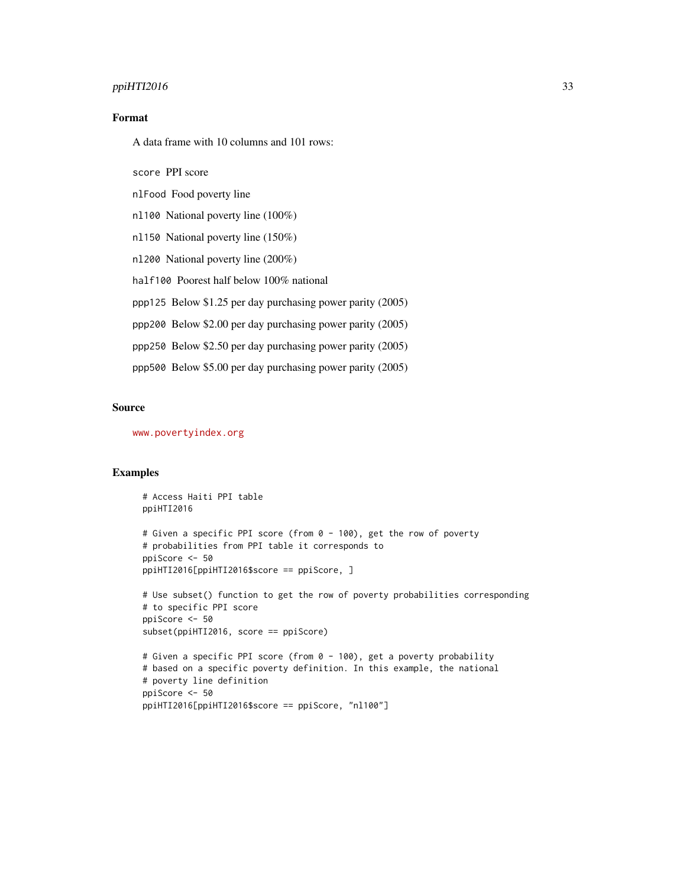## Format

A data frame with 10 columns and 101 rows:

`score` PPI score

`nlFood` Food poverty line

`nl100` National poverty line (100%)

`nl150` National poverty line (150%)

`nl200` National poverty line (200%)

`half100` Poorest half below 100% national

`ppp125` Below $1.25 per day purchasing power parity (2005)

`ppp200` Below $2.00 per day purchasing power parity (2005)

`ppp250` Below $2.50 per day purchasing power parity (2005)

`ppp500` Below $5.00 per day purchasing power parity (2005)

## Source

www.povertyindex.org

## Examples

```
# Access Haiti PPI table
ppiHTI2016

# Given a specific PPI score (from 0 - 100), get the row of poverty
# probabilities from PPI table it corresponds to
ppiScore <- 50
ppiHTI2016[ppiHTI2016$score == ppiScore, ]

# Use subset() function to get the row of poverty probabilities corresponding
# to specific PPI score
ppiScore <- 50
subset(ppiHTI2016, score == ppiScore)

# Given a specific PPI score (from 0 - 100), get a poverty probability
# based on a specific poverty definition. In this example, the national
# poverty line definition
ppiScore <- 50
ppiHTI2016[ppiHTI2016$score == ppiScore, "nl100"]
```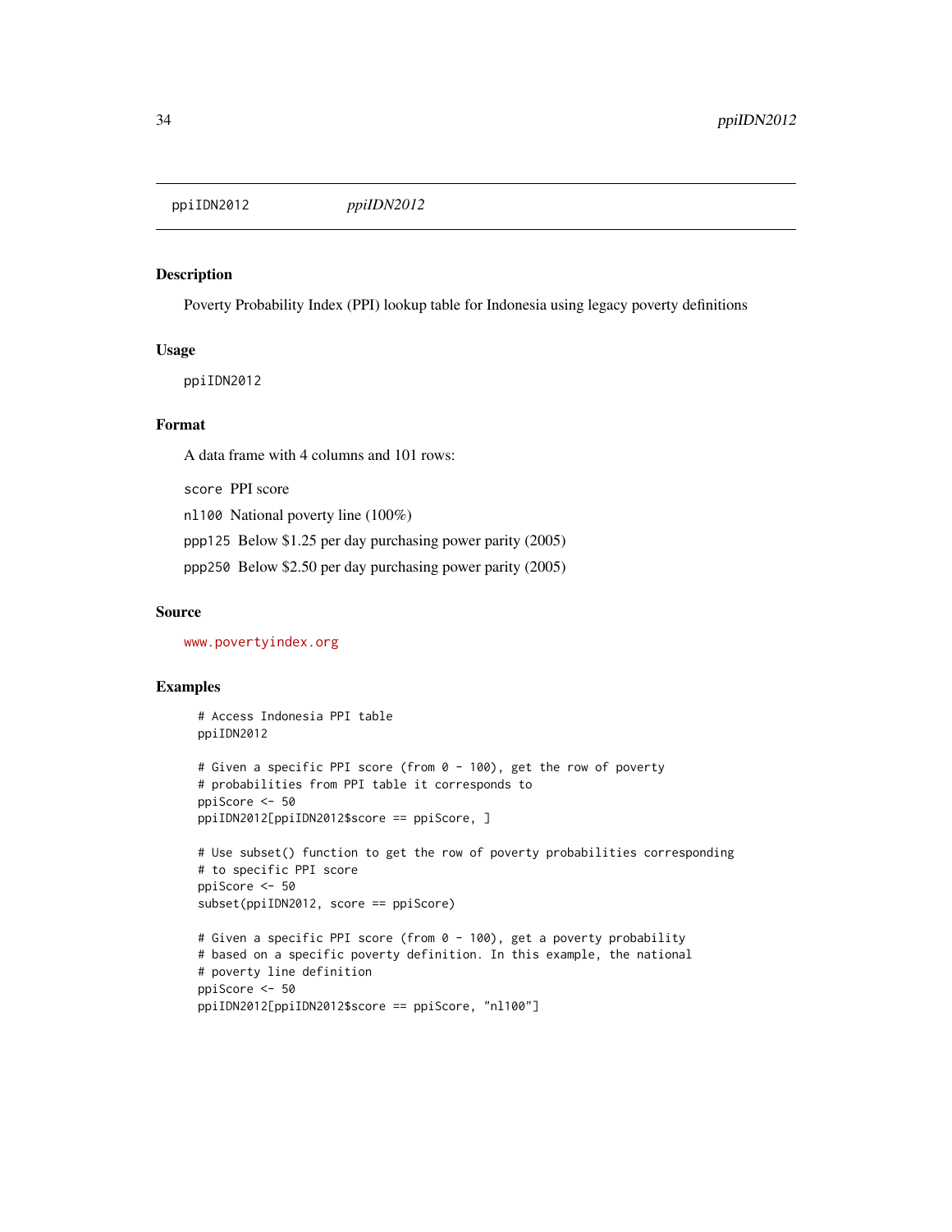# ppiIDN2012 *ppiIDN2012*

## Description

Poverty Probability Index (PPI) lookup table for Indonesia using legacy poverty definitions

## Usage

```
ppiIDN2012
```

## Format

A data frame with 4 columns and 101 rows:

- `score` PPI score
- `nl100` National poverty line (100%)
- `ppp125` Below $1.25 per day purchasing power parity (2005)
- `ppp250` Below $2.50 per day purchasing power parity (2005)

## Source

www.povertyindex.org

## Examples

```
# Access Indonesia PPI table
ppiIDN2012

# Given a specific PPI score (from 0 - 100), get the row of poverty
# probabilities from PPI table it corresponds to
ppiScore <- 50
ppiIDN2012[ppiIDN2012$score == ppiScore, ]

# Use subset() function to get the row of poverty probabilities corresponding
# to specific PPI score
ppiScore <- 50
subset(ppiIDN2012, score == ppiScore)

# Given a specific PPI score (from 0 - 100), get a poverty probability
# based on a specific poverty definition. In this example, the national
# poverty line definition
ppiScore <- 50
ppiIDN2012[ppiIDN2012$score == ppiScore, "nl100"]
```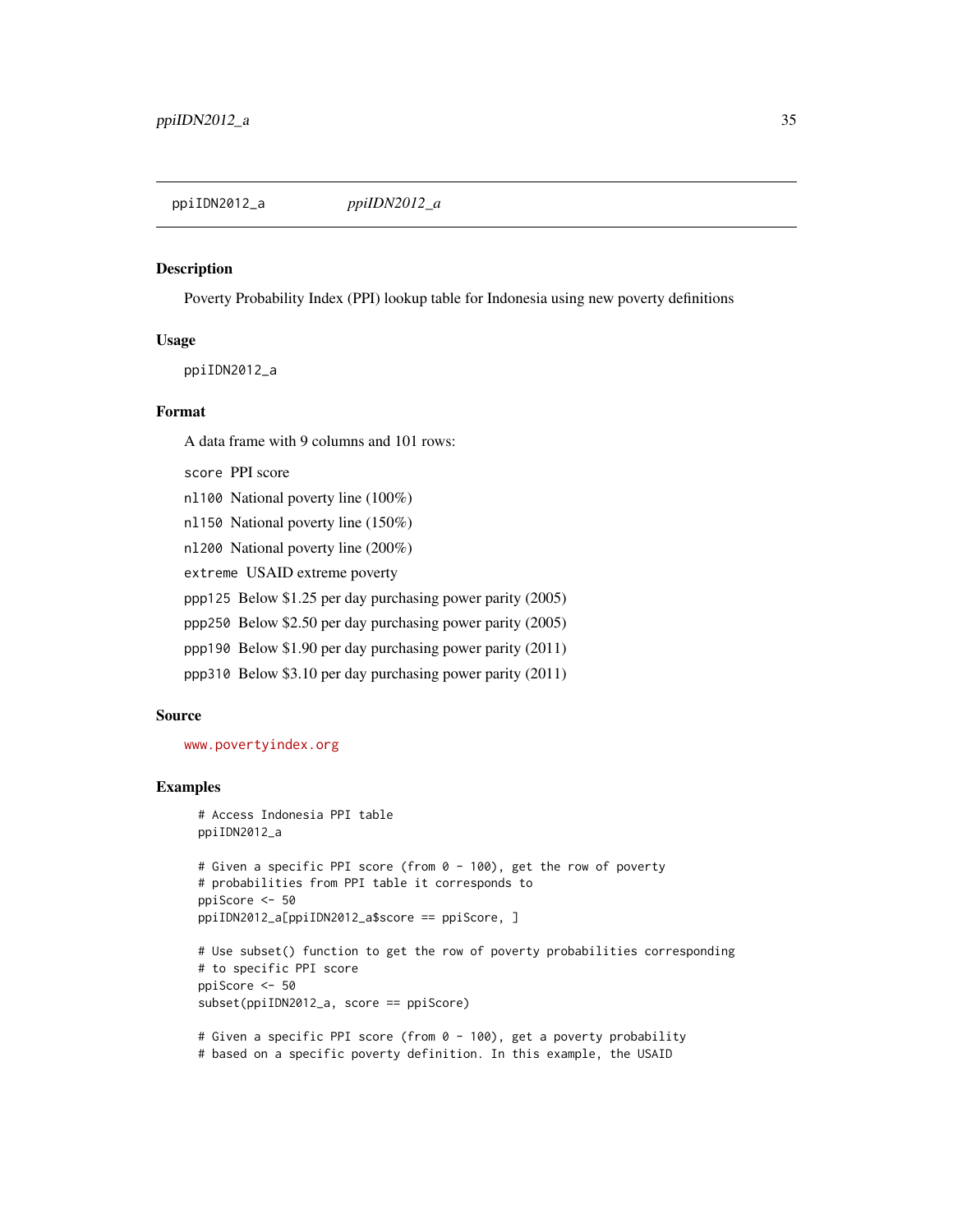## ppiIDN2012_a *ppiIDN2012_a*

### Description

Poverty Probability Index (PPI) lookup table for Indonesia using new poverty definitions

### Usage

```
ppiIDN2012_a
```

### Format

A data frame with 9 columns and 101 rows:

- `score` PPI score
- `nl100` National poverty line (100%)
- `nl150` National poverty line (150%)
- `nl200` National poverty line (200%)
- `extreme` USAID extreme poverty
- `ppp125` Below $1.25 per day purchasing power parity (2005)
- `ppp250` Below $2.50 per day purchasing power parity (2005)
- `ppp190` Below $1.90 per day purchasing power parity (2011)
- `ppp310` Below $3.10 per day purchasing power parity (2011)

### Source

www.povertyindex.org

### Examples

```
# Access Indonesia PPI table
ppiIDN2012_a

# Given a specific PPI score (from 0 - 100), get the row of poverty
# probabilities from PPI table it corresponds to
ppiScore <- 50
ppiIDN2012_a[ppiIDN2012_a$score == ppiScore, ]

# Use subset() function to get the row of poverty probabilities corresponding
# to specific PPI score
ppiScore <- 50
subset(ppiIDN2012_a, score == ppiScore)

# Given a specific PPI score (from 0 - 100), get a poverty probability
# based on a specific poverty definition. In this example, the USAID
```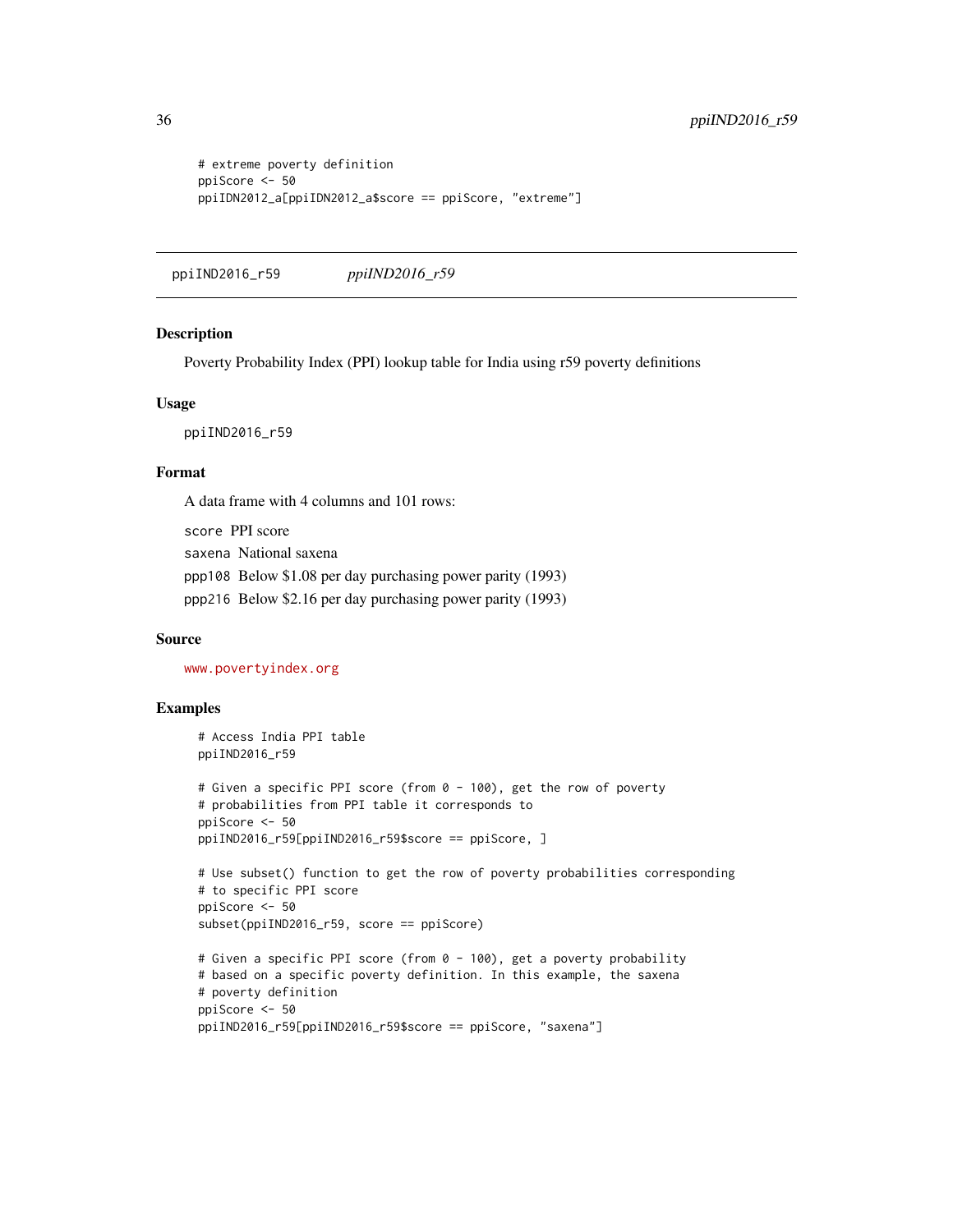```
# extreme poverty definition
ppiScore <- 50
ppiIDN2012_a[ppiIDN2012_a$score == ppiScore, "extreme"]
```

---

## ppiIND2016_r59 *ppiIND2016_r59*

### Description

Poverty Probability Index (PPI) lookup table for India using r59 poverty definitions

### Usage

```
ppiIND2016_r59
```

### Format

A data frame with 4 columns and 101 rows:

`score` PPI score

`saxena` National saxena

`ppp108` Below $1.08 per day purchasing power parity (1993)

`ppp216` Below $2.16 per day purchasing power parity (1993)

### Source

www.povertyindex.org

### Examples

```
# Access India PPI table
ppiIND2016_r59

# Given a specific PPI score (from 0 - 100), get the row of poverty
# probabilities from PPI table it corresponds to
ppiScore <- 50
ppiIND2016_r59[ppiIND2016_r59$score == ppiScore, ]

# Use subset() function to get the row of poverty probabilities corresponding
# to specific PPI score
ppiScore <- 50
subset(ppiIND2016_r59, score == ppiScore)

# Given a specific PPI score (from 0 - 100), get a poverty probability
# based on a specific poverty definition. In this example, the saxena
# poverty definition
ppiScore <- 50
ppiIND2016_r59[ppiIND2016_r59$score == ppiScore, "saxena"]
```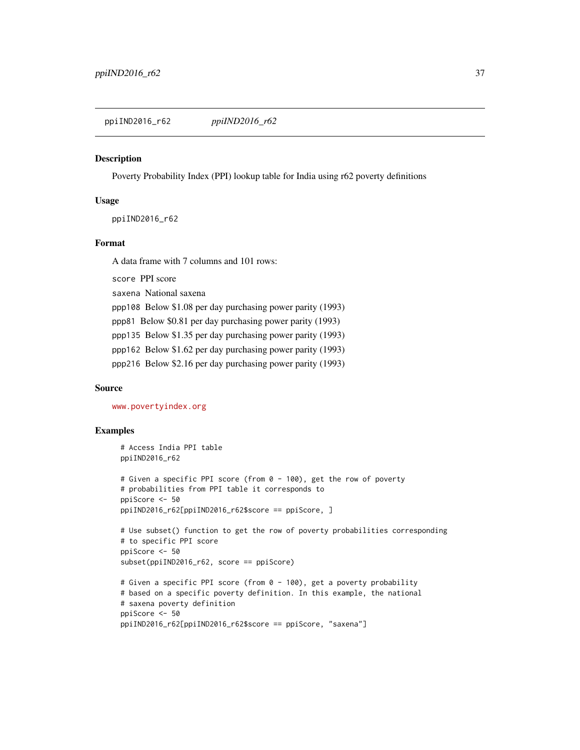ppiIND2016_r62 *ppiIND2016_r62*

## Description

Poverty Probability Index (PPI) lookup table for India using r62 poverty definitions

## Usage

```
ppiIND2016_r62
```

## Format

A data frame with 7 columns and 101 rows:

`score` PPI score

`saxena` National saxena

`ppp108` Below $1.08 per day purchasing power parity (1993)

`ppp81` Below $0.81 per day purchasing power parity (1993)

`ppp135` Below $1.35 per day purchasing power parity (1993)

`ppp162` Below $1.62 per day purchasing power parity (1993)

`ppp216` Below $2.16 per day purchasing power parity (1993)

## Source

www.povertyindex.org

## Examples

```
# Access India PPI table
ppiIND2016_r62

# Given a specific PPI score (from 0 - 100), get the row of poverty
# probabilities from PPI table it corresponds to
ppiScore <- 50
ppiIND2016_r62[ppiIND2016_r62$score == ppiScore, ]

# Use subset() function to get the row of poverty probabilities corresponding
# to specific PPI score
ppiScore <- 50
subset(ppiIND2016_r62, score == ppiScore)

# Given a specific PPI score (from 0 - 100), get a poverty probability
# based on a specific poverty definition. In this example, the national
# saxena poverty definition
ppiScore <- 50
ppiIND2016_r62[ppiIND2016_r62$score == ppiScore, "saxena"]
```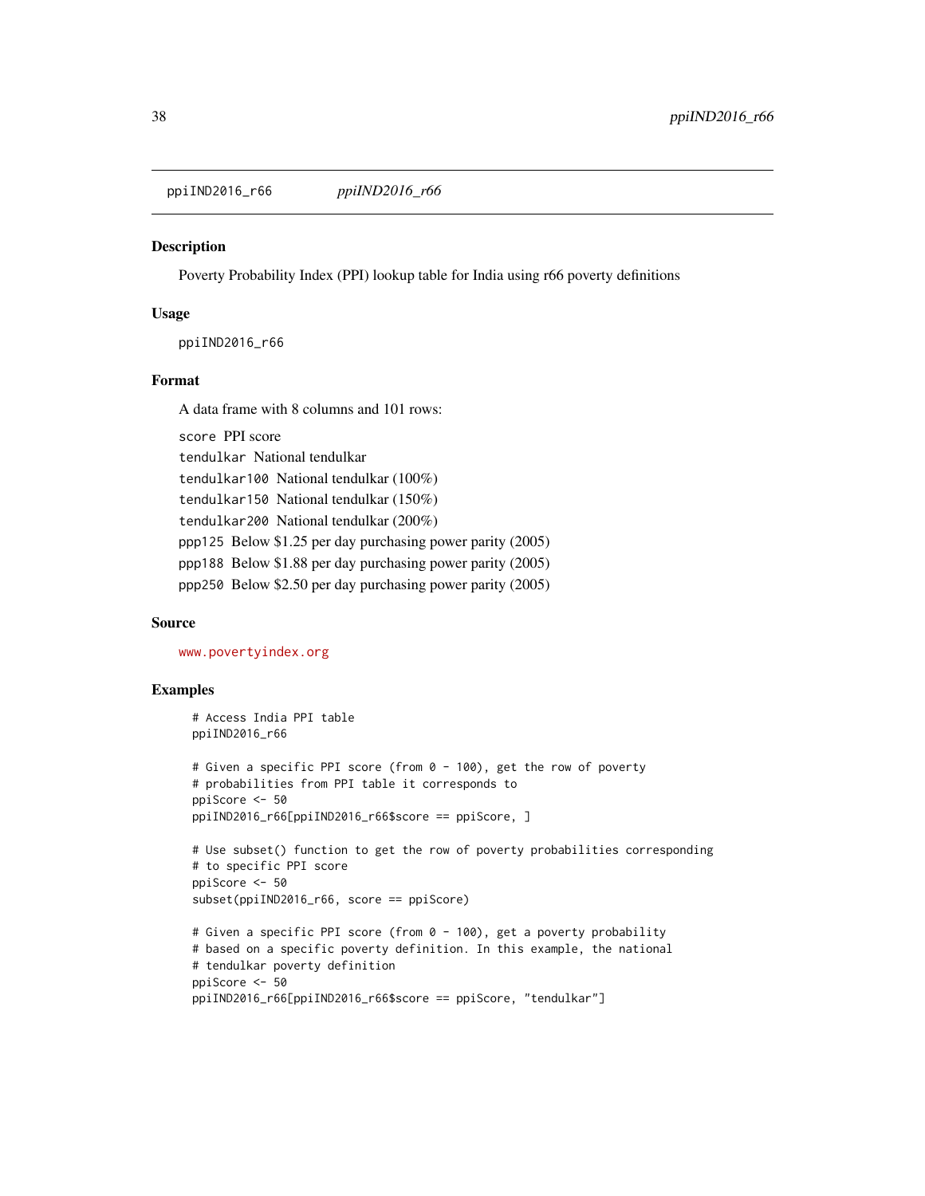## ppiIND2016_r66 *ppiIND2016_r66*

### Description

Poverty Probability Index (PPI) lookup table for India using r66 poverty definitions

### Usage

```
ppiIND2016_r66
```

### Format

A data frame with 8 columns and 101 rows:

- `score` PPI score
- `tendulkar` National tendulkar
- `tendulkar100` National tendulkar (100%)
- `tendulkar150` National tendulkar (150%)
- `tendulkar200` National tendulkar (200%)
- `ppp125` Below $1.25 per day purchasing power parity (2005)
- `ppp188` Below $1.88 per day purchasing power parity (2005)
- `ppp250` Below $2.50 per day purchasing power parity (2005)

### Source

www.povertyindex.org

### Examples

```
# Access India PPI table
ppiIND2016_r66

# Given a specific PPI score (from 0 - 100), get the row of poverty
# probabilities from PPI table it corresponds to
ppiScore <- 50
ppiIND2016_r66[ppiIND2016_r66$score == ppiScore, ]

# Use subset() function to get the row of poverty probabilities corresponding
# to specific PPI score
ppiScore <- 50
subset(ppiIND2016_r66, score == ppiScore)

# Given a specific PPI score (from 0 - 100), get a poverty probability
# based on a specific poverty definition. In this example, the national
# tendulkar poverty definition
ppiScore <- 50
ppiIND2016_r66[ppiIND2016_r66$score == ppiScore, "tendulkar"]
```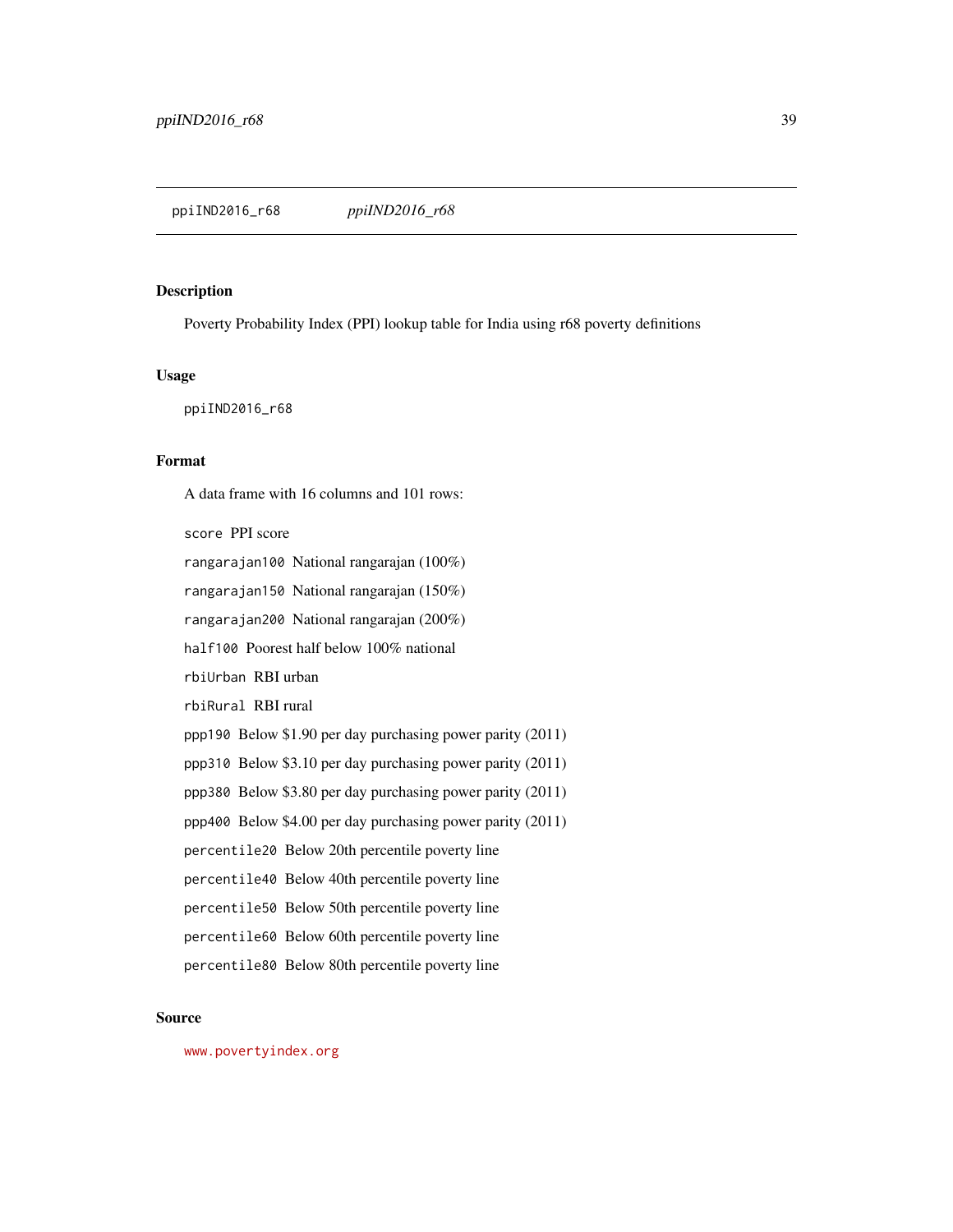ppiIND2016_r68 *ppiIND2016_r68*

## Description

Poverty Probability Index (PPI) lookup table for India using r68 poverty definitions

## Usage

```
ppiIND2016_r68
```

## Format

A data frame with 16 columns and 101 rows:

- `score` PPI score
- `rangarajan100` National rangarajan (100%)
- `rangarajan150` National rangarajan (150%)
- `rangarajan200` National rangarajan (200%)
- `half100` Poorest half below 100% national
- `rbiUrban` RBI urban
- `rbiRural` RBI rural
- `ppp190` Below $1.90 per day purchasing power parity (2011)
- `ppp310` Below $3.10 per day purchasing power parity (2011)
- `ppp380` Below $3.80 per day purchasing power parity (2011)
- `ppp400` Below $4.00 per day purchasing power parity (2011)
- `percentile20` Below 20th percentile poverty line
- `percentile40` Below 40th percentile poverty line
- `percentile50` Below 50th percentile poverty line
- `percentile60` Below 60th percentile poverty line
- `percentile80` Below 80th percentile poverty line

## Source

www.povertyindex.org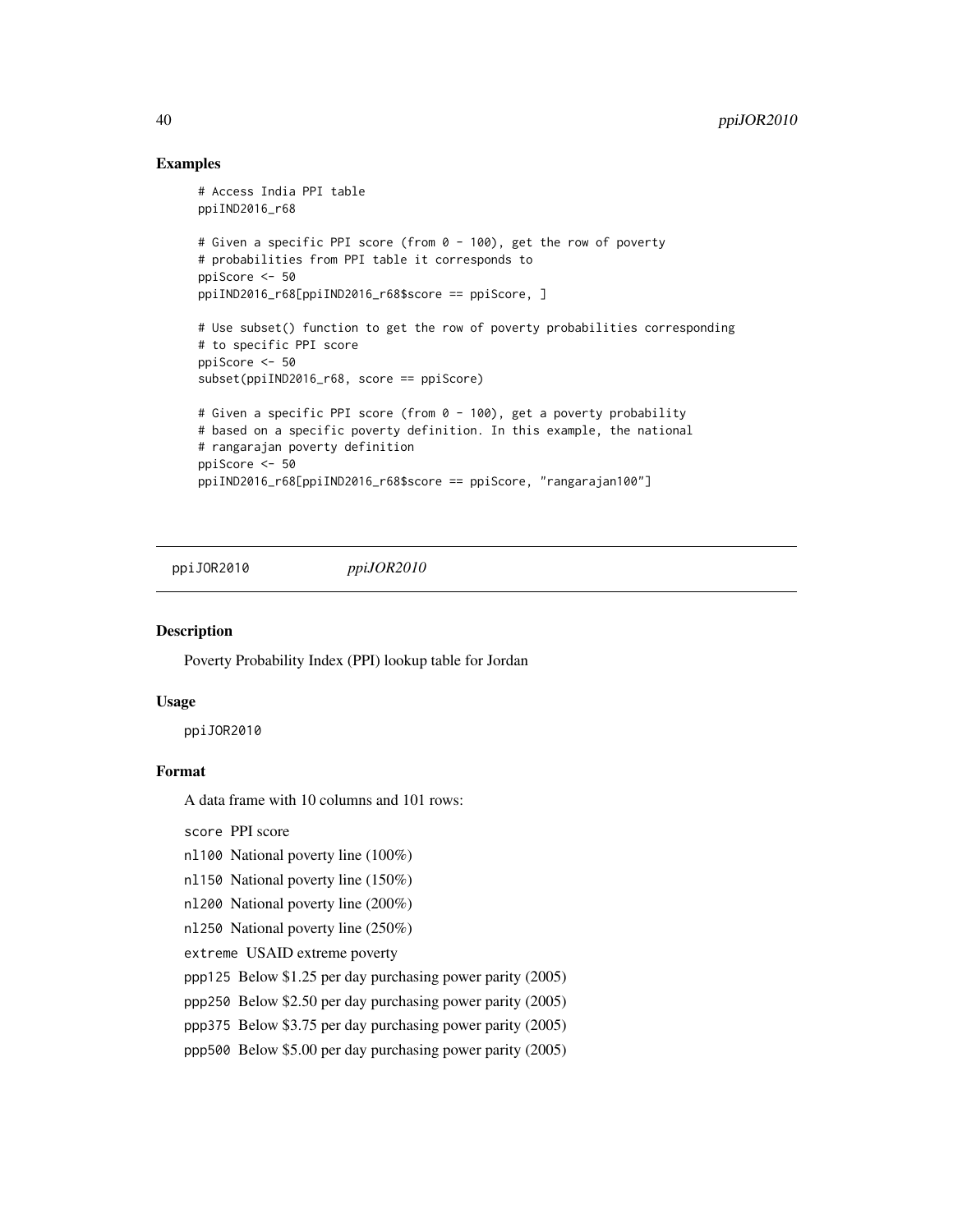### Examples

```
# Access India PPI table
ppiIND2016_r68

# Given a specific PPI score (from 0 - 100), get the row of poverty
# probabilities from PPI table it corresponds to
ppiScore <- 50
ppiIND2016_r68[ppiIND2016_r68$score == ppiScore, ]

# Use subset() function to get the row of poverty probabilities corresponding
# to specific PPI score
ppiScore <- 50
subset(ppiIND2016_r68, score == ppiScore)

# Given a specific PPI score (from 0 - 100), get a poverty probability
# based on a specific poverty definition. In this example, the national
# rangarajan poverty definition
ppiScore <- 50
ppiIND2016_r68[ppiIND2016_r68$score == ppiScore, "rangarajan100"]
```

## ppiJOR2010 *ppiJOR2010*

### Description

Poverty Probability Index (PPI) lookup table for Jordan

### Usage

```
ppiJOR2010
```

### Format

A data frame with 10 columns and 101 rows:

`score` PPI score

`nl100` National poverty line (100%)

`nl150` National poverty line (150%)

`nl200` National poverty line (200%)

`nl250` National poverty line (250%)

`extreme` USAID extreme poverty

`ppp125` Below $1.25 per day purchasing power parity (2005)

`ppp250` Below $2.50 per day purchasing power parity (2005)

`ppp375` Below $3.75 per day purchasing power parity (2005)

`ppp500` Below $5.00 per day purchasing power parity (2005)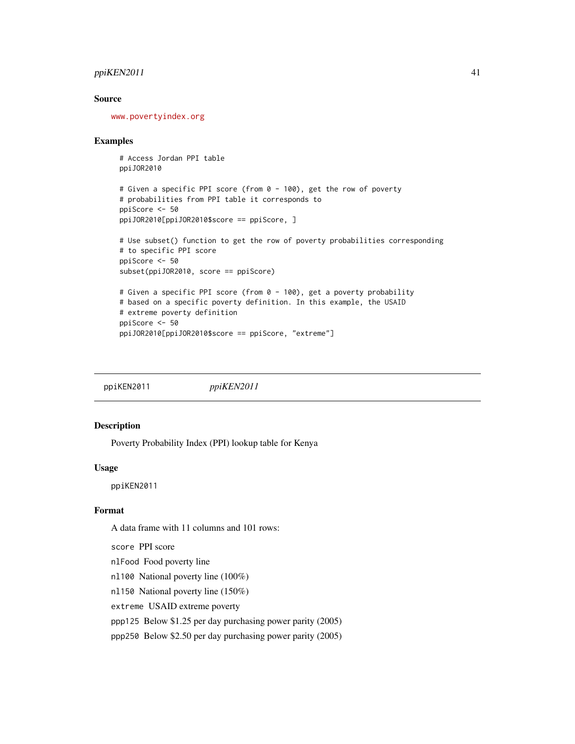### Source

www.povertyindex.org

### Examples

```
# Access Jordan PPI table
ppiJOR2010

# Given a specific PPI score (from 0 - 100), get the row of poverty
# probabilities from PPI table it corresponds to
ppiScore <- 50
ppiJOR2010[ppiJOR2010$score == ppiScore, ]

# Use subset() function to get the row of poverty probabilities corresponding
# to specific PPI score
ppiScore <- 50
subset(ppiJOR2010, score == ppiScore)

# Given a specific PPI score (from 0 - 100), get a poverty probability
# based on a specific poverty definition. In this example, the USAID
# extreme poverty definition
ppiScore <- 50
ppiJOR2010[ppiJOR2010$score == ppiScore, "extreme"]
```

---

## ppiKEN2011 *ppiKEN2011*

### Description

Poverty Probability Index (PPI) lookup table for Kenya

### Usage

`ppiKEN2011`

### Format

A data frame with 11 columns and 101 rows:

`score` PPI score

`nlFood` Food poverty line

`nl100` National poverty line (100%)

`nl150` National poverty line (150%)

`extreme` USAID extreme poverty

`ppp125` Below $1.25 per day purchasing power parity (2005)

`ppp250` Below $2.50 per day purchasing power parity (2005)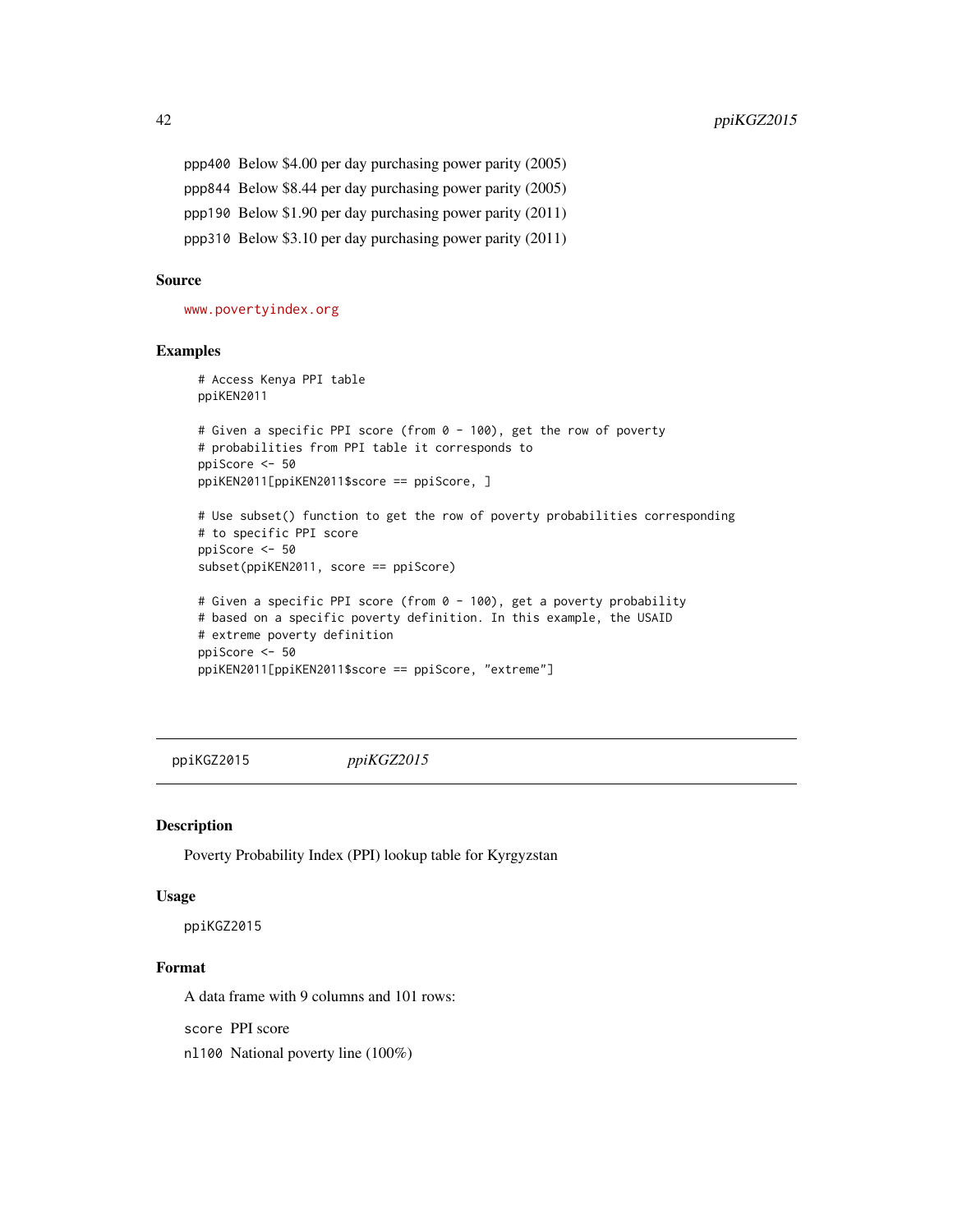ppp400 Below $4.00 per day purchasing power parity (2005)

ppp844 Below $8.44 per day purchasing power parity (2005)

ppp190 Below $1.90 per day purchasing power parity (2011)

ppp310 Below $3.10 per day purchasing power parity (2011)

### Source

www.povertyindex.org

### Examples

```
# Access Kenya PPI table
ppiKEN2011

# Given a specific PPI score (from 0 - 100), get the row of poverty
# probabilities from PPI table it corresponds to
ppiScore <- 50
ppiKEN2011[ppiKEN2011$score == ppiScore, ]

# Use subset() function to get the row of poverty probabilities corresponding
# to specific PPI score
ppiScore <- 50
subset(ppiKEN2011, score == ppiScore)

# Given a specific PPI score (from 0 - 100), get a poverty probability
# based on a specific poverty definition. In this example, the USAID
# extreme poverty definition
ppiScore <- 50
ppiKEN2011[ppiKEN2011$score == ppiScore, "extreme"]
```

---

## ppiKGZ2015 *ppiKGZ2015*

### Description

Poverty Probability Index (PPI) lookup table for Kyrgyzstan

### Usage

ppiKGZ2015

### Format

A data frame with 9 columns and 101 rows:

score PPI score

nl100 National poverty line (100%)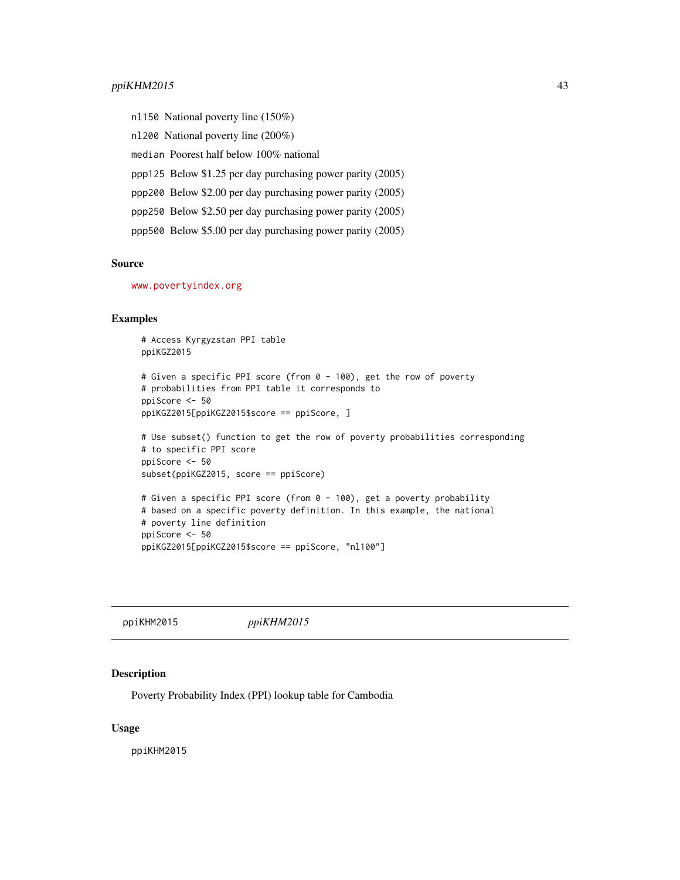`nl150` National poverty line (150%)

`nl200` National poverty line (200%)

`median` Poorest half below 100% national

`ppp125` Below $1.25 per day purchasing power parity (2005)

`ppp200` Below $2.00 per day purchasing power parity (2005)

`ppp250` Below $2.50 per day purchasing power parity (2005)

`ppp500` Below $5.00 per day purchasing power parity (2005)

### Source

www.povertyindex.org

### Examples

```
# Access Kyrgyzstan PPI table
ppiKGZ2015

# Given a specific PPI score (from 0 - 100), get the row of poverty
# probabilities from PPI table it corresponds to
ppiScore <- 50
ppiKGZ2015[ppiKGZ2015$score == ppiScore, ]

# Use subset() function to get the row of poverty probabilities corresponding
# to specific PPI score
ppiScore <- 50
subset(ppiKGZ2015, score == ppiScore)

# Given a specific PPI score (from 0 - 100), get a poverty probability
# based on a specific poverty definition. In this example, the national
# poverty line definition
ppiScore <- 50
ppiKGZ2015[ppiKGZ2015$score == ppiScore, "nl100"]
```

---

## ppiKHM2015 *ppiKHM2015*

### Description

Poverty Probability Index (PPI) lookup table for Cambodia

### Usage

```
ppiKHM2015
```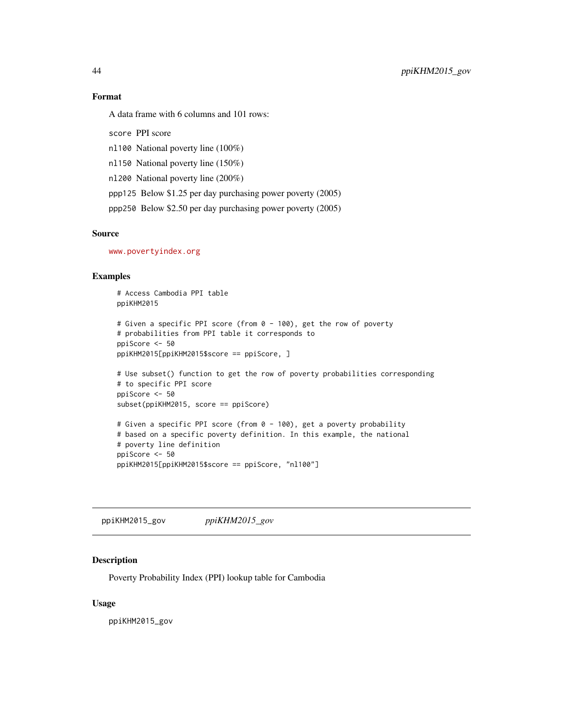### Format

A data frame with 6 columns and 101 rows:

`score` PPI score

`nl100` National poverty line (100%)

`nl150` National poverty line (150%)

`nl200` National poverty line (200%)

`ppp125` Below $1.25 per day purchasing power poverty (2005)

`ppp250` Below $2.50 per day purchasing power poverty (2005)

### Source

www.povertyindex.org

### Examples

```
# Access Cambodia PPI table
ppiKHM2015

# Given a specific PPI score (from 0 - 100), get the row of poverty
# probabilities from PPI table it corresponds to
ppiScore <- 50
ppiKHM2015[ppiKHM2015$score == ppiScore, ]

# Use subset() function to get the row of poverty probabilities corresponding
# to specific PPI score
ppiScore <- 50
subset(ppiKHM2015, score == ppiScore)

# Given a specific PPI score (from 0 - 100), get a poverty probability
# based on a specific poverty definition. In this example, the national
# poverty line definition
ppiScore <- 50
ppiKHM2015[ppiKHM2015$score == ppiScore, "nl100"]
```

---

## ppiKHM2015_gov          *ppiKHM2015_gov*

---

### Description

Poverty Probability Index (PPI) lookup table for Cambodia

### Usage

```
ppiKHM2015_gov
```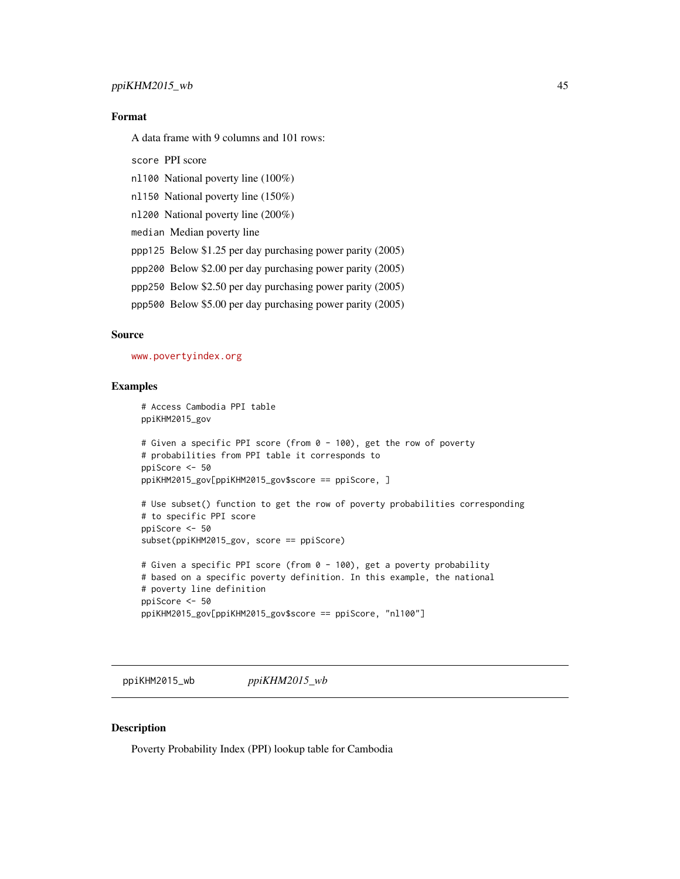### Format

A data frame with 9 columns and 101 rows:

- `score` PPI score
- `nl100` National poverty line (100%)
- `nl150` National poverty line (150%)
- `nl200` National poverty line (200%)
- `median` Median poverty line
- `ppp125` Below $1.25 per day purchasing power parity (2005)
- `ppp200` Below $2.00 per day purchasing power parity (2005)
- `ppp250` Below $2.50 per day purchasing power parity (2005)
- `ppp500` Below $5.00 per day purchasing power parity (2005)

### Source

www.povertyindex.org

### Examples

```
# Access Cambodia PPI table
ppiKHM2015_gov

# Given a specific PPI score (from 0 - 100), get the row of poverty
# probabilities from PPI table it corresponds to
ppiScore <- 50
ppiKHM2015_gov[ppiKHM2015_gov$score == ppiScore, ]

# Use subset() function to get the row of poverty probabilities corresponding
# to specific PPI score
ppiScore <- 50
subset(ppiKHM2015_gov, score == ppiScore)

# Given a specific PPI score (from 0 - 100), get a poverty probability
# based on a specific poverty definition. In this example, the national
# poverty line definition
ppiScore <- 50
ppiKHM2015_gov[ppiKHM2015_gov$score == ppiScore, "nl100"]
```

---

## ppiKHM2015_wb &nbsp;&nbsp;&nbsp; *ppiKHM2015_wb*

### Description

Poverty Probability Index (PPI) lookup table for Cambodia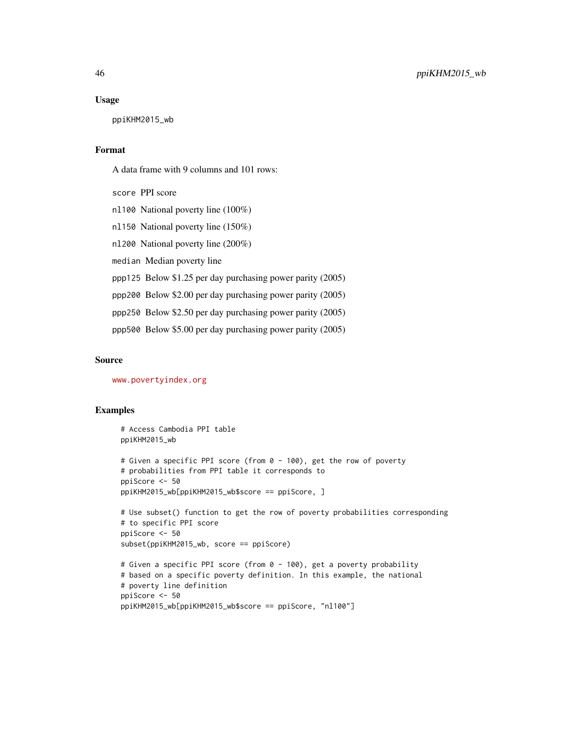## Usage

```
ppiKHM2015_wb
```

## Format

A data frame with 9 columns and 101 rows:

- `score` PPI score
- `nl100` National poverty line (100%)
- `nl150` National poverty line (150%)
- `nl200` National poverty line (200%)
- `median` Median poverty line
- `ppp125` Below $1.25 per day purchasing power parity (2005)
- `ppp200` Below $2.00 per day purchasing power parity (2005)
- `ppp250` Below $2.50 per day purchasing power parity (2005)
- `ppp500` Below $5.00 per day purchasing power parity (2005)

## Source

www.povertyindex.org

## Examples

```
# Access Cambodia PPI table
ppiKHM2015_wb

# Given a specific PPI score (from 0 - 100), get the row of poverty
# probabilities from PPI table it corresponds to
ppiScore <- 50
ppiKHM2015_wb[ppiKHM2015_wb$score == ppiScore, ]

# Use subset() function to get the row of poverty probabilities corresponding
# to specific PPI score
ppiScore <- 50
subset(ppiKHM2015_wb, score == ppiScore)

# Given a specific PPI score (from 0 - 100), get a poverty probability
# based on a specific poverty definition. In this example, the national
# poverty line definition
ppiScore <- 50
ppiKHM2015_wb[ppiKHM2015_wb$score == ppiScore, "nl100"]
```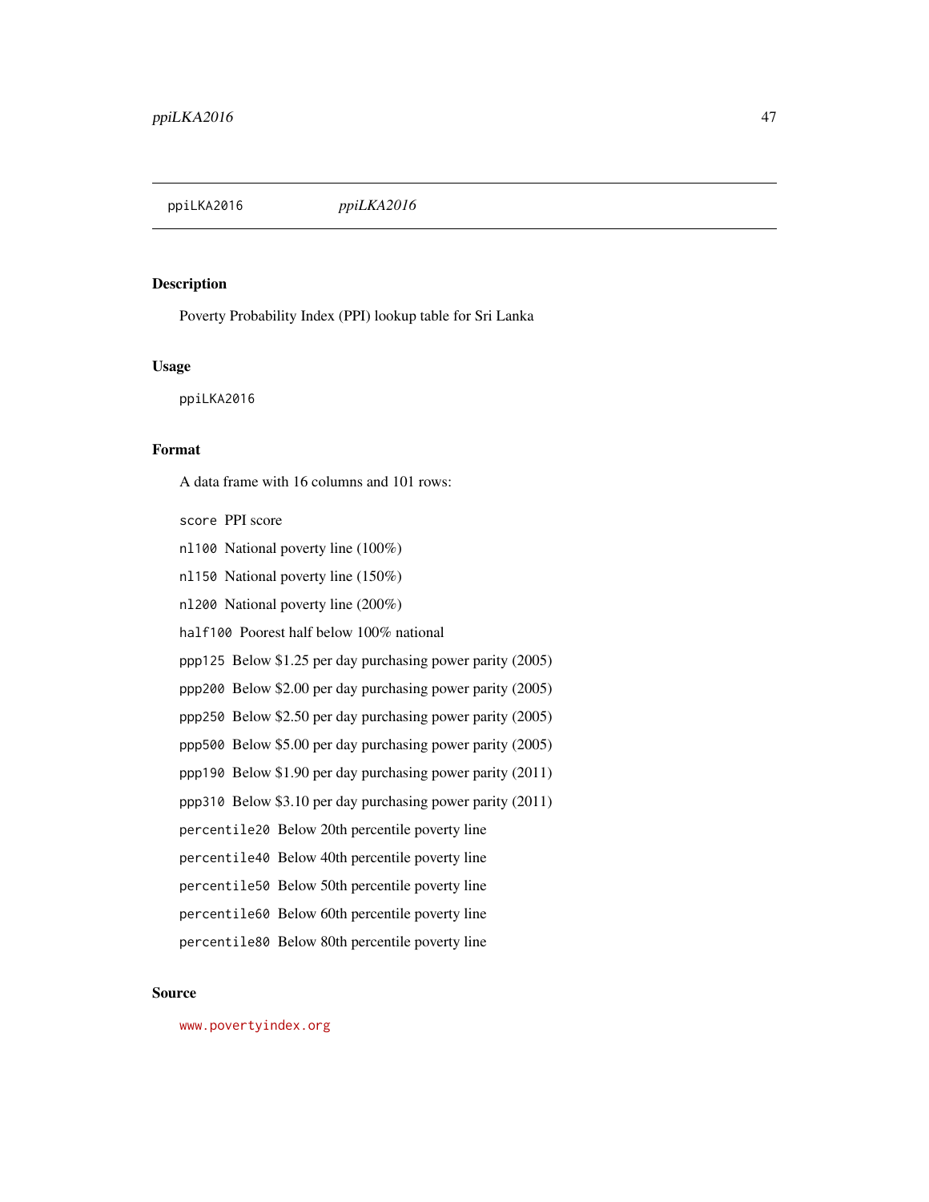ppiLKA2016 *ppiLKA2016*

## Description

Poverty Probability Index (PPI) lookup table for Sri Lanka

## Usage

```
ppiLKA2016
```

## Format

A data frame with 16 columns and 101 rows:

`score` PPI score

`nl100` National poverty line (100%)

`nl150` National poverty line (150%)

`nl200` National poverty line (200%)

`half100` Poorest half below 100% national

`ppp125` Below $1.25 per day purchasing power parity (2005)

`ppp200` Below $2.00 per day purchasing power parity (2005)

`ppp250` Below $2.50 per day purchasing power parity (2005)

`ppp500` Below $5.00 per day purchasing power parity (2005)

`ppp190` Below $1.90 per day purchasing power parity (2011)

`ppp310` Below $3.10 per day purchasing power parity (2011)

`percentile20` Below 20th percentile poverty line

`percentile40` Below 40th percentile poverty line

`percentile50` Below 50th percentile poverty line

`percentile60` Below 60th percentile poverty line

`percentile80` Below 80th percentile poverty line

## Source

www.povertyindex.org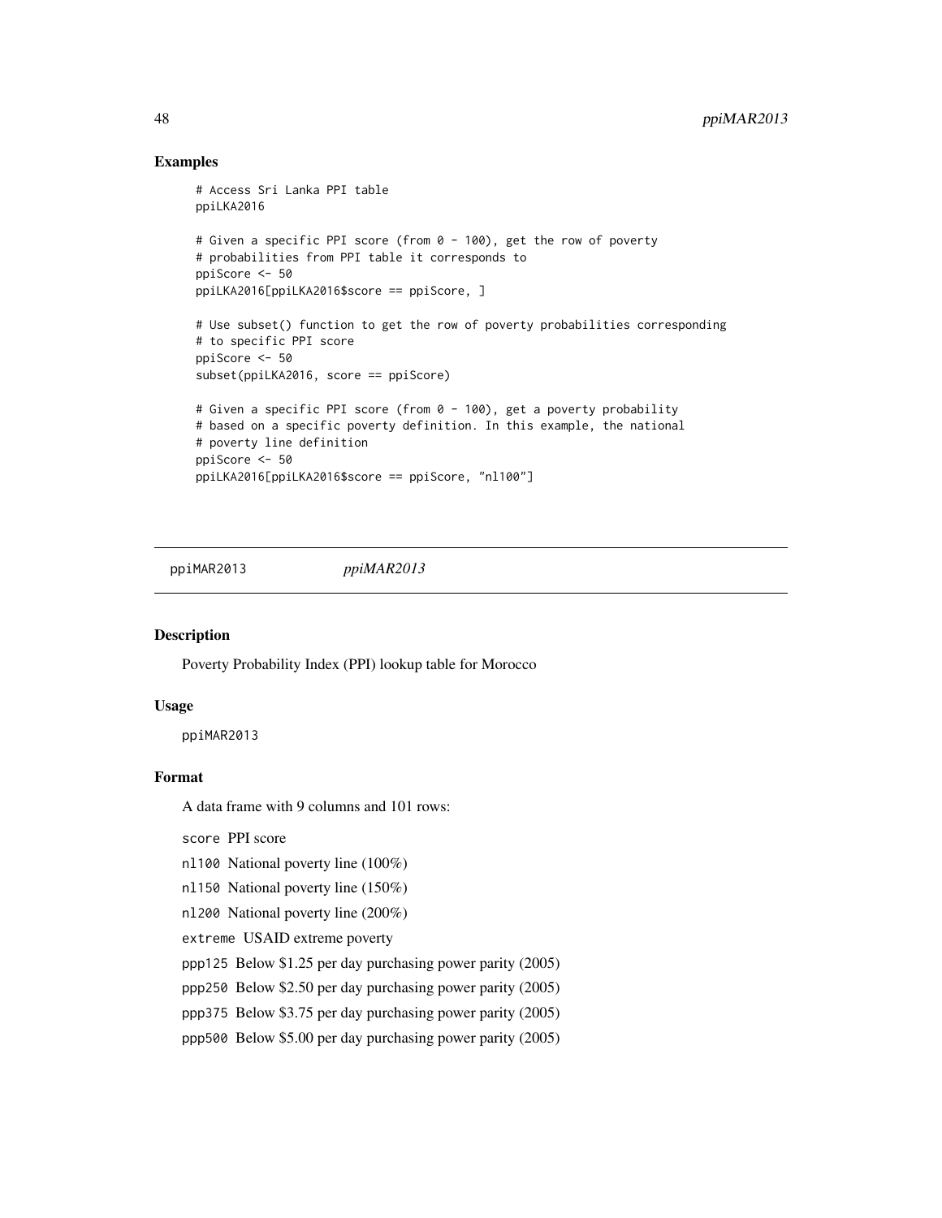### Examples

```
# Access Sri Lanka PPI table
ppiLKA2016

# Given a specific PPI score (from 0 - 100), get the row of poverty
# probabilities from PPI table it corresponds to
ppiScore <- 50
ppiLKA2016[ppiLKA2016$score == ppiScore, ]

# Use subset() function to get the row of poverty probabilities corresponding
# to specific PPI score
ppiScore <- 50
subset(ppiLKA2016, score == ppiScore)

# Given a specific PPI score (from 0 - 100), get a poverty probability
# based on a specific poverty definition. In this example, the national
# poverty line definition
ppiScore <- 50
ppiLKA2016[ppiLKA2016$score == ppiScore, "nl100"]
```

---

## ppiMAR2013 *ppiMAR2013*

---

### Description

Poverty Probability Index (PPI) lookup table for Morocco

### Usage

`ppiMAR2013`

### Format

A data frame with 9 columns and 101 rows:

`score` PPI score

`nl100` National poverty line (100%)

`nl150` National poverty line (150%)

`nl200` National poverty line (200%)

`extreme` USAID extreme poverty

`ppp125` Below $1.25 per day purchasing power parity (2005)

`ppp250` Below $2.50 per day purchasing power parity (2005)

`ppp375` Below $3.75 per day purchasing power parity (2005)

`ppp500` Below $5.00 per day purchasing power parity (2005)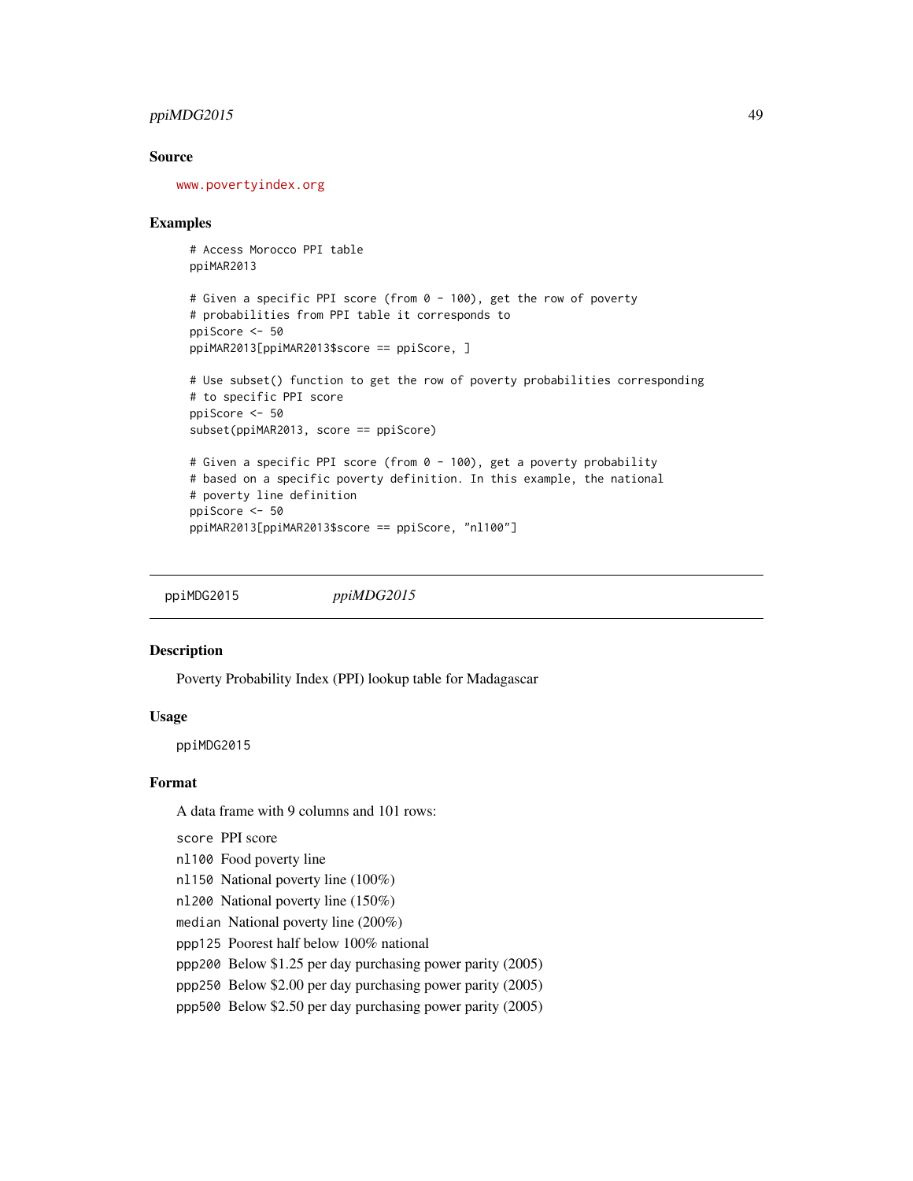## Source

www.povertyindex.org

## Examples

```
# Access Morocco PPI table
ppiMAR2013

# Given a specific PPI score (from 0 - 100), get the row of poverty
# probabilities from PPI table it corresponds to
ppiScore <- 50
ppiMAR2013[ppiMAR2013$score == ppiScore, ]

# Use subset() function to get the row of poverty probabilities corresponding
# to specific PPI score
ppiScore <- 50
subset(ppiMAR2013, score == ppiScore)

# Given a specific PPI score (from 0 - 100), get a poverty probability
# based on a specific poverty definition. In this example, the national
# poverty line definition
ppiScore <- 50
ppiMAR2013[ppiMAR2013$score == ppiScore, "nl100"]
```

---

# ppiMDG2015 *ppiMDG2015*

## Description

Poverty Probability Index (PPI) lookup table for Madagascar

## Usage

```
ppiMDG2015
```

## Format

A data frame with 9 columns and 101 rows:

- `score` PPI score
- `nl100` Food poverty line
- `nl150` National poverty line (100%)
- `nl200` National poverty line (150%)
- `median` National poverty line (200%)
- `ppp125` Poorest half below 100% national
- `ppp200` Below $1.25 per day purchasing power parity (2005)
- `ppp250` Below $2.00 per day purchasing power parity (2005)
- `ppp500` Below $2.50 per day purchasing power parity (2005)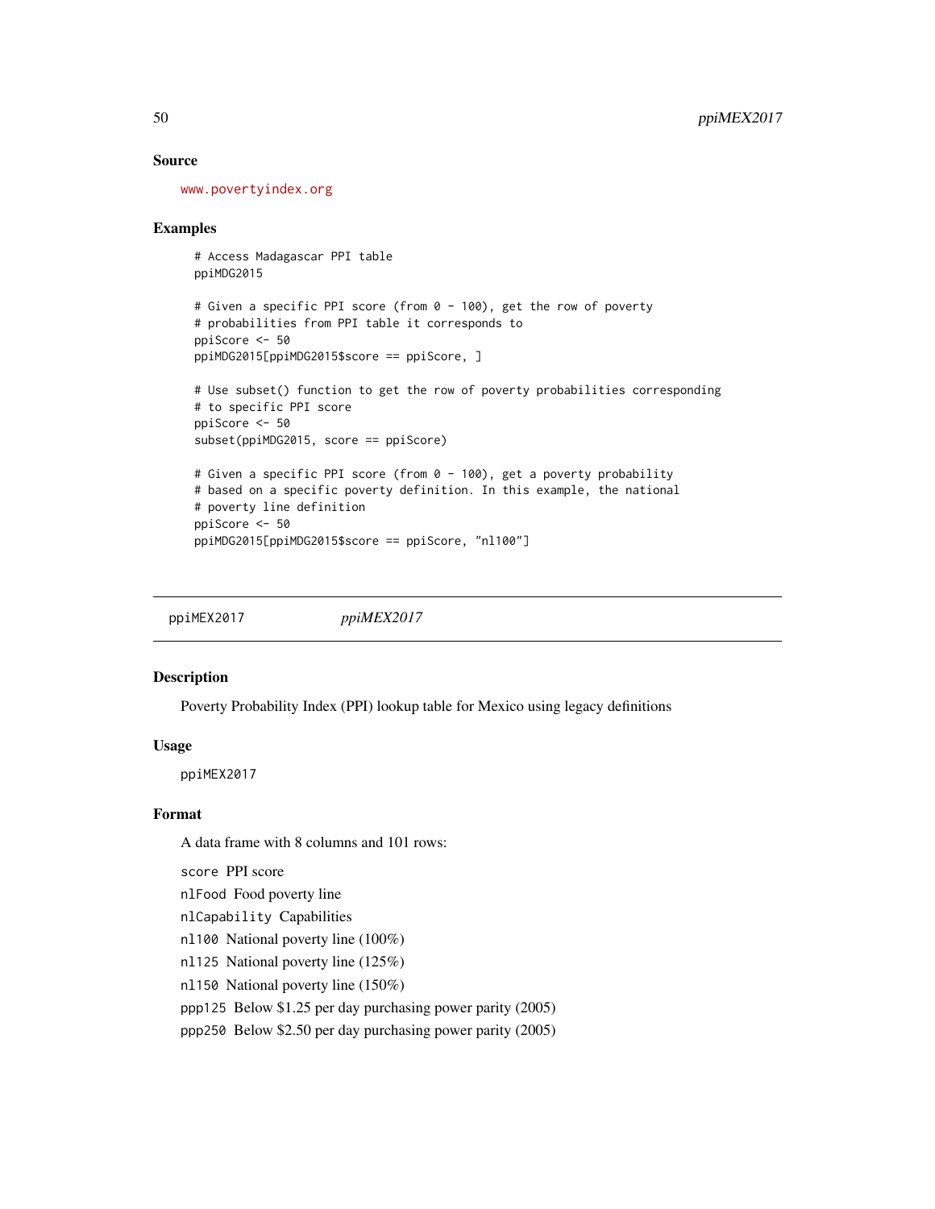### Source

www.povertyindex.org

### Examples

```
# Access Madagascar PPI table
ppiMDG2015

# Given a specific PPI score (from 0 - 100), get the row of poverty
# probabilities from PPI table it corresponds to
ppiScore <- 50
ppiMDG2015[ppiMDG2015$score == ppiScore, ]

# Use subset() function to get the row of poverty probabilities corresponding
# to specific PPI score
ppiScore <- 50
subset(ppiMDG2015, score == ppiScore)

# Given a specific PPI score (from 0 - 100), get a poverty probability
# based on a specific poverty definition. In this example, the national
# poverty line definition
ppiScore <- 50
ppiMDG2015[ppiMDG2015$score == ppiScore, "nl100"]
```

---

## ppiMEX2017 &nbsp;&nbsp;&nbsp;&nbsp; *ppiMEX2017*

### Description

Poverty Probability Index (PPI) lookup table for Mexico using legacy definitions

### Usage

```
ppiMEX2017
```

### Format

A data frame with 8 columns and 101 rows:

- `score` PPI score
- `nlFood` Food poverty line
- `nlCapability` Capabilities
- `nl100` National poverty line (100%)
- `nl125` National poverty line (125%)
- `nl150` National poverty line (150%)
- `ppp125` Below $1.25 per day purchasing power parity (2005)
- `ppp250` Below $2.50 per day purchasing power parity (2005)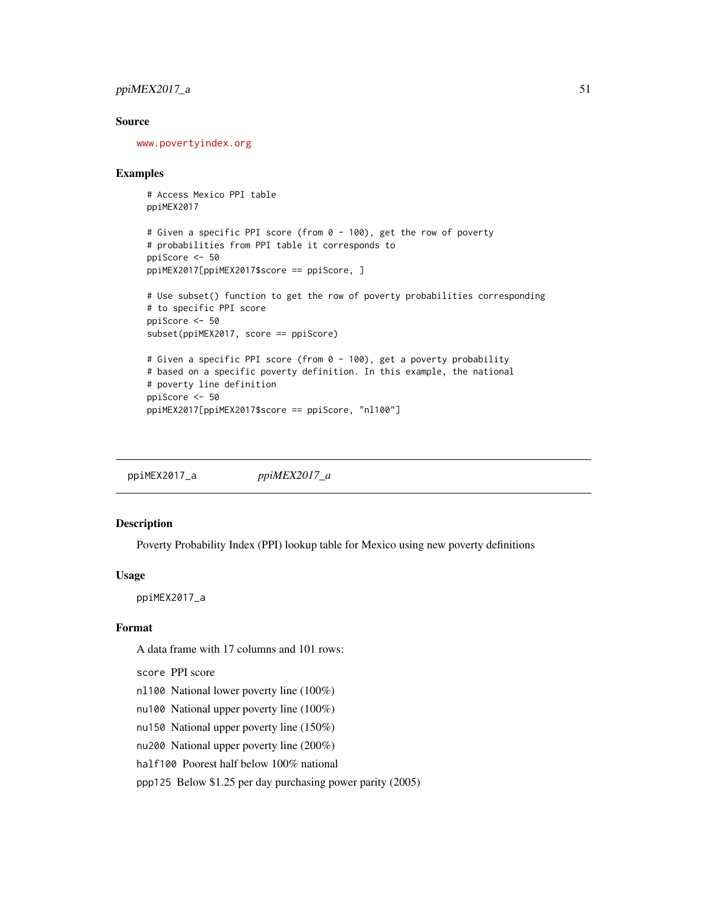## Source

www.povertyindex.org

## Examples

```
# Access Mexico PPI table
ppiMEX2017

# Given a specific PPI score (from 0 - 100), get the row of poverty
# probabilities from PPI table it corresponds to
ppiScore <- 50
ppiMEX2017[ppiMEX2017$score == ppiScore, ]

# Use subset() function to get the row of poverty probabilities corresponding
# to specific PPI score
ppiScore <- 50
subset(ppiMEX2017, score == ppiScore)

# Given a specific PPI score (from 0 - 100), get a poverty probability
# based on a specific poverty definition. In this example, the national
# poverty line definition
ppiScore <- 50
ppiMEX2017[ppiMEX2017$score == ppiScore, "nl100"]
```

---

# ppiMEX2017_a *ppiMEX2017_a*

## Description

Poverty Probability Index (PPI) lookup table for Mexico using new poverty definitions

## Usage

ppiMEX2017_a

## Format

A data frame with 17 columns and 101 rows:

`score` PPI score

`nl100` National lower poverty line (100%)

`nu100` National upper poverty line (100%)

`nu150` National upper poverty line (150%)

`nu200` National upper poverty line (200%)

`half100` Poorest half below 100% national

`ppp125` Below $1.25 per day purchasing power parity (2005)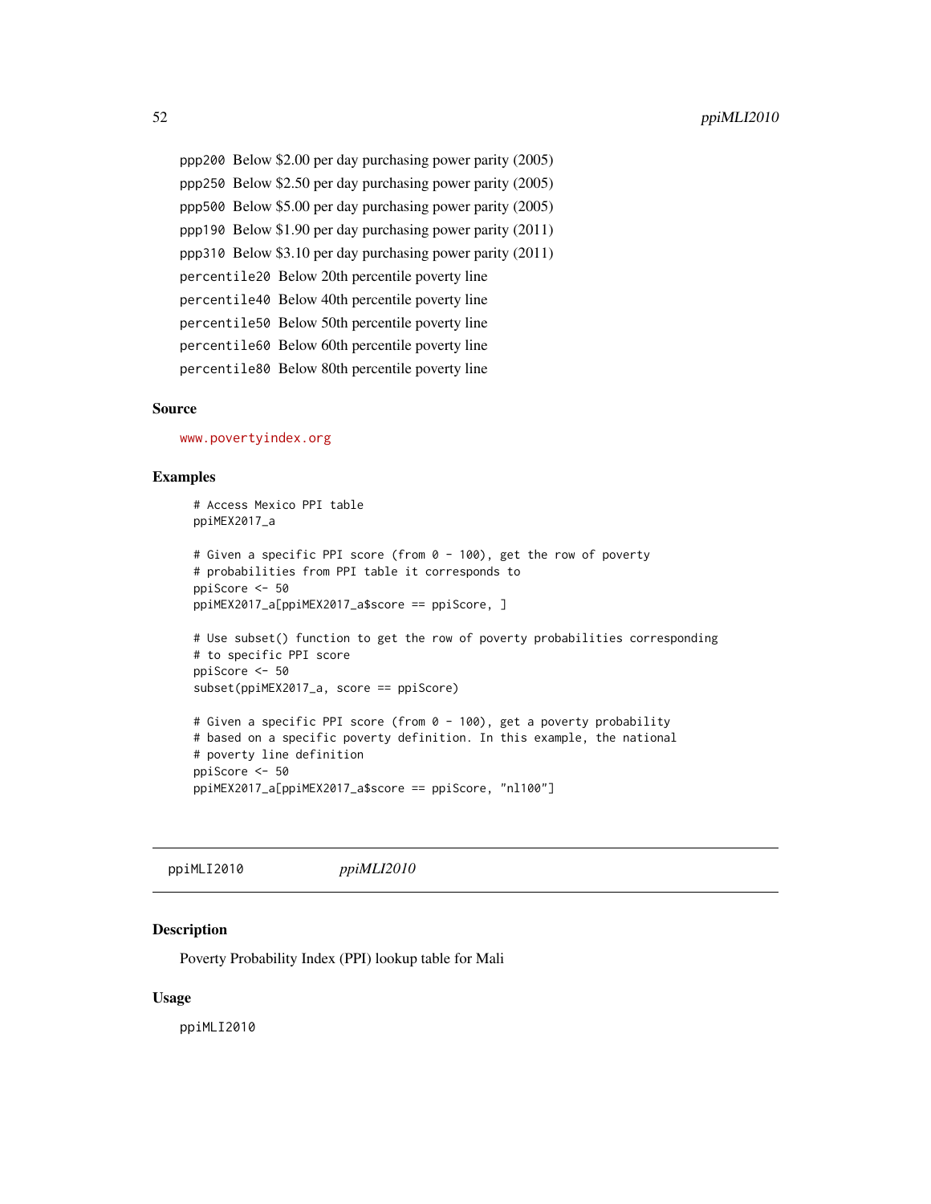ppp200 Below \$2.00 per day purchasing power parity (2005)

ppp250 Below \$2.50 per day purchasing power parity (2005)

ppp500 Below \$5.00 per day purchasing power parity (2005)

ppp190 Below \$1.90 per day purchasing power parity (2011)

ppp310 Below \$3.10 per day purchasing power parity (2011)

percentile20 Below 20th percentile poverty line

percentile40 Below 40th percentile poverty line

percentile50 Below 50th percentile poverty line

percentile60 Below 60th percentile poverty line

percentile80 Below 80th percentile poverty line

### Source

www.povertyindex.org

### Examples

```
# Access Mexico PPI table
ppiMEX2017_a

# Given a specific PPI score (from 0 - 100), get the row of poverty
# probabilities from PPI table it corresponds to
ppiScore <- 50
ppiMEX2017_a[ppiMEX2017_a$score == ppiScore, ]

# Use subset() function to get the row of poverty probabilities corresponding
# to specific PPI score
ppiScore <- 50
subset(ppiMEX2017_a, score == ppiScore)

# Given a specific PPI score (from 0 - 100), get a poverty probability
# based on a specific poverty definition. In this example, the national
# poverty line definition
ppiScore <- 50
ppiMEX2017_a[ppiMEX2017_a$score == ppiScore, "nl100"]
```

## ppiMLI2010 *ppiMLI2010*

### Description

Poverty Probability Index (PPI) lookup table for Mali

### Usage

```
ppiMLI2010
```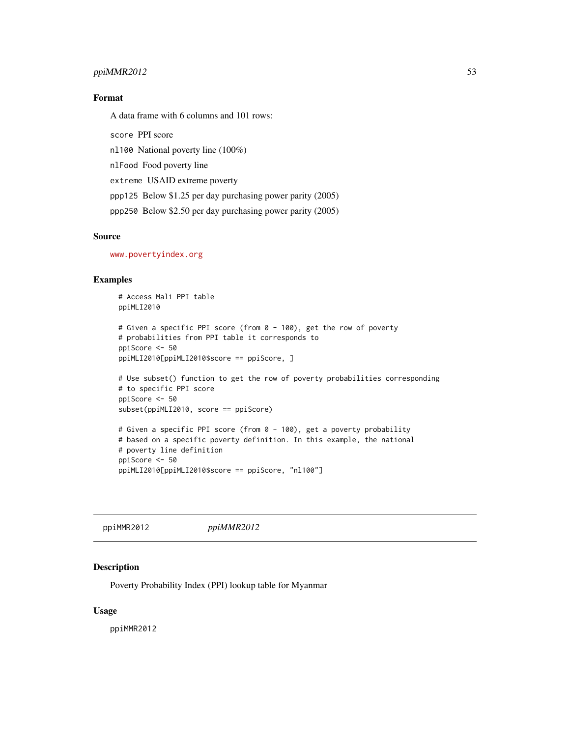## Format

A data frame with 6 columns and 101 rows:

`score` PPI score

`nl100` National poverty line (100%)

`nlFood` Food poverty line

`extreme` USAID extreme poverty

`ppp125` Below $1.25 per day purchasing power parity (2005)

`ppp250` Below $2.50 per day purchasing power parity (2005)

## Source

www.povertyindex.org

## Examples

```
# Access Mali PPI table
ppiMLI2010

# Given a specific PPI score (from 0 - 100), get the row of poverty
# probabilities from PPI table it corresponds to
ppiScore <- 50
ppiMLI2010[ppiMLI2010$score == ppiScore, ]

# Use subset() function to get the row of poverty probabilities corresponding
# to specific PPI score
ppiScore <- 50
subset(ppiMLI2010, score == ppiScore)

# Given a specific PPI score (from 0 - 100), get a poverty probability
# based on a specific poverty definition. In this example, the national
# poverty line definition
ppiScore <- 50
ppiMLI2010[ppiMLI2010$score == ppiScore, "nl100"]
```

---

# ppiMMR2012 *ppiMMR2012*

## Description

Poverty Probability Index (PPI) lookup table for Myanmar

## Usage

```
ppiMMR2012
```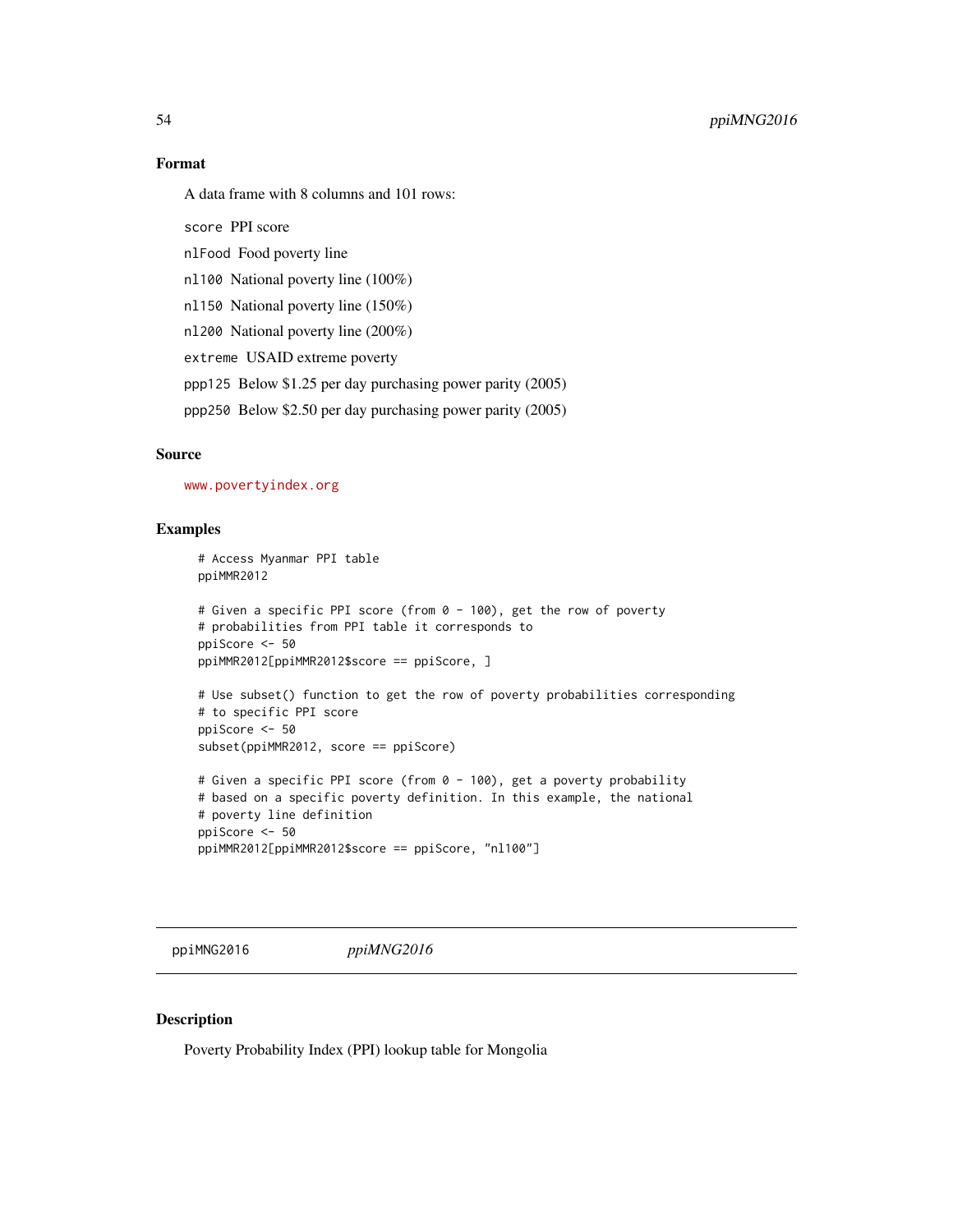### Format

A data frame with 8 columns and 101 rows:

`score` PPI score

`nlFood` Food poverty line

`nl100` National poverty line (100%)

`nl150` National poverty line (150%)

`nl200` National poverty line (200%)

`extreme` USAID extreme poverty

`ppp125` Below $1.25 per day purchasing power parity (2005)

`ppp250` Below $2.50 per day purchasing power parity (2005)

### Source

www.povertyindex.org

### Examples

```
# Access Myanmar PPI table
ppiMMR2012

# Given a specific PPI score (from 0 - 100), get the row of poverty
# probabilities from PPI table it corresponds to
ppiScore <- 50
ppiMMR2012[ppiMMR2012$score == ppiScore, ]

# Use subset() function to get the row of poverty probabilities corresponding
# to specific PPI score
ppiScore <- 50
subset(ppiMMR2012, score == ppiScore)

# Given a specific PPI score (from 0 - 100), get a poverty probability
# based on a specific poverty definition. In this example, the national
# poverty line definition
ppiScore <- 50
ppiMMR2012[ppiMMR2012$score == ppiScore, "nl100"]
```

---

## ppiMNG2016 *ppiMNG2016*

### Description

Poverty Probability Index (PPI) lookup table for Mongolia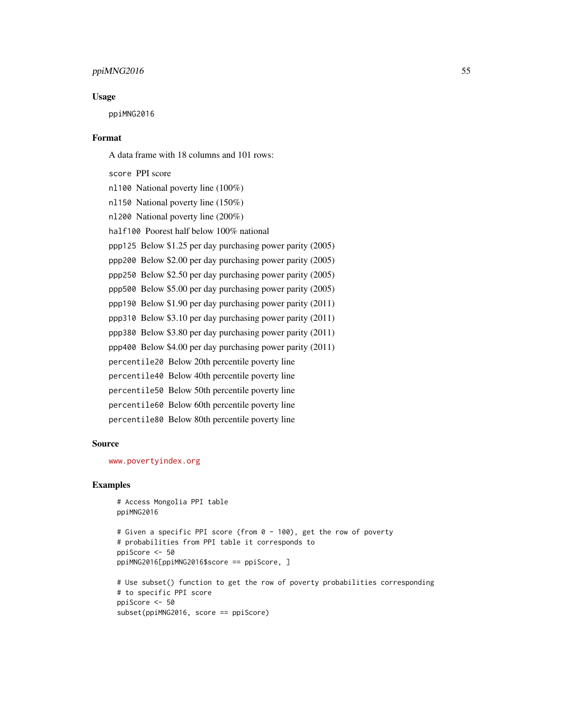## Usage

```
ppiMNG2016
```

## Format

A data frame with 18 columns and 101 rows:

`score` PPI score

`nl100` National poverty line (100%)

`nl150` National poverty line (150%)

`nl200` National poverty line (200%)

`half100` Poorest half below 100% national

`ppp125` Below $1.25 per day purchasing power parity (2005)

`ppp200` Below $2.00 per day purchasing power parity (2005)

`ppp250` Below $2.50 per day purchasing power parity (2005)

`ppp500` Below $5.00 per day purchasing power parity (2005)

`ppp190` Below $1.90 per day purchasing power parity (2011)

`ppp310` Below $3.10 per day purchasing power parity (2011)

`ppp380` Below $3.80 per day purchasing power parity (2011)

`ppp400` Below $4.00 per day purchasing power parity (2011)

`percentile20` Below 20th percentile poverty line

`percentile40` Below 40th percentile poverty line

`percentile50` Below 50th percentile poverty line

`percentile60` Below 60th percentile poverty line

`percentile80` Below 80th percentile poverty line

## Source

www.povertyindex.org

## Examples

```
# Access Mongolia PPI table
ppiMNG2016

# Given a specific PPI score (from 0 - 100), get the row of poverty
# probabilities from PPI table it corresponds to
ppiScore <- 50
ppiMNG2016[ppiMNG2016$score == ppiScore, ]

# Use subset() function to get the row of poverty probabilities corresponding
# to specific PPI score
ppiScore <- 50
subset(ppiMNG2016, score == ppiScore)
```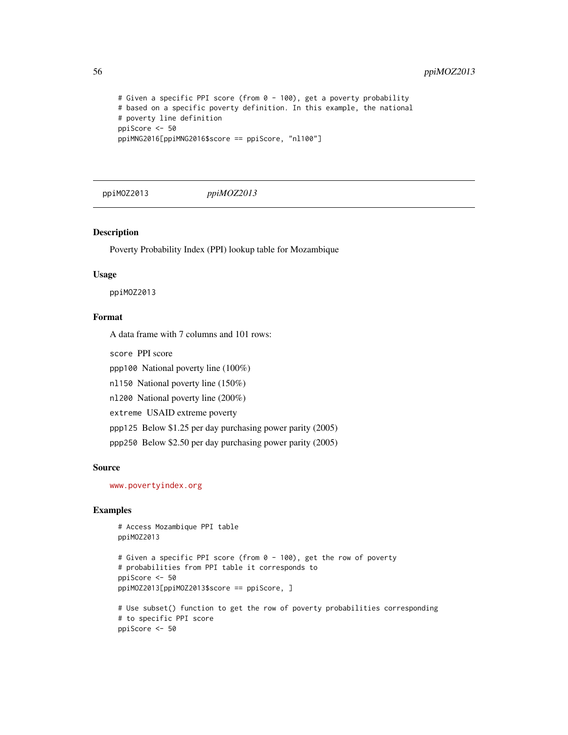```
# Given a specific PPI score (from 0 - 100), get a poverty probability
# based on a specific poverty definition. In this example, the national
# poverty line definition
ppiScore <- 50
ppiMNG2016[ppiMNG2016$score == ppiScore, "nl100"]
```

## ppiMOZ2013 — *ppiMOZ2013*

### Description

Poverty Probability Index (PPI) lookup table for Mozambique

### Usage

```
ppiMOZ2013
```

### Format

A data frame with 7 columns and 101 rows:

- `score` PPI score
- `ppp100` National poverty line (100%)
- `nl150` National poverty line (150%)
- `nl200` National poverty line (200%)
- `extreme` USAID extreme poverty
- `ppp125` Below $1.25 per day purchasing power parity (2005)
- `ppp250` Below $2.50 per day purchasing power parity (2005)

### Source

www.povertyindex.org

### Examples

```
# Access Mozambique PPI table
ppiMOZ2013

# Given a specific PPI score (from 0 - 100), get the row of poverty
# probabilities from PPI table it corresponds to
ppiScore <- 50
ppiMOZ2013[ppiMOZ2013$score == ppiScore, ]

# Use subset() function to get the row of poverty probabilities corresponding
# to specific PPI score
ppiScore <- 50
```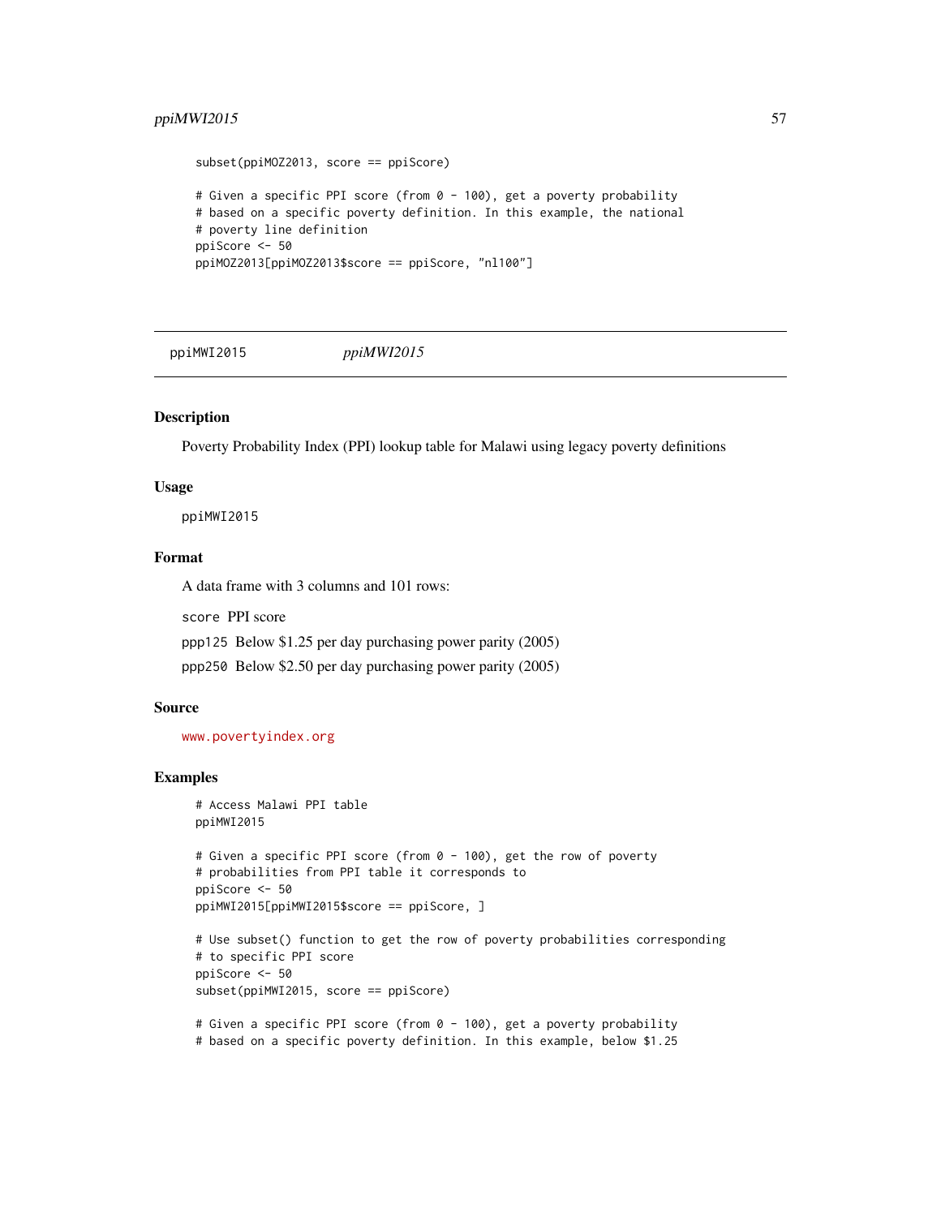```
subset(ppiMOZ2013, score == ppiScore)

# Given a specific PPI score (from 0 - 100), get a poverty probability
# based on a specific poverty definition. In this example, the national
# poverty line definition
ppiScore <- 50
ppiMOZ2013[ppiMOZ2013$score == ppiScore, "nl100"]
```

## ppiMWI2015 *ppiMWI2015*

### Description

Poverty Probability Index (PPI) lookup table for Malawi using legacy poverty definitions

### Usage

```
ppiMWI2015
```

### Format

A data frame with 3 columns and 101 rows:

`score` PPI score

`ppp125` Below $1.25 per day purchasing power parity (2005)

`ppp250` Below $2.50 per day purchasing power parity (2005)

### Source

www.povertyindex.org

### Examples

```
# Access Malawi PPI table
ppiMWI2015

# Given a specific PPI score (from 0 - 100), get the row of poverty
# probabilities from PPI table it corresponds to
ppiScore <- 50
ppiMWI2015[ppiMWI2015$score == ppiScore, ]

# Use subset() function to get the row of poverty probabilities corresponding
# to specific PPI score
ppiScore <- 50
subset(ppiMWI2015, score == ppiScore)

# Given a specific PPI score (from 0 - 100), get a poverty probability
# based on a specific poverty definition. In this example, below $1.25
```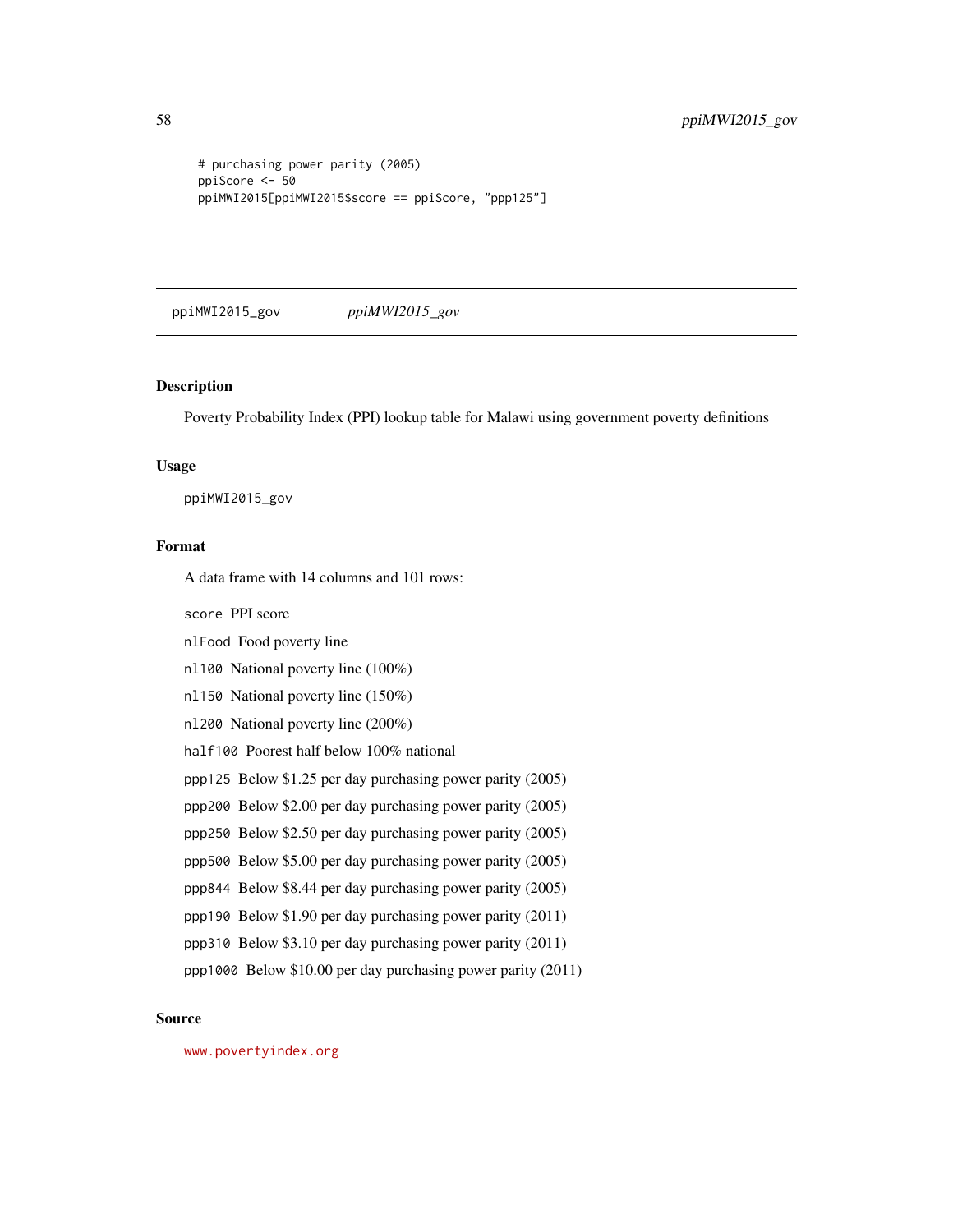```
# purchasing power parity (2005)
ppiScore <- 50
ppiMWI2015[ppiMWI2015$score == ppiScore, "ppp125"]
```

---

ppiMWI2015_gov *ppiMWI2015_gov*

---

### Description

Poverty Probability Index (PPI) lookup table for Malawi using government poverty definitions

### Usage

```
ppiMWI2015_gov
```

### Format

A data frame with 14 columns and 101 rows:

`score` PPI score

`nlFood` Food poverty line

`nl100` National poverty line (100%)

`nl150` National poverty line (150%)

`nl200` National poverty line (200%)

`half100` Poorest half below 100% national

`ppp125` Below $1.25 per day purchasing power parity (2005)

`ppp200` Below $2.00 per day purchasing power parity (2005)

`ppp250` Below $2.50 per day purchasing power parity (2005)

`ppp500` Below $5.00 per day purchasing power parity (2005)

`ppp844` Below $8.44 per day purchasing power parity (2005)

`ppp190` Below $1.90 per day purchasing power parity (2011)

`ppp310` Below $3.10 per day purchasing power parity (2011)

`ppp1000` Below $10.00 per day purchasing power parity (2011)

### Source

www.povertyindex.org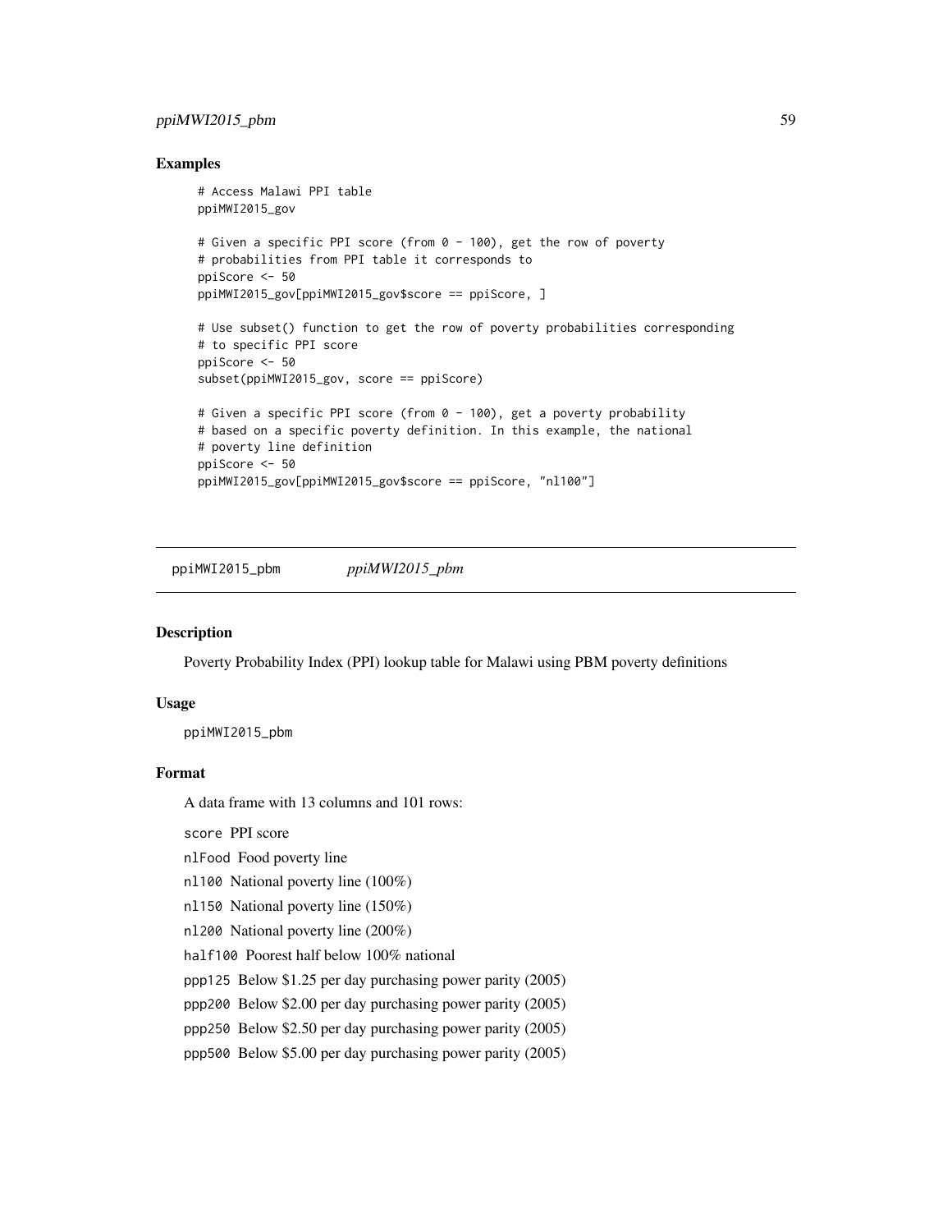### Examples

```
# Access Malawi PPI table
ppiMWI2015_gov

# Given a specific PPI score (from 0 - 100), get the row of poverty
# probabilities from PPI table it corresponds to
ppiScore <- 50
ppiMWI2015_gov[ppiMWI2015_gov$score == ppiScore, ]

# Use subset() function to get the row of poverty probabilities corresponding
# to specific PPI score
ppiScore <- 50
subset(ppiMWI2015_gov, score == ppiScore)

# Given a specific PPI score (from 0 - 100), get a poverty probability
# based on a specific poverty definition. In this example, the national
# poverty line definition
ppiScore <- 50
ppiMWI2015_gov[ppiMWI2015_gov$score == ppiScore, "nl100"]
```

---

## ppiMWI2015_pbm    *ppiMWI2015_pbm*

---

### Description

Poverty Probability Index (PPI) lookup table for Malawi using PBM poverty definitions

### Usage

```
ppiMWI2015_pbm
```

### Format

A data frame with 13 columns and 101 rows:

- `score` PPI score
- `nlFood` Food poverty line
- `nl100` National poverty line (100%)
- `nl150` National poverty line (150%)
- `nl200` National poverty line (200%)
- `half100` Poorest half below 100% national
- `ppp125` Below $1.25 per day purchasing power parity (2005)
- `ppp200` Below $2.00 per day purchasing power parity (2005)
- `ppp250` Below $2.50 per day purchasing power parity (2005)
- `ppp500` Below $5.00 per day purchasing power parity (2005)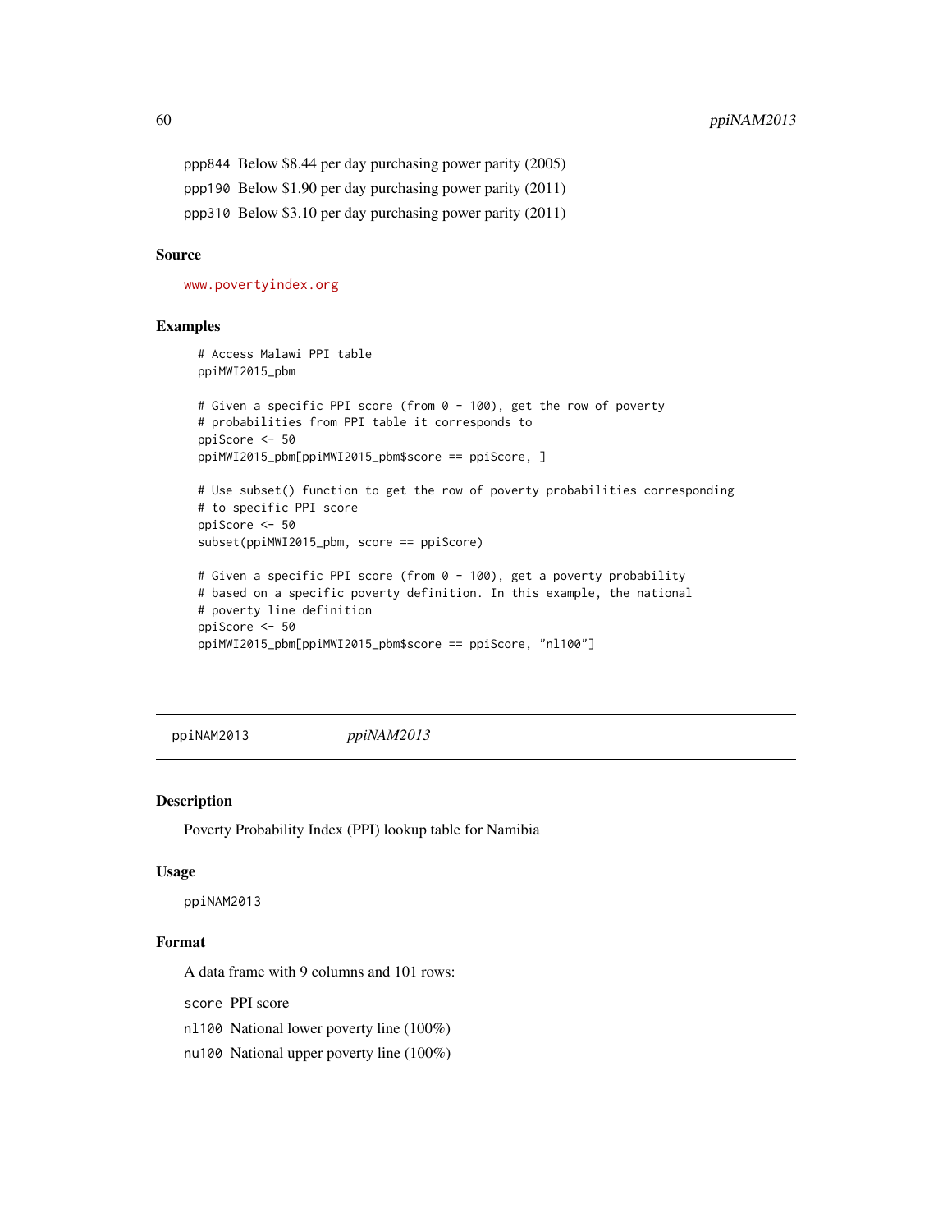ppp844 Below $8.44 per day purchasing power parity (2005)

ppp190 Below $1.90 per day purchasing power parity (2011)

ppp310 Below $3.10 per day purchasing power parity (2011)

### Source

www.povertyindex.org

### Examples

```
# Access Malawi PPI table
ppiMWI2015_pbm

# Given a specific PPI score (from 0 - 100), get the row of poverty
# probabilities from PPI table it corresponds to
ppiScore <- 50
ppiMWI2015_pbm[ppiMWI2015_pbm$score == ppiScore, ]

# Use subset() function to get the row of poverty probabilities corresponding
# to specific PPI score
ppiScore <- 50
subset(ppiMWI2015_pbm, score == ppiScore)

# Given a specific PPI score (from 0 - 100), get a poverty probability
# based on a specific poverty definition. In this example, the national
# poverty line definition
ppiScore <- 50
ppiMWI2015_pbm[ppiMWI2015_pbm$score == ppiScore, "nl100"]
```

## ppiNAM2013 *ppiNAM2013*

### Description

Poverty Probability Index (PPI) lookup table for Namibia

### Usage

```
ppiNAM2013
```

### Format

A data frame with 9 columns and 101 rows:

score PPI score

nl100 National lower poverty line (100%)

nu100 National upper poverty line (100%)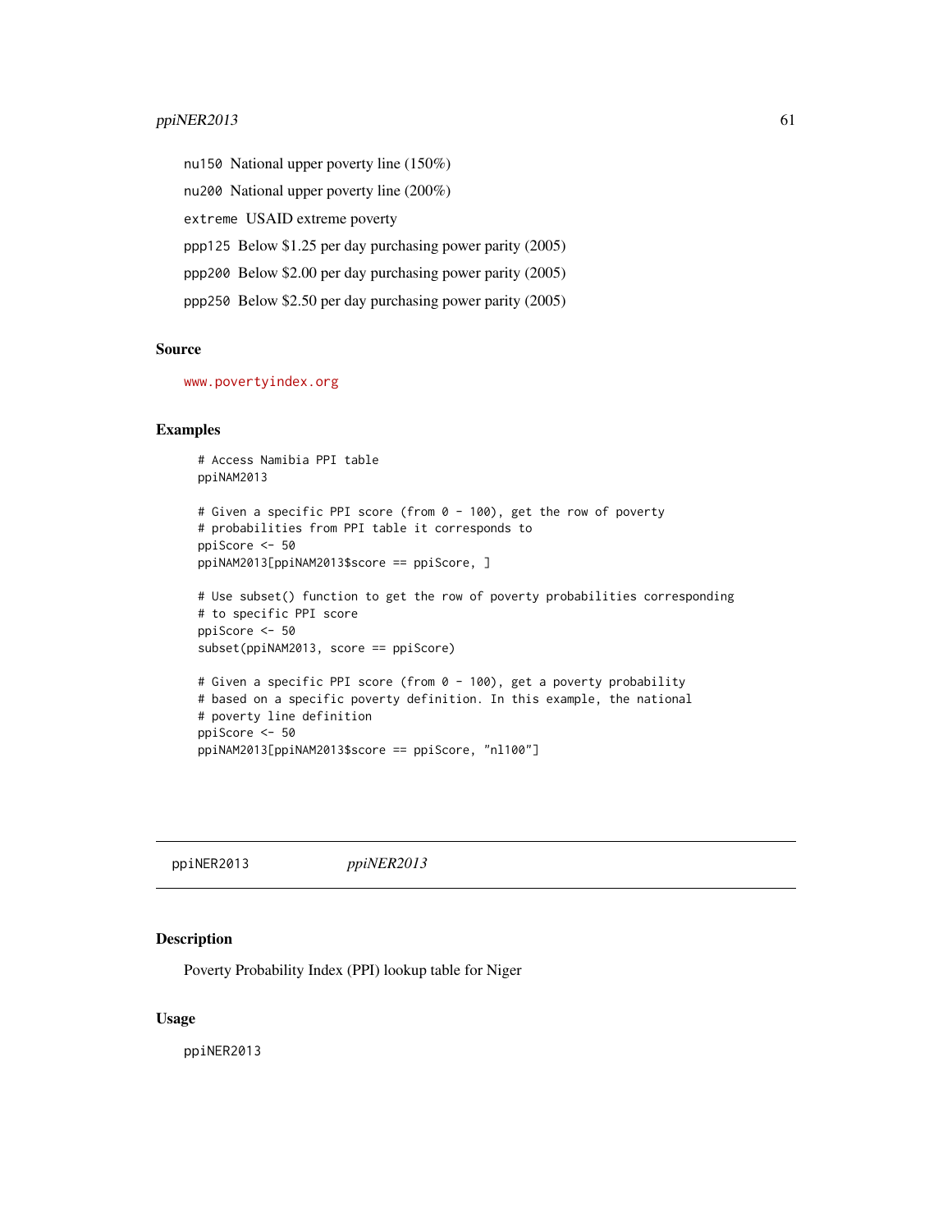nu150 National upper poverty line (150%)

nu200 National upper poverty line (200%)

extreme USAID extreme poverty

ppp125 Below $1.25 per day purchasing power parity (2005)

ppp200 Below $2.00 per day purchasing power parity (2005)

ppp250 Below $2.50 per day purchasing power parity (2005)

### Source

www.povertyindex.org

### Examples

```
# Access Namibia PPI table
ppiNAM2013

# Given a specific PPI score (from 0 - 100), get the row of poverty
# probabilities from PPI table it corresponds to
ppiScore <- 50
ppiNAM2013[ppiNAM2013$score == ppiScore, ]

# Use subset() function to get the row of poverty probabilities corresponding
# to specific PPI score
ppiScore <- 50
subset(ppiNAM2013, score == ppiScore)

# Given a specific PPI score (from 0 - 100), get a poverty probability
# based on a specific poverty definition. In this example, the national
# poverty line definition
ppiScore <- 50
ppiNAM2013[ppiNAM2013$score == ppiScore, "nl100"]
```

---

## ppiNER2013 *ppiNER2013*

### Description

Poverty Probability Index (PPI) lookup table for Niger

### Usage

ppiNER2013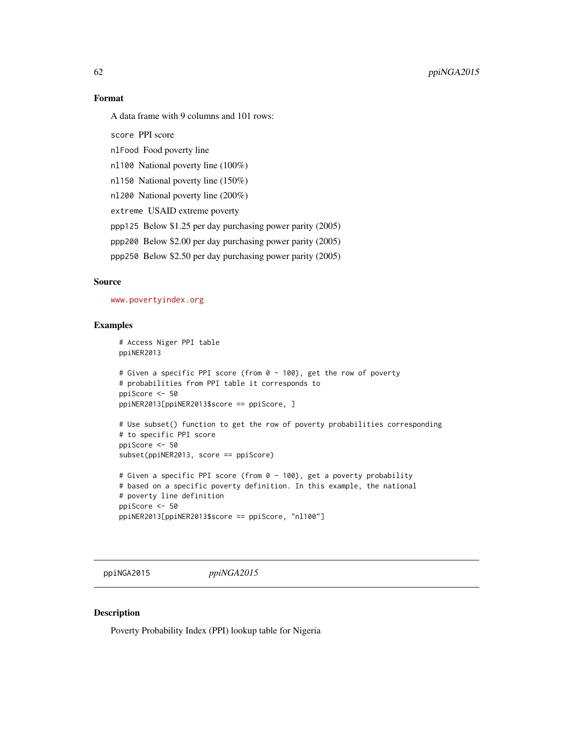## Format

A data frame with 9 columns and 101 rows:

`score` PPI score

`nlFood` Food poverty line

`nl100` National poverty line (100%)

`nl150` National poverty line (150%)

`nl200` National poverty line (200%)

`extreme` USAID extreme poverty

`ppp125` Below $1.25 per day purchasing power parity (2005)

`ppp200` Below $2.00 per day purchasing power parity (2005)

`ppp250` Below $2.50 per day purchasing power parity (2005)

## Source

www.povertyindex.org

## Examples

```
# Access Niger PPI table
ppiNER2013

# Given a specific PPI score (from 0 - 100), get the row of poverty
# probabilities from PPI table it corresponds to
ppiScore <- 50
ppiNER2013[ppiNER2013$score == ppiScore, ]

# Use subset() function to get the row of poverty probabilities corresponding
# to specific PPI score
ppiScore <- 50
subset(ppiNER2013, score == ppiScore)

# Given a specific PPI score (from 0 - 100), get a poverty probability
# based on a specific poverty definition. In this example, the national
# poverty line definition
ppiScore <- 50
ppiNER2013[ppiNER2013$score == ppiScore, "nl100"]
```

---

# ppiNGA2015 *ppiNGA2015*

## Description

Poverty Probability Index (PPI) lookup table for Nigeria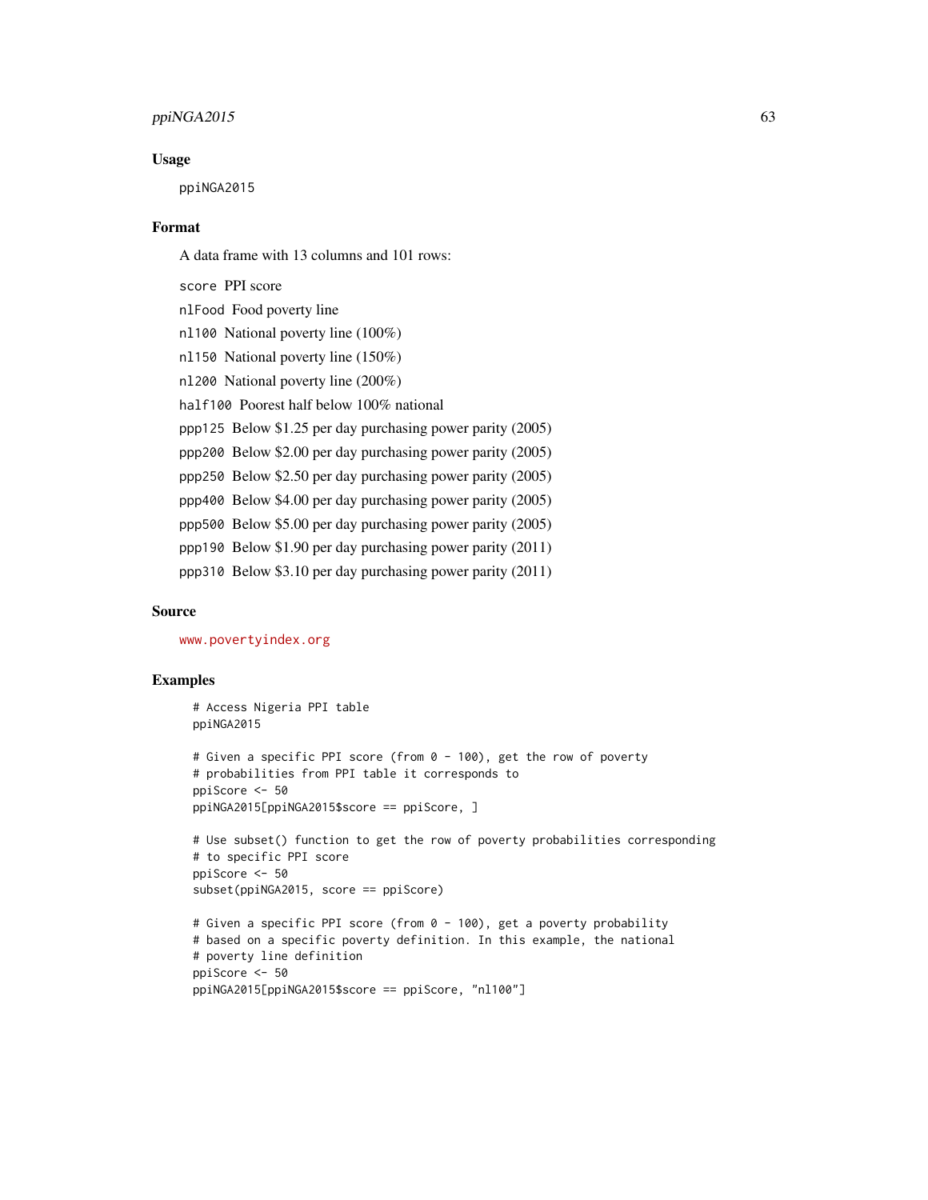## Usage

```
ppiNGA2015
```

## Format

A data frame with 13 columns and 101 rows:

- `score` PPI score
- `nlFood` Food poverty line
- `nl100` National poverty line (100%)
- `nl150` National poverty line (150%)
- `nl200` National poverty line (200%)
- `half100` Poorest half below 100% national
- `ppp125` Below $1.25 per day purchasing power parity (2005)
- `ppp200` Below $2.00 per day purchasing power parity (2005)
- `ppp250` Below $2.50 per day purchasing power parity (2005)
- `ppp400` Below $4.00 per day purchasing power parity (2005)
- `ppp500` Below $5.00 per day purchasing power parity (2005)
- `ppp190` Below $1.90 per day purchasing power parity (2011)
- `ppp310` Below $3.10 per day purchasing power parity (2011)

## Source

www.povertyindex.org

## Examples

```
# Access Nigeria PPI table
ppiNGA2015

# Given a specific PPI score (from 0 - 100), get the row of poverty
# probabilities from PPI table it corresponds to
ppiScore <- 50
ppiNGA2015[ppiNGA2015$score == ppiScore, ]

# Use subset() function to get the row of poverty probabilities corresponding
# to specific PPI score
ppiScore <- 50
subset(ppiNGA2015, score == ppiScore)

# Given a specific PPI score (from 0 - 100), get a poverty probability
# based on a specific poverty definition. In this example, the national
# poverty line definition
ppiScore <- 50
ppiNGA2015[ppiNGA2015$score == ppiScore, "nl100"]
```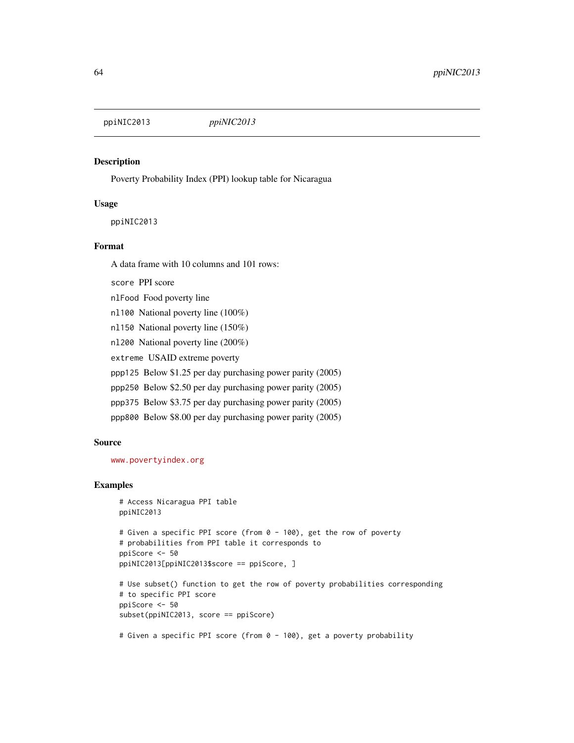ppiNIC2013 *ppiNIC2013*

## Description

Poverty Probability Index (PPI) lookup table for Nicaragua

## Usage

```
ppiNIC2013
```

## Format

A data frame with 10 columns and 101 rows:

- `score` PPI score
- `nlFood` Food poverty line
- `nl100` National poverty line (100%)
- `nl150` National poverty line (150%)
- `nl200` National poverty line (200%)
- `extreme` USAID extreme poverty
- `ppp125` Below $1.25 per day purchasing power parity (2005)
- `ppp250` Below $2.50 per day purchasing power parity (2005)
- `ppp375` Below $3.75 per day purchasing power parity (2005)
- `ppp800` Below $8.00 per day purchasing power parity (2005)

## Source

www.povertyindex.org

## Examples

```
# Access Nicaragua PPI table
ppiNIC2013

# Given a specific PPI score (from 0 - 100), get the row of poverty
# probabilities from PPI table it corresponds to
ppiScore <- 50
ppiNIC2013[ppiNIC2013$score == ppiScore, ]

# Use subset() function to get the row of poverty probabilities corresponding
# to specific PPI score
ppiScore <- 50
subset(ppiNIC2013, score == ppiScore)

# Given a specific PPI score (from 0 - 100), get a poverty probability
```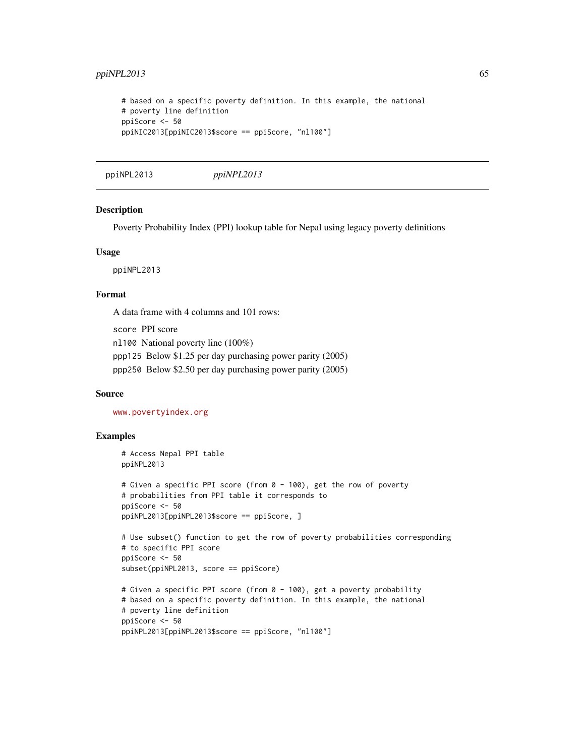```
# based on a specific poverty definition. In this example, the national
# poverty line definition
ppiScore <- 50
ppiNIC2013[ppiNIC2013$score == ppiScore, "nl100"]
```

---

`ppiNPL2013` *ppiNPL2013*

---

### Description

Poverty Probability Index (PPI) lookup table for Nepal using legacy poverty definitions

### Usage

```
ppiNPL2013
```

### Format

A data frame with 4 columns and 101 rows:

`score` PPI score

`nl100` National poverty line (100%)

`ppp125` Below $1.25 per day purchasing power parity (2005)

`ppp250` Below $2.50 per day purchasing power parity (2005)

### Source

www.povertyindex.org

### Examples

```
# Access Nepal PPI table
ppiNPL2013

# Given a specific PPI score (from 0 - 100), get the row of poverty
# probabilities from PPI table it corresponds to
ppiScore <- 50
ppiNPL2013[ppiNPL2013$score == ppiScore, ]

# Use subset() function to get the row of poverty probabilities corresponding
# to specific PPI score
ppiScore <- 50
subset(ppiNPL2013, score == ppiScore)

# Given a specific PPI score (from 0 - 100), get a poverty probability
# based on a specific poverty definition. In this example, the national
# poverty line definition
ppiScore <- 50
ppiNPL2013[ppiNPL2013$score == ppiScore, "nl100"]
```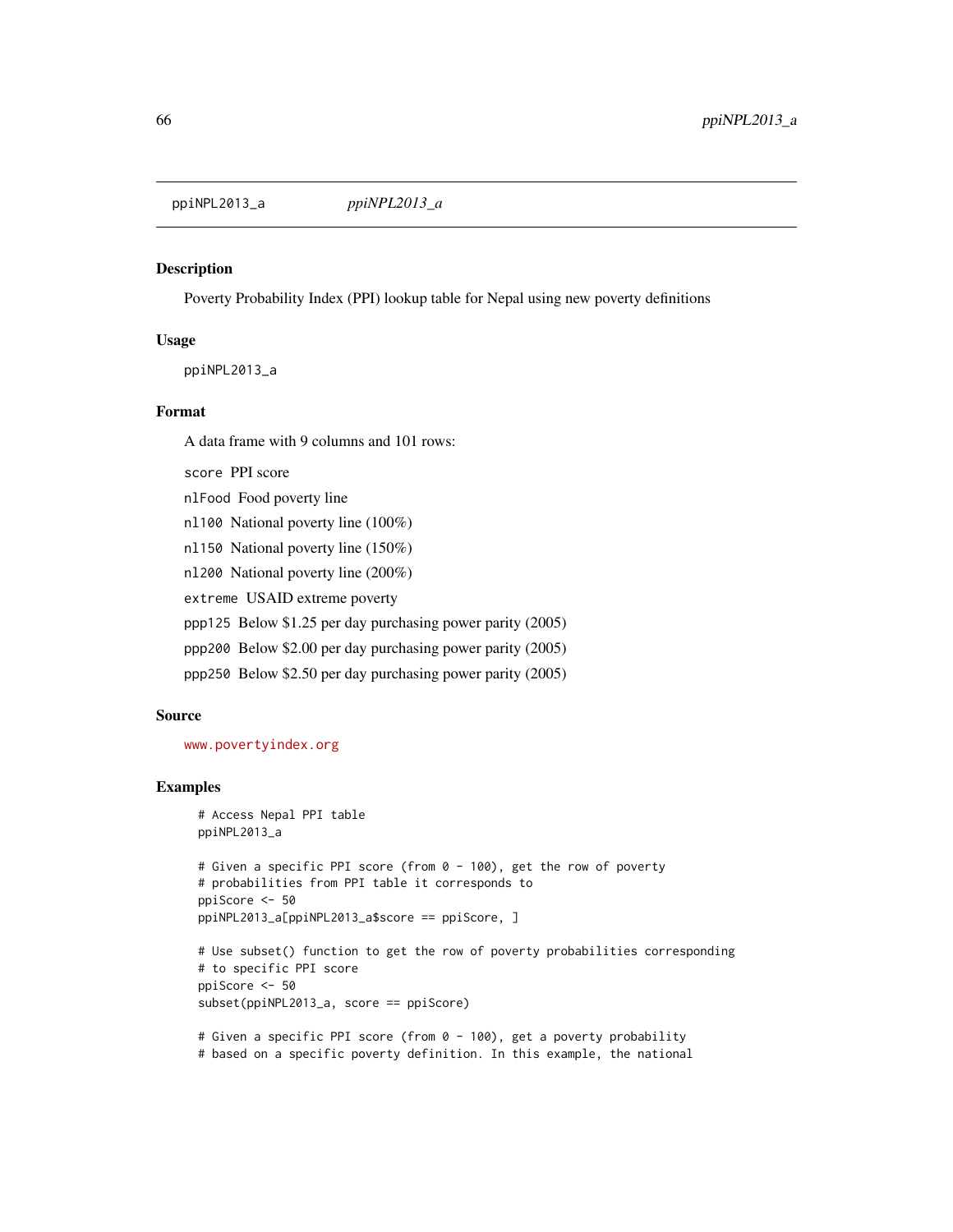## ppiNPL2013_a

*ppiNPL2013_a*

### Description

Poverty Probability Index (PPI) lookup table for Nepal using new poverty definitions

### Usage

```
ppiNPL2013_a
```

### Format

A data frame with 9 columns and 101 rows:

- `score` PPI score
- `nlFood` Food poverty line
- `nl100` National poverty line (100%)
- `nl150` National poverty line (150%)
- `nl200` National poverty line (200%)
- `extreme` USAID extreme poverty
- `ppp125` Below $1.25 per day purchasing power parity (2005)
- `ppp200` Below $2.00 per day purchasing power parity (2005)
- `ppp250` Below $2.50 per day purchasing power parity (2005)

### Source

www.povertyindex.org

### Examples

```
# Access Nepal PPI table
ppiNPL2013_a

# Given a specific PPI score (from 0 - 100), get the row of poverty
# probabilities from PPI table it corresponds to
ppiScore <- 50
ppiNPL2013_a[ppiNPL2013_a$score == ppiScore, ]

# Use subset() function to get the row of poverty probabilities corresponding
# to specific PPI score
ppiScore <- 50
subset(ppiNPL2013_a, score == ppiScore)

# Given a specific PPI score (from 0 - 100), get a poverty probability
# based on a specific poverty definition. In this example, the national
```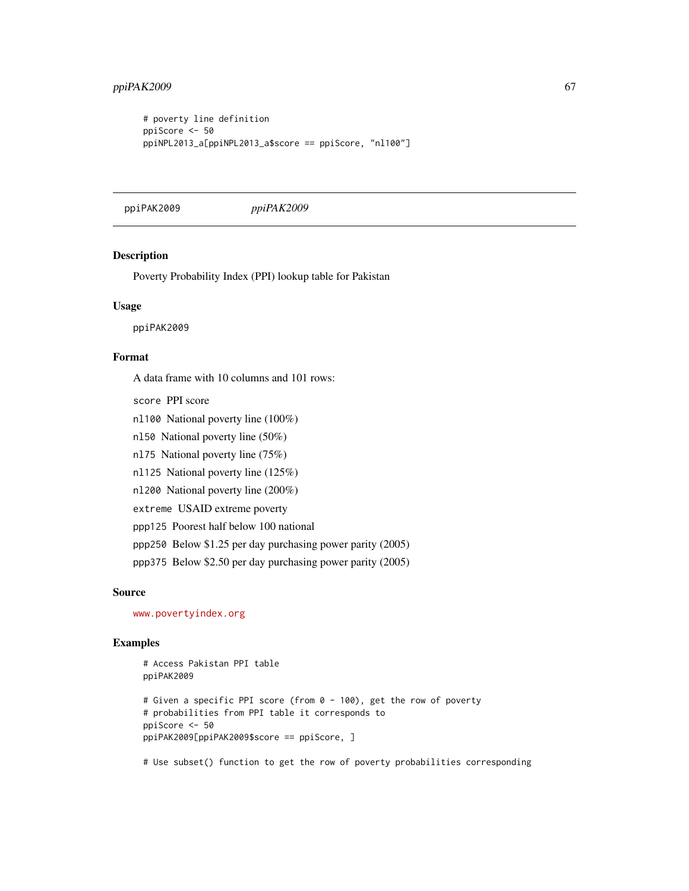```
# poverty line definition
ppiScore <- 50
ppiNPL2013_a[ppiNPL2013_a$score == ppiScore, "nl100"]
```

---

ppiPAK2009 *ppiPAK2009*

---

## Description

Poverty Probability Index (PPI) lookup table for Pakistan

## Usage

```
ppiPAK2009
```

## Format

A data frame with 10 columns and 101 rows:

- `score` PPI score
- `nl100` National poverty line (100%)
- `nl50` National poverty line (50%)
- `nl75` National poverty line (75%)
- `nl125` National poverty line (125%)
- `nl200` National poverty line (200%)
- `extreme` USAID extreme poverty
- `ppp125` Poorest half below 100 national
- `ppp250` Below $1.25 per day purchasing power parity (2005)
- `ppp375` Below $2.50 per day purchasing power parity (2005)

## Source

www.povertyindex.org

## Examples

```
# Access Pakistan PPI table
ppiPAK2009

# Given a specific PPI score (from 0 - 100), get the row of poverty
# probabilities from PPI table it corresponds to
ppiScore <- 50
ppiPAK2009[ppiPAK2009$score == ppiScore, ]

# Use subset() function to get the row of poverty probabilities corresponding
```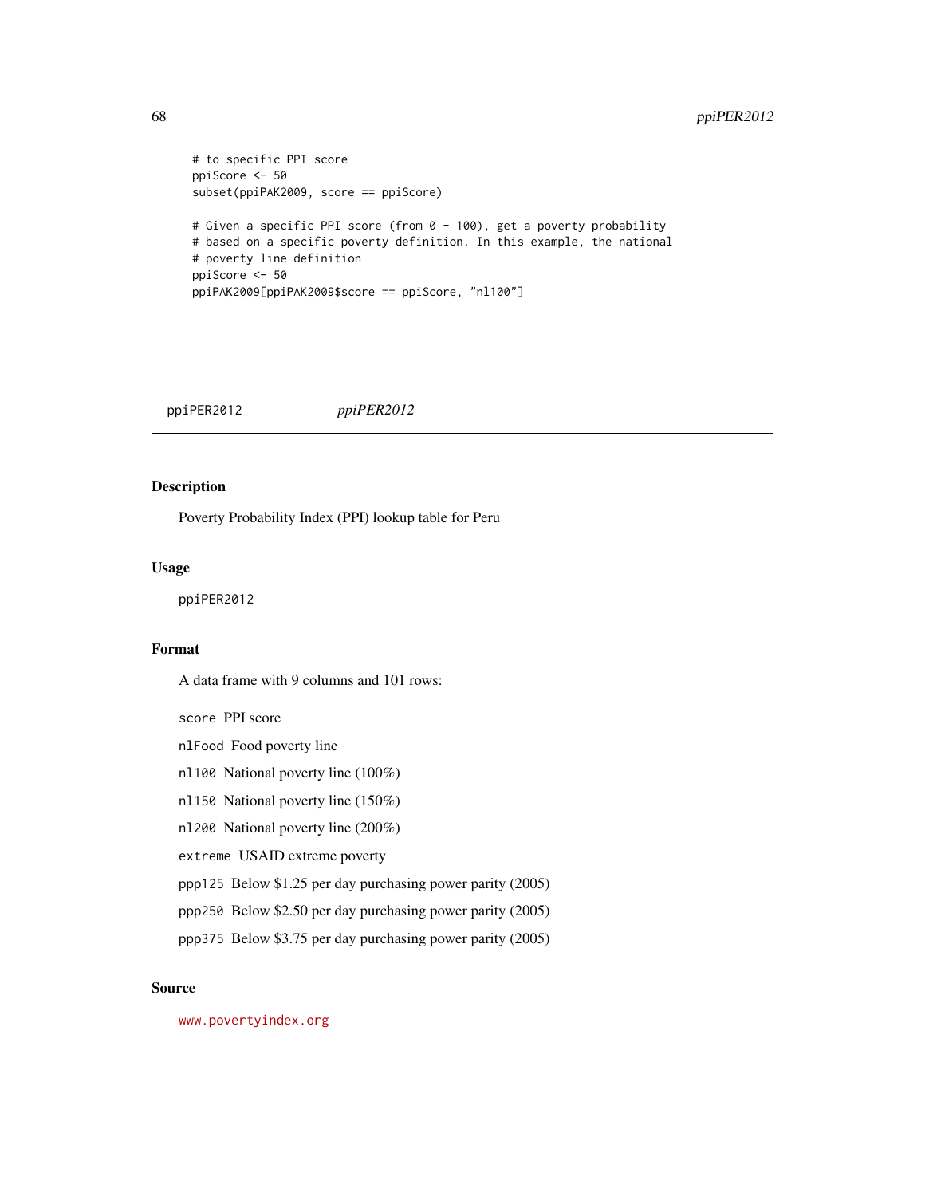```
# to specific PPI score
ppiScore <- 50
subset(ppiPAK2009, score == ppiScore)

# Given a specific PPI score (from 0 - 100), get a poverty probability
# based on a specific poverty definition. In this example, the national
# poverty line definition
ppiScore <- 50
ppiPAK2009[ppiPAK2009$score == ppiScore, "nl100"]
```

## ppiPER2012 *ppiPER2012*

### Description

Poverty Probability Index (PPI) lookup table for Peru

### Usage

```
ppiPER2012
```

### Format

A data frame with 9 columns and 101 rows:

- `score` PPI score
- `nlFood` Food poverty line
- `nl100` National poverty line (100%)
- `nl150` National poverty line (150%)
- `nl200` National poverty line (200%)
- `extreme` USAID extreme poverty
- `ppp125` Below $1.25 per day purchasing power parity (2005)
- `ppp250` Below $2.50 per day purchasing power parity (2005)
- `ppp375` Below $3.75 per day purchasing power parity (2005)

### Source

www.povertyindex.org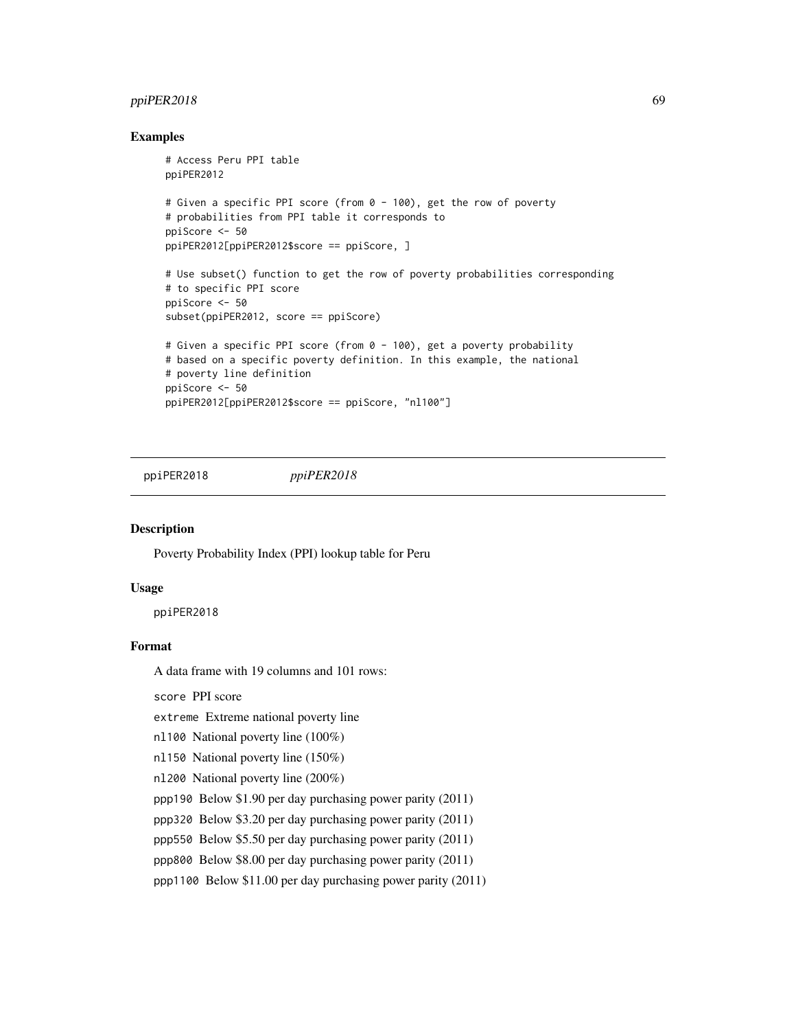## Examples

```
# Access Peru PPI table
ppiPER2012

# Given a specific PPI score (from 0 - 100), get the row of poverty
# probabilities from PPI table it corresponds to
ppiScore <- 50
ppiPER2012[ppiPER2012$score == ppiScore, ]

# Use subset() function to get the row of poverty probabilities corresponding
# to specific PPI score
ppiScore <- 50
subset(ppiPER2012, score == ppiScore)

# Given a specific PPI score (from 0 - 100), get a poverty probability
# based on a specific poverty definition. In this example, the national
# poverty line definition
ppiScore <- 50
ppiPER2012[ppiPER2012$score == ppiScore, "nl100"]
```

---

# ppiPER2018 *ppiPER2018*

## Description

Poverty Probability Index (PPI) lookup table for Peru

## Usage

ppiPER2018

## Format

A data frame with 19 columns and 101 rows:

`score` PPI score

`extreme` Extreme national poverty line

`nl100` National poverty line (100%)

`nl150` National poverty line (150%)

`nl200` National poverty line (200%)

`ppp190` Below $1.90 per day purchasing power parity (2011)

`ppp320` Below $3.20 per day purchasing power parity (2011)

`ppp550` Below $5.50 per day purchasing power parity (2011)

`ppp800` Below $8.00 per day purchasing power parity (2011)

`ppp1100` Below $11.00 per day purchasing power parity (2011)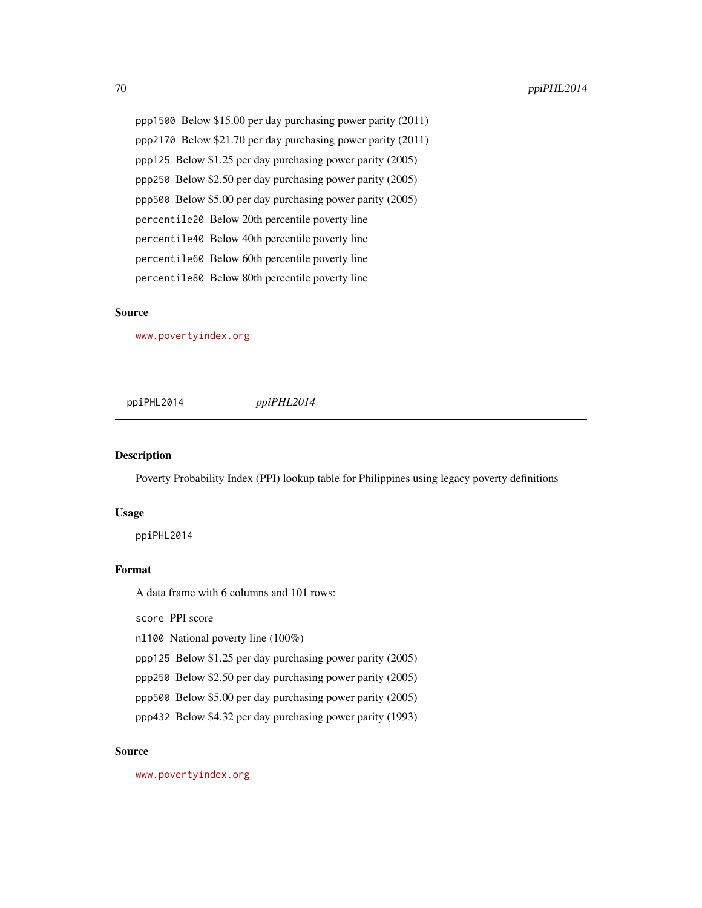`ppp1500` Below $15.00 per day purchasing power parity (2011)

`ppp2170` Below $21.70 per day purchasing power parity (2011)

`ppp125` Below $1.25 per day purchasing power parity (2005)

`ppp250` Below $2.50 per day purchasing power parity (2005)

`ppp500` Below $5.00 per day purchasing power parity (2005)

`percentile20` Below 20th percentile poverty line

`percentile40` Below 40th percentile poverty line

`percentile60` Below 60th percentile poverty line

`percentile80` Below 80th percentile poverty line

### Source

www.povertyindex.org

---

## ppiPHL2014 — *ppiPHL2014*

---

### Description

Poverty Probability Index (PPI) lookup table for Philippines using legacy poverty definitions

### Usage

```
ppiPHL2014
```

### Format

A data frame with 6 columns and 101 rows:

`score` PPI score

`nl100` National poverty line (100%)

`ppp125` Below $1.25 per day purchasing power parity (2005)

`ppp250` Below $2.50 per day purchasing power parity (2005)

`ppp500` Below $5.00 per day purchasing power parity (2005)

`ppp432` Below $4.32 per day purchasing power parity (1993)

### Source

www.povertyindex.org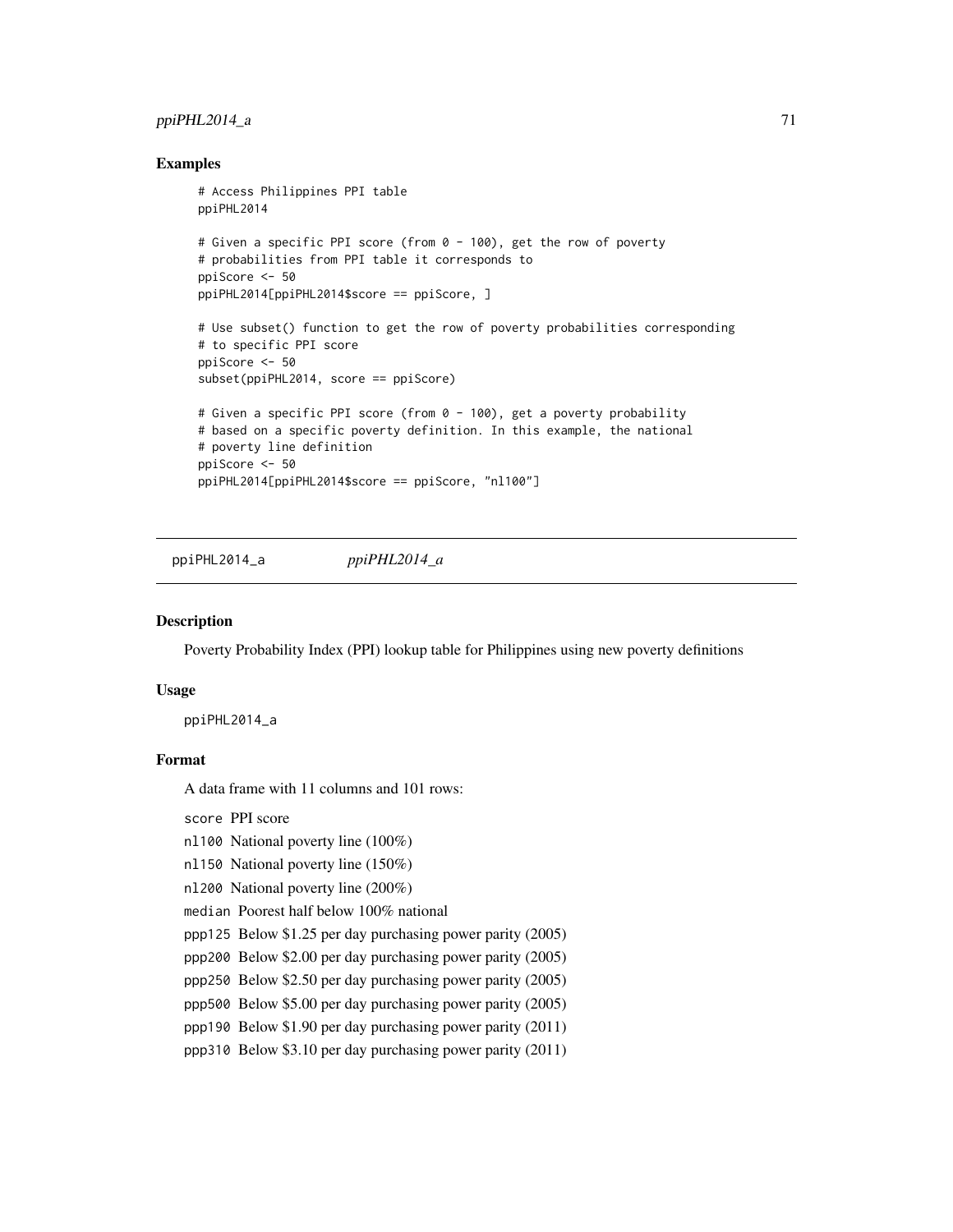## Examples

```
# Access Philippines PPI table
ppiPHL2014

# Given a specific PPI score (from 0 - 100), get the row of poverty
# probabilities from PPI table it corresponds to
ppiScore <- 50
ppiPHL2014[ppiPHL2014$score == ppiScore, ]

# Use subset() function to get the row of poverty probabilities corresponding
# to specific PPI score
ppiScore <- 50
subset(ppiPHL2014, score == ppiScore)

# Given a specific PPI score (from 0 - 100), get a poverty probability
# based on a specific poverty definition. In this example, the national
# poverty line definition
ppiScore <- 50
ppiPHL2014[ppiPHL2014$score == ppiScore, "nl100"]
```

# ppiPHL2014_a    *ppiPHL2014_a*

## Description

Poverty Probability Index (PPI) lookup table for Philippines using new poverty definitions

## Usage

ppiPHL2014_a

## Format

A data frame with 11 columns and 101 rows:

- `score` PPI score
- `nl100` National poverty line (100%)
- `nl150` National poverty line (150%)
- `nl200` National poverty line (200%)
- `median` Poorest half below 100% national
- `ppp125` Below $1.25 per day purchasing power parity (2005)
- `ppp200` Below $2.00 per day purchasing power parity (2005)
- `ppp250` Below $2.50 per day purchasing power parity (2005)
- `ppp500` Below $5.00 per day purchasing power parity (2005)
- `ppp190` Below $1.90 per day purchasing power parity (2011)
- `ppp310` Below $3.10 per day purchasing power parity (2011)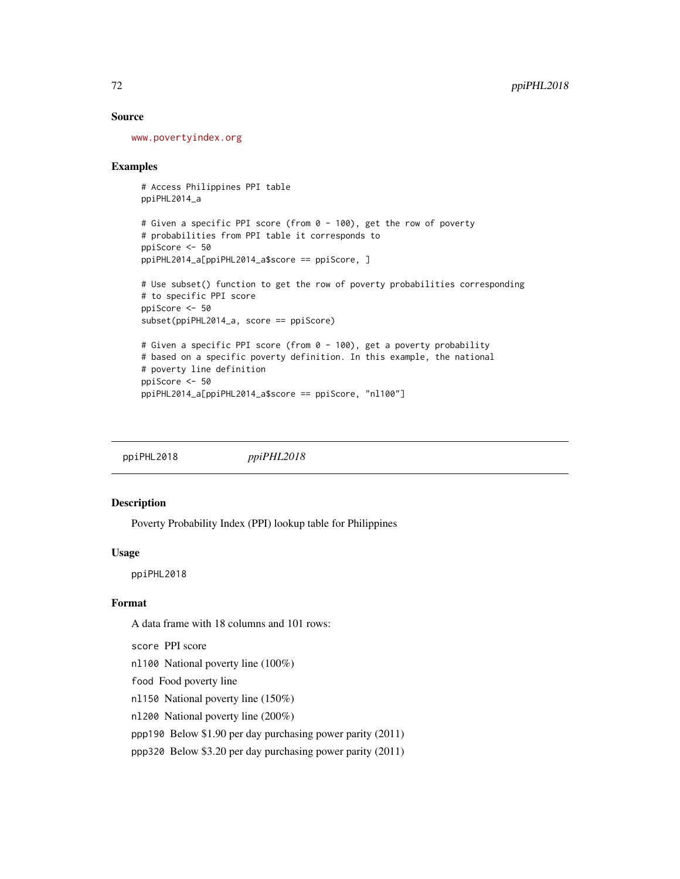## Source

www.povertyindex.org

## Examples

```
# Access Philippines PPI table
ppiPHL2014_a

# Given a specific PPI score (from 0 - 100), get the row of poverty
# probabilities from PPI table it corresponds to
ppiScore <- 50
ppiPHL2014_a[ppiPHL2014_a$score == ppiScore, ]

# Use subset() function to get the row of poverty probabilities corresponding
# to specific PPI score
ppiScore <- 50
subset(ppiPHL2014_a, score == ppiScore)

# Given a specific PPI score (from 0 - 100), get a poverty probability
# based on a specific poverty definition. In this example, the national
# poverty line definition
ppiScore <- 50
ppiPHL2014_a[ppiPHL2014_a$score == ppiScore, "nl100"]
```

---

# ppiPHL2018 *ppiPHL2018*

## Description

Poverty Probability Index (PPI) lookup table for Philippines

## Usage

```
ppiPHL2018
```

## Format

A data frame with 18 columns and 101 rows:

`score` PPI score

`nl100` National poverty line (100%)

`food` Food poverty line

`nl150` National poverty line (150%)

`nl200` National poverty line (200%)

`ppp190` Below $1.90 per day purchasing power parity (2011)

`ppp320` Below $3.20 per day purchasing power parity (2011)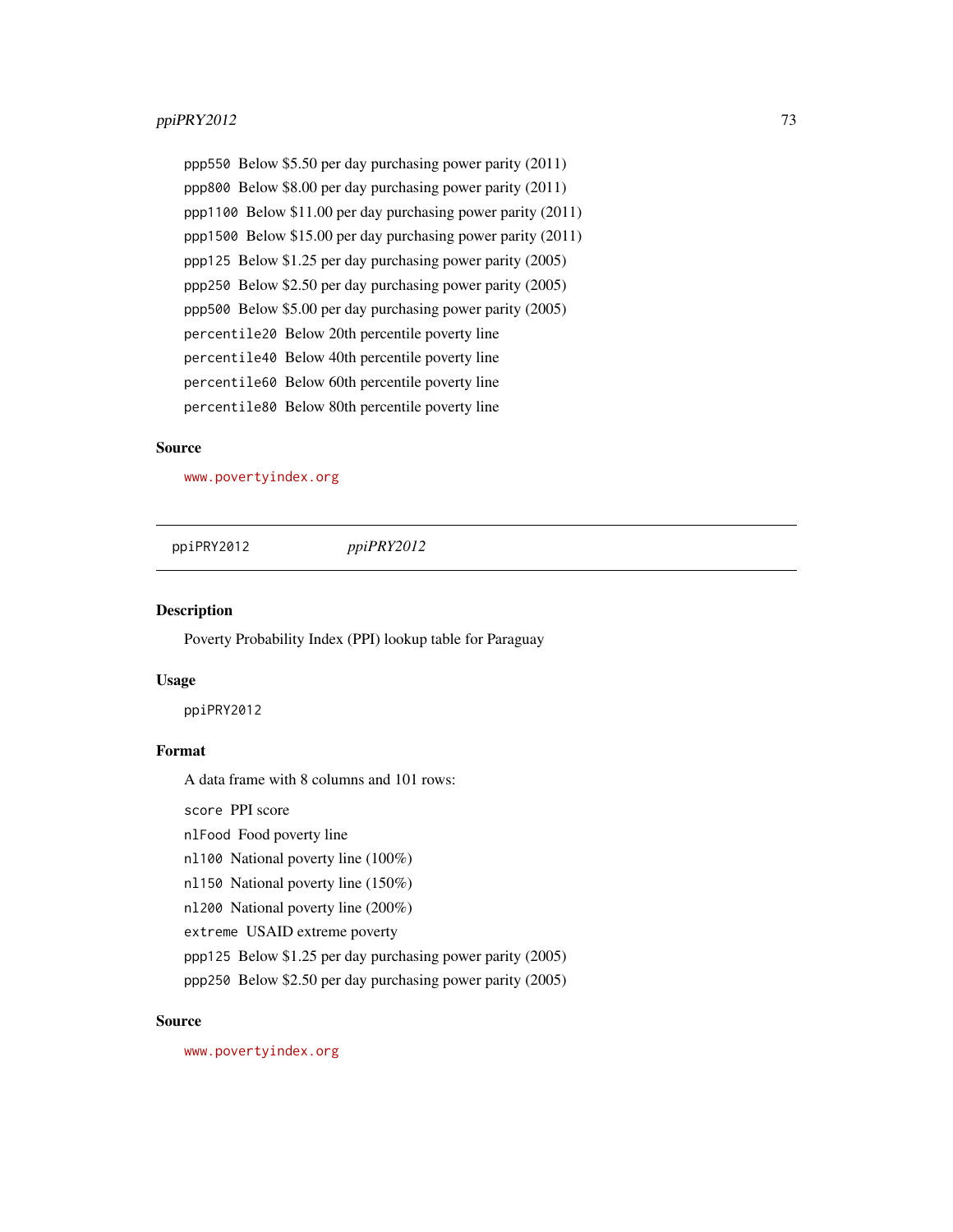`ppp550` Below $5.50 per day purchasing power parity (2011)

`ppp800` Below $8.00 per day purchasing power parity (2011)

`ppp1100` Below $11.00 per day purchasing power parity (2011)

`ppp1500` Below $15.00 per day purchasing power parity (2011)

`ppp125` Below $1.25 per day purchasing power parity (2005)

`ppp250` Below $2.50 per day purchasing power parity (2005)

`ppp500` Below $5.00 per day purchasing power parity (2005)

`percentile20` Below 20th percentile poverty line

`percentile40` Below 40th percentile poverty line

`percentile60` Below 60th percentile poverty line

`percentile80` Below 80th percentile poverty line

### Source

www.povertyindex.org

---

`ppiPRY2012` *ppiPRY2012*

---

### Description

Poverty Probability Index (PPI) lookup table for Paraguay

### Usage

```
ppiPRY2012
```

### Format

A data frame with 8 columns and 101 rows:

`score` PPI score

`nlFood` Food poverty line

`nl100` National poverty line (100%)

`nl150` National poverty line (150%)

`nl200` National poverty line (200%)

`extreme` USAID extreme poverty

`ppp125` Below $1.25 per day purchasing power parity (2005)

`ppp250` Below $2.50 per day purchasing power parity (2005)

### Source

www.povertyindex.org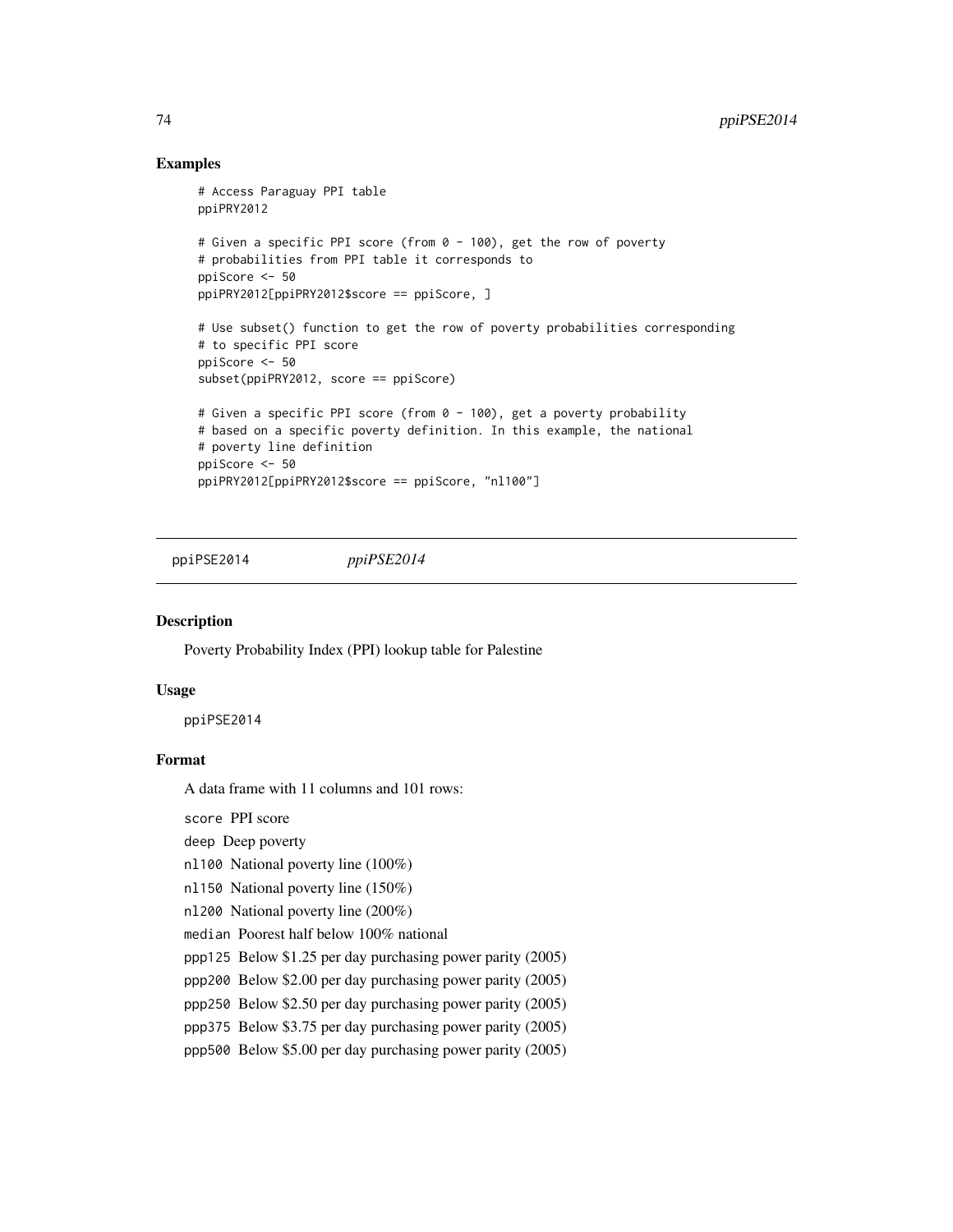## Examples

```
# Access Paraguay PPI table
ppiPRY2012

# Given a specific PPI score (from 0 - 100), get the row of poverty
# probabilities from PPI table it corresponds to
ppiScore <- 50
ppiPRY2012[ppiPRY2012$score == ppiScore, ]

# Use subset() function to get the row of poverty probabilities corresponding
# to specific PPI score
ppiScore <- 50
subset(ppiPRY2012, score == ppiScore)

# Given a specific PPI score (from 0 - 100), get a poverty probability
# based on a specific poverty definition. In this example, the national
# poverty line definition
ppiScore <- 50
ppiPRY2012[ppiPRY2012$score == ppiScore, "nl100"]
```

# ppiPSE2014 *ppiPSE2014*

## Description

Poverty Probability Index (PPI) lookup table for Palestine

## Usage

```
ppiPSE2014
```

## Format

A data frame with 11 columns and 101 rows:

- `score` PPI score
- `deep` Deep poverty
- `nl100` National poverty line (100%)
- `nl150` National poverty line (150%)
- `nl200` National poverty line (200%)
- `median` Poorest half below 100% national
- `ppp125` Below $1.25 per day purchasing power parity (2005)
- `ppp200` Below $2.00 per day purchasing power parity (2005)
- `ppp250` Below $2.50 per day purchasing power parity (2005)
- `ppp375` Below $3.75 per day purchasing power parity (2005)
- `ppp500` Below $5.00 per day purchasing power parity (2005)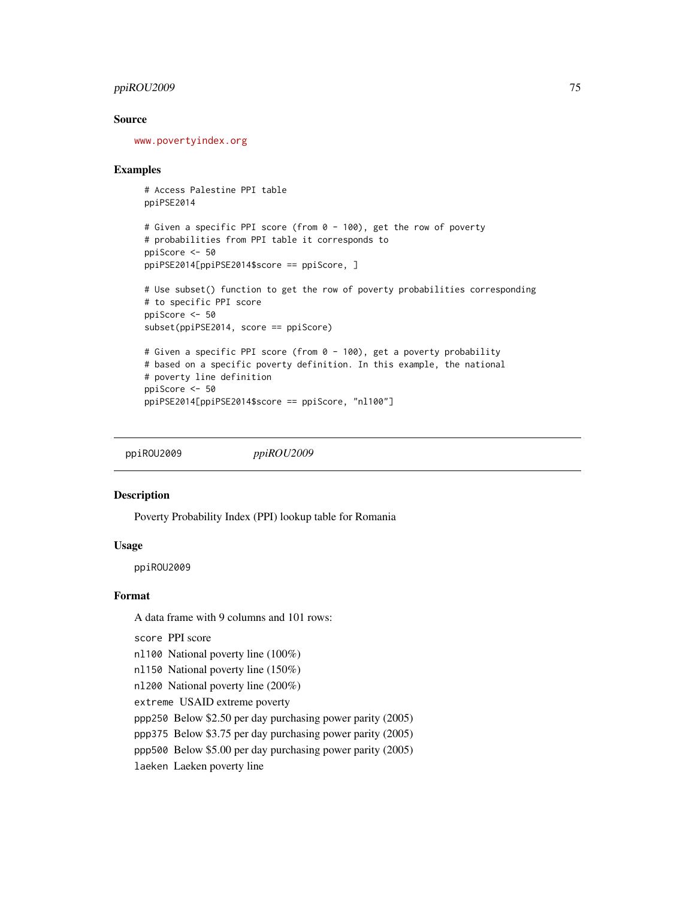## Source

www.povertyindex.org

## Examples

```
# Access Palestine PPI table
ppiPSE2014

# Given a specific PPI score (from 0 - 100), get the row of poverty
# probabilities from PPI table it corresponds to
ppiScore <- 50
ppiPSE2014[ppiPSE2014$score == ppiScore, ]

# Use subset() function to get the row of poverty probabilities corresponding
# to specific PPI score
ppiScore <- 50
subset(ppiPSE2014, score == ppiScore)

# Given a specific PPI score (from 0 - 100), get a poverty probability
# based on a specific poverty definition. In this example, the national
# poverty line definition
ppiScore <- 50
ppiPSE2014[ppiPSE2014$score == ppiScore, "nl100"]
```

---

# ppiROU2009 *ppiROU2009*

---

## Description

Poverty Probability Index (PPI) lookup table for Romania

## Usage

```
ppiROU2009
```

## Format

A data frame with 9 columns and 101 rows:

- `score` PPI score
- `nl100` National poverty line (100%)
- `nl150` National poverty line (150%)
- `nl200` National poverty line (200%)
- `extreme` USAID extreme poverty
- `ppp250` Below $2.50 per day purchasing power parity (2005)
- `ppp375` Below $3.75 per day purchasing power parity (2005)
- `ppp500` Below $5.00 per day purchasing power parity (2005)
- `laeken` Laeken poverty line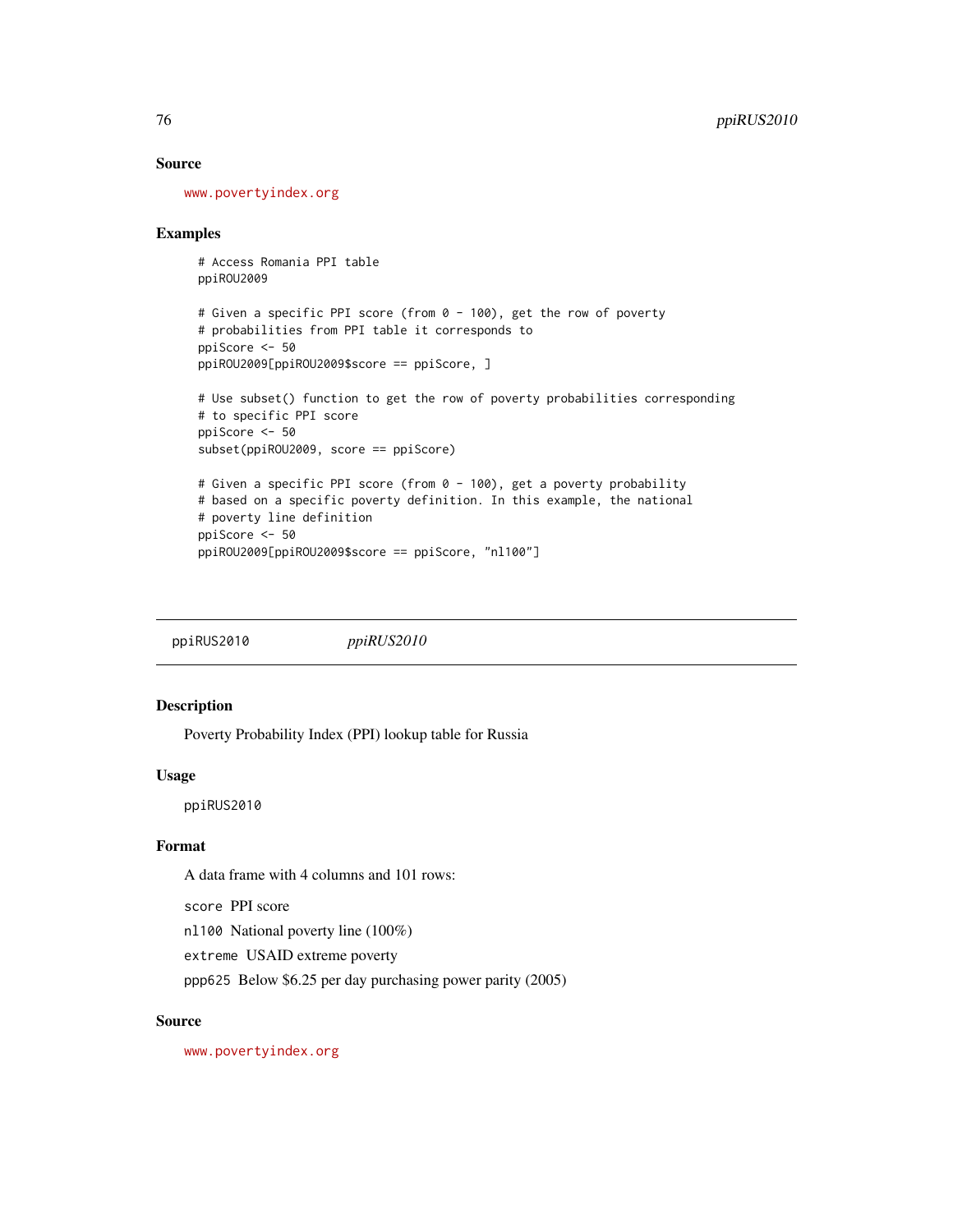## Source

www.povertyindex.org

## Examples

```
# Access Romania PPI table
ppiROU2009

# Given a specific PPI score (from 0 - 100), get the row of poverty
# probabilities from PPI table it corresponds to
ppiScore <- 50
ppiROU2009[ppiROU2009$score == ppiScore, ]

# Use subset() function to get the row of poverty probabilities corresponding
# to specific PPI score
ppiScore <- 50
subset(ppiROU2009, score == ppiScore)

# Given a specific PPI score (from 0 - 100), get a poverty probability
# based on a specific poverty definition. In this example, the national
# poverty line definition
ppiScore <- 50
ppiROU2009[ppiROU2009$score == ppiScore, "nl100"]
```

---

# ppiRUS2010 *ppiRUS2010*

## Description

Poverty Probability Index (PPI) lookup table for Russia

## Usage

`ppiRUS2010`

## Format

A data frame with 4 columns and 101 rows:

`score` PPI score

`nl100` National poverty line (100%)

`extreme` USAID extreme poverty

`ppp625` Below $6.25 per day purchasing power parity (2005)

## Source

www.povertyindex.org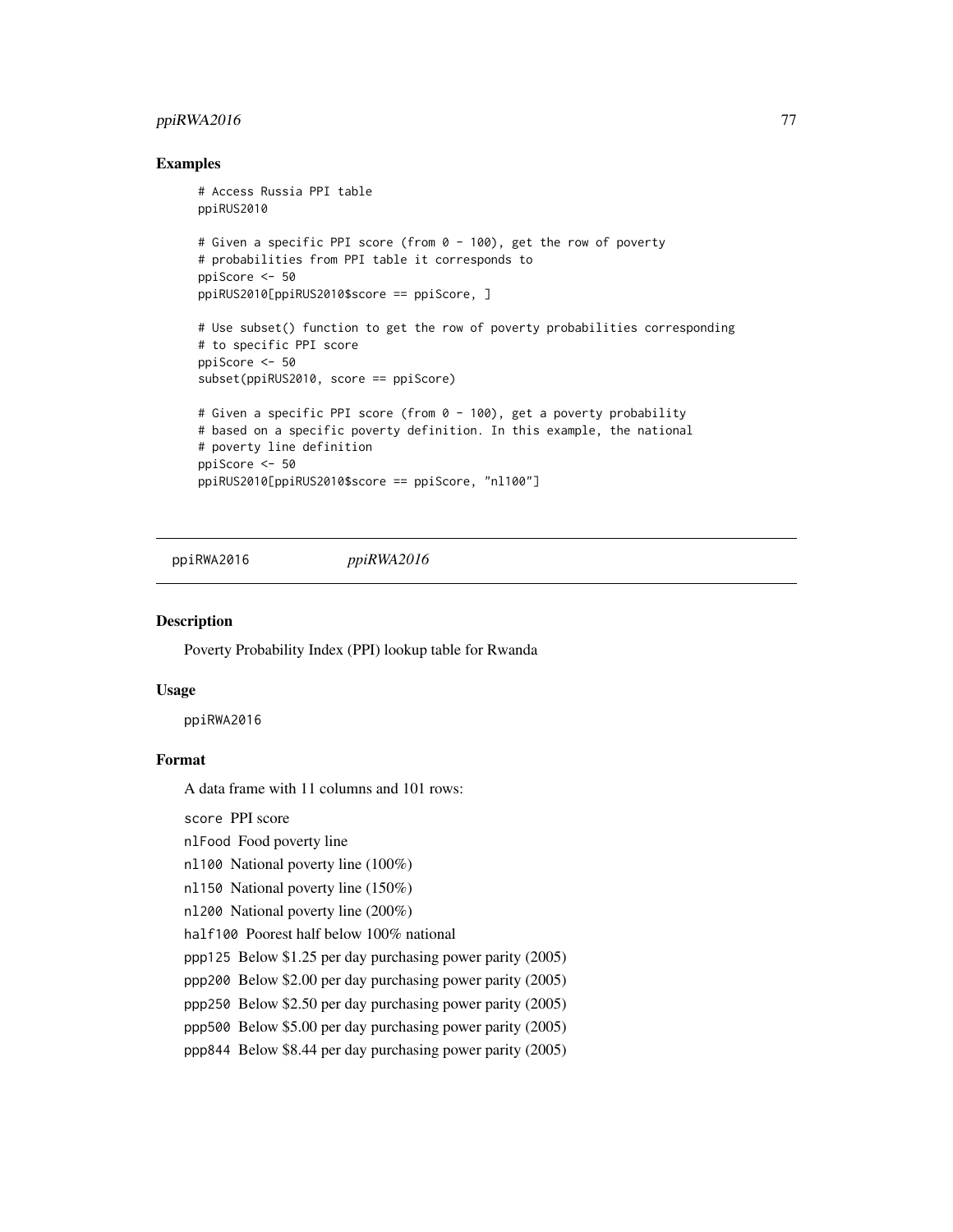## Examples

```
# Access Russia PPI table
ppiRUS2010

# Given a specific PPI score (from 0 - 100), get the row of poverty
# probabilities from PPI table it corresponds to
ppiScore <- 50
ppiRUS2010[ppiRUS2010$score == ppiScore, ]

# Use subset() function to get the row of poverty probabilities corresponding
# to specific PPI score
ppiScore <- 50
subset(ppiRUS2010, score == ppiScore)

# Given a specific PPI score (from 0 - 100), get a poverty probability
# based on a specific poverty definition. In this example, the national
# poverty line definition
ppiScore <- 50
ppiRUS2010[ppiRUS2010$score == ppiScore, "nl100"]
```

---

# ppiRWA2016 *ppiRWA2016*

## Description

Poverty Probability Index (PPI) lookup table for Rwanda

## Usage

`ppiRWA2016`

## Format

A data frame with 11 columns and 101 rows:

`score` PPI score

`nlFood` Food poverty line

`nl100` National poverty line (100%)

`nl150` National poverty line (150%)

`nl200` National poverty line (200%)

`half100` Poorest half below 100% national

`ppp125` Below $1.25 per day purchasing power parity (2005)

`ppp200` Below $2.00 per day purchasing power parity (2005)

`ppp250` Below $2.50 per day purchasing power parity (2005)

`ppp500` Below $5.00 per day purchasing power parity (2005)

`ppp844` Below $8.44 per day purchasing power parity (2005)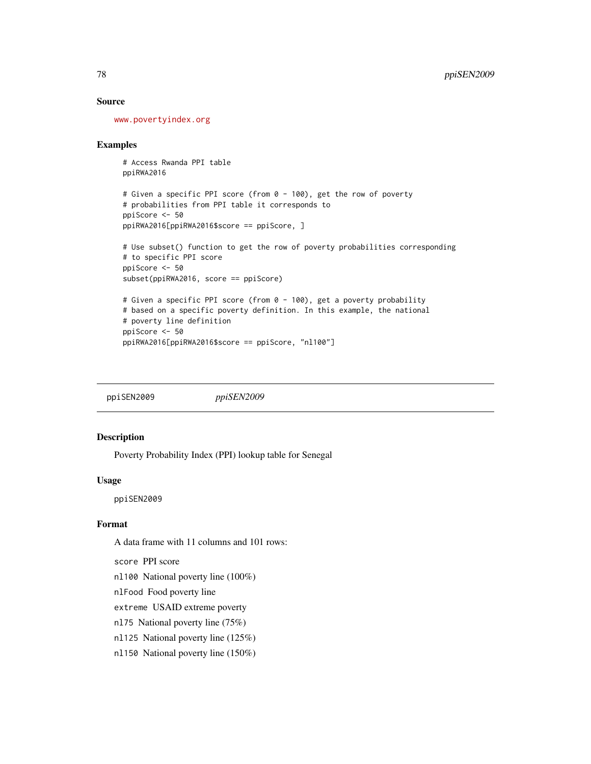### Source

www.povertyindex.org

### Examples

```
# Access Rwanda PPI table
ppiRWA2016

# Given a specific PPI score (from 0 - 100), get the row of poverty
# probabilities from PPI table it corresponds to
ppiScore <- 50
ppiRWA2016[ppiRWA2016$score == ppiScore, ]

# Use subset() function to get the row of poverty probabilities corresponding
# to specific PPI score
ppiScore <- 50
subset(ppiRWA2016, score == ppiScore)

# Given a specific PPI score (from 0 - 100), get a poverty probability
# based on a specific poverty definition. In this example, the national
# poverty line definition
ppiScore <- 50
ppiRWA2016[ppiRWA2016$score == ppiScore, "nl100"]
```

---

## ppiSEN2009 *ppiSEN2009*

### Description

Poverty Probability Index (PPI) lookup table for Senegal

### Usage

```
ppiSEN2009
```

### Format

A data frame with 11 columns and 101 rows:

`score` PPI score

`nl100` National poverty line (100%)

`nlFood` Food poverty line

`extreme` USAID extreme poverty

`nl75` National poverty line (75%)

`nl125` National poverty line (125%)

`nl150` National poverty line (150%)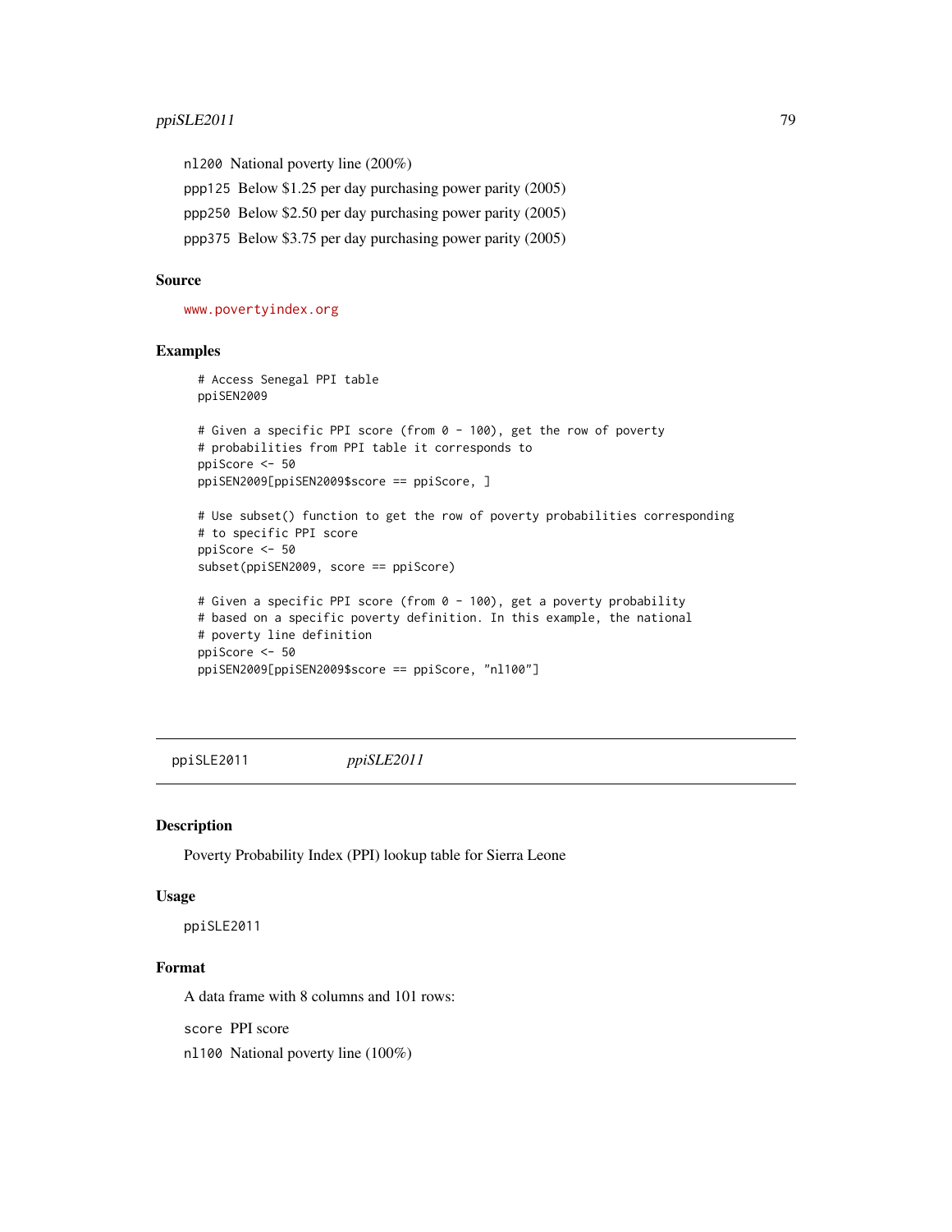`nl200` National poverty line (200%)

`ppp125` Below $1.25 per day purchasing power parity (2005)

`ppp250` Below $2.50 per day purchasing power parity (2005)

`ppp375` Below $3.75 per day purchasing power parity (2005)

### Source

www.povertyindex.org

### Examples

```
# Access Senegal PPI table
ppiSEN2009

# Given a specific PPI score (from 0 - 100), get the row of poverty
# probabilities from PPI table it corresponds to
ppiScore <- 50
ppiSEN2009[ppiSEN2009$score == ppiScore, ]

# Use subset() function to get the row of poverty probabilities corresponding
# to specific PPI score
ppiScore <- 50
subset(ppiSEN2009, score == ppiScore)

# Given a specific PPI score (from 0 - 100), get a poverty probability
# based on a specific poverty definition. In this example, the national
# poverty line definition
ppiScore <- 50
ppiSEN2009[ppiSEN2009$score == ppiScore, "nl100"]
```

## ppiSLE2011 *ppiSLE2011*

### Description

Poverty Probability Index (PPI) lookup table for Sierra Leone

### Usage

```
ppiSLE2011
```

### Format

A data frame with 8 columns and 101 rows:

`score` PPI score

`nl100` National poverty line (100%)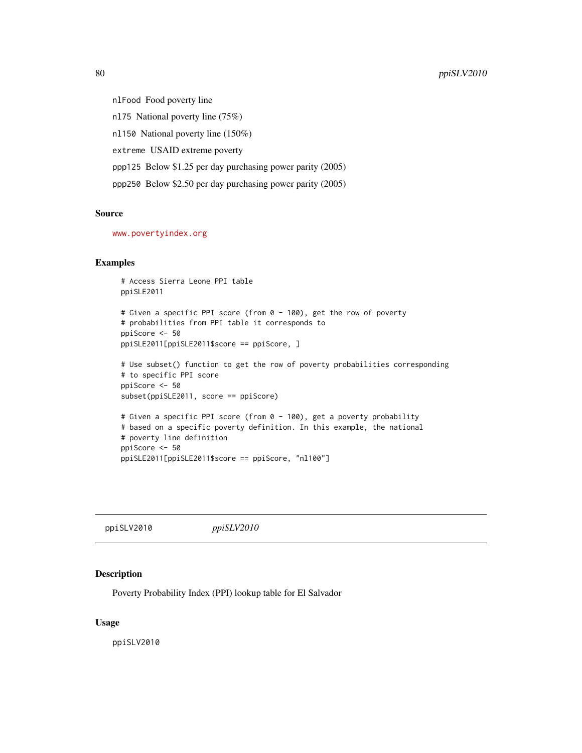nlFood Food poverty line

nl75 National poverty line (75%)

nl150 National poverty line (150%)

extreme USAID extreme poverty

ppp125 Below $1.25 per day purchasing power parity (2005)

ppp250 Below $2.50 per day purchasing power parity (2005)

### Source

www.povertyindex.org

### Examples

```
# Access Sierra Leone PPI table
ppiSLE2011

# Given a specific PPI score (from 0 - 100), get the row of poverty
# probabilities from PPI table it corresponds to
ppiScore <- 50
ppiSLE2011[ppiSLE2011$score == ppiScore, ]

# Use subset() function to get the row of poverty probabilities corresponding
# to specific PPI score
ppiScore <- 50
subset(ppiSLE2011, score == ppiScore)

# Given a specific PPI score (from 0 - 100), get a poverty probability
# based on a specific poverty definition. In this example, the national
# poverty line definition
ppiScore <- 50
ppiSLE2011[ppiSLE2011$score == ppiScore, "nl100"]
```

---

## ppiSLV2010 *ppiSLV2010*

---

### Description

Poverty Probability Index (PPI) lookup table for El Salvador

### Usage

```
ppiSLV2010
```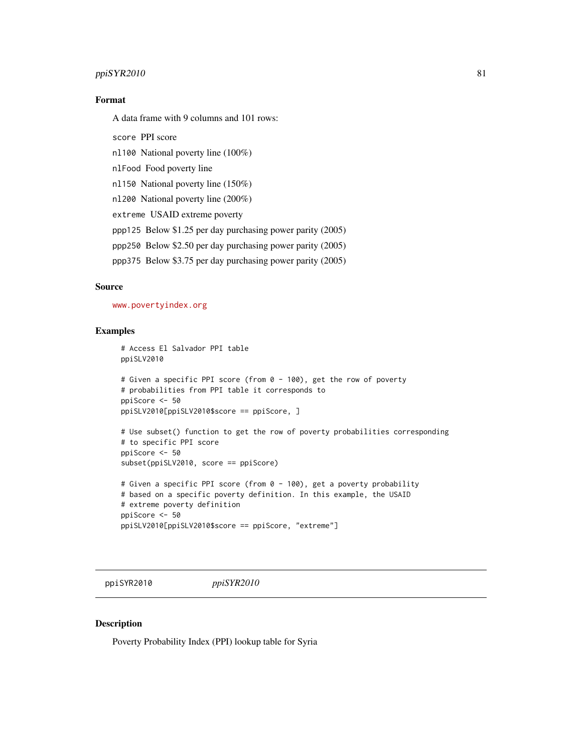## Format

A data frame with 9 columns and 101 rows:

- `score` PPI score
- `nl100` National poverty line (100%)
- `nlFood` Food poverty line
- `nl150` National poverty line (150%)
- `nl200` National poverty line (200%)
- `extreme` USAID extreme poverty
- `ppp125` Below $1.25 per day purchasing power parity (2005)
- `ppp250` Below $2.50 per day purchasing power parity (2005)
- `ppp375` Below $3.75 per day purchasing power parity (2005)

## Source

www.povertyindex.org

## Examples

```
# Access El Salvador PPI table
ppiSLV2010

# Given a specific PPI score (from 0 - 100), get the row of poverty
# probabilities from PPI table it corresponds to
ppiScore <- 50
ppiSLV2010[ppiSLV2010$score == ppiScore, ]

# Use subset() function to get the row of poverty probabilities corresponding
# to specific PPI score
ppiScore <- 50
subset(ppiSLV2010, score == ppiScore)

# Given a specific PPI score (from 0 - 100), get a poverty probability
# based on a specific poverty definition. In this example, the USAID
# extreme poverty definition
ppiScore <- 50
ppiSLV2010[ppiSLV2010$score == ppiScore, "extreme"]
```

---

# ppiSYR2010 *ppiSYR2010*

## Description

Poverty Probability Index (PPI) lookup table for Syria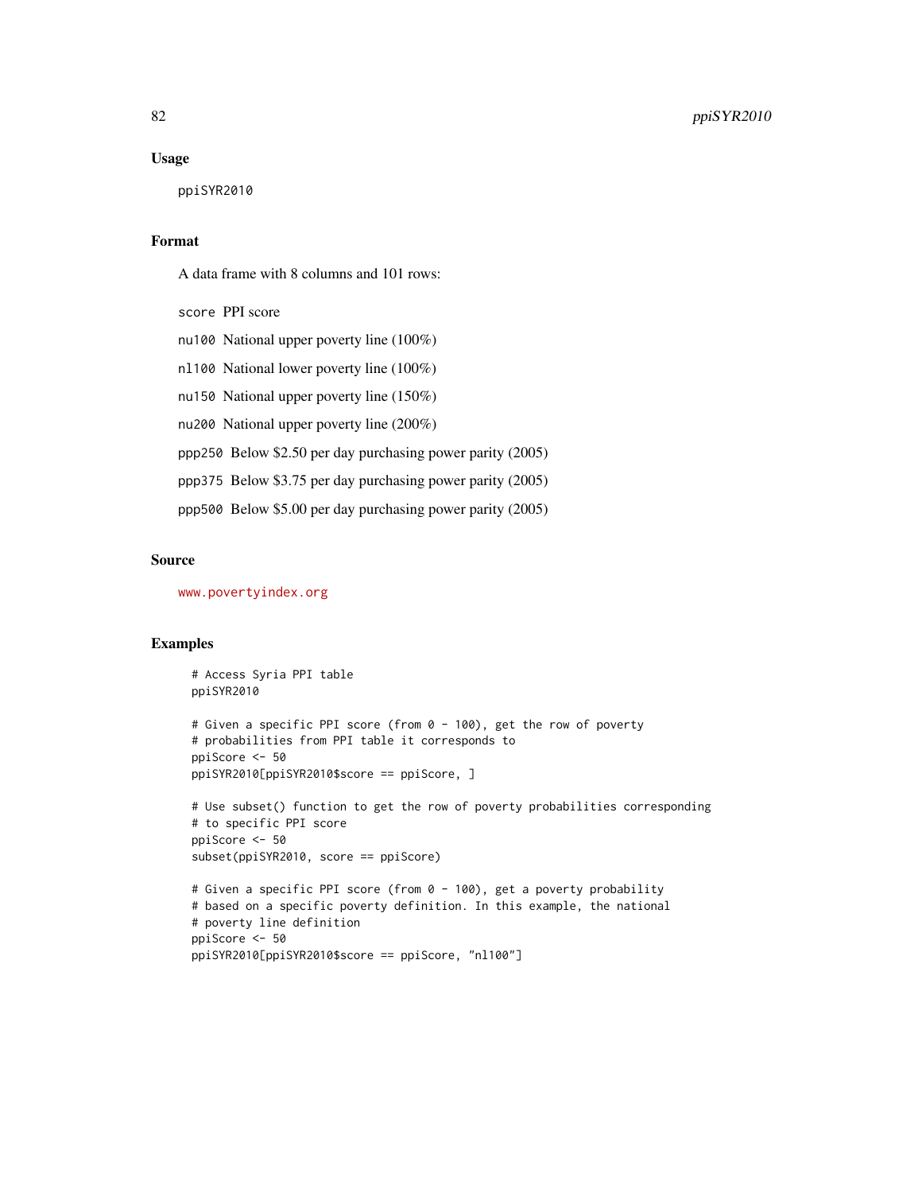### Usage

```
ppiSYR2010
```

### Format

A data frame with 8 columns and 101 rows:

- `score` PPI score
- `nu100` National upper poverty line (100%)
- `nl100` National lower poverty line (100%)
- `nu150` National upper poverty line (150%)
- `nu200` National upper poverty line (200%)
- `ppp250` Below $2.50 per day purchasing power parity (2005)
- `ppp375` Below $3.75 per day purchasing power parity (2005)
- `ppp500` Below $5.00 per day purchasing power parity (2005)

### Source

www.povertyindex.org

### Examples

```
# Access Syria PPI table
ppiSYR2010

# Given a specific PPI score (from 0 - 100), get the row of poverty
# probabilities from PPI table it corresponds to
ppiScore <- 50
ppiSYR2010[ppiSYR2010$score == ppiScore, ]

# Use subset() function to get the row of poverty probabilities corresponding
# to specific PPI score
ppiScore <- 50
subset(ppiSYR2010, score == ppiScore)

# Given a specific PPI score (from 0 - 100), get a poverty probability
# based on a specific poverty definition. In this example, the national
# poverty line definition
ppiScore <- 50
ppiSYR2010[ppiSYR2010$score == ppiScore, "nl100"]
```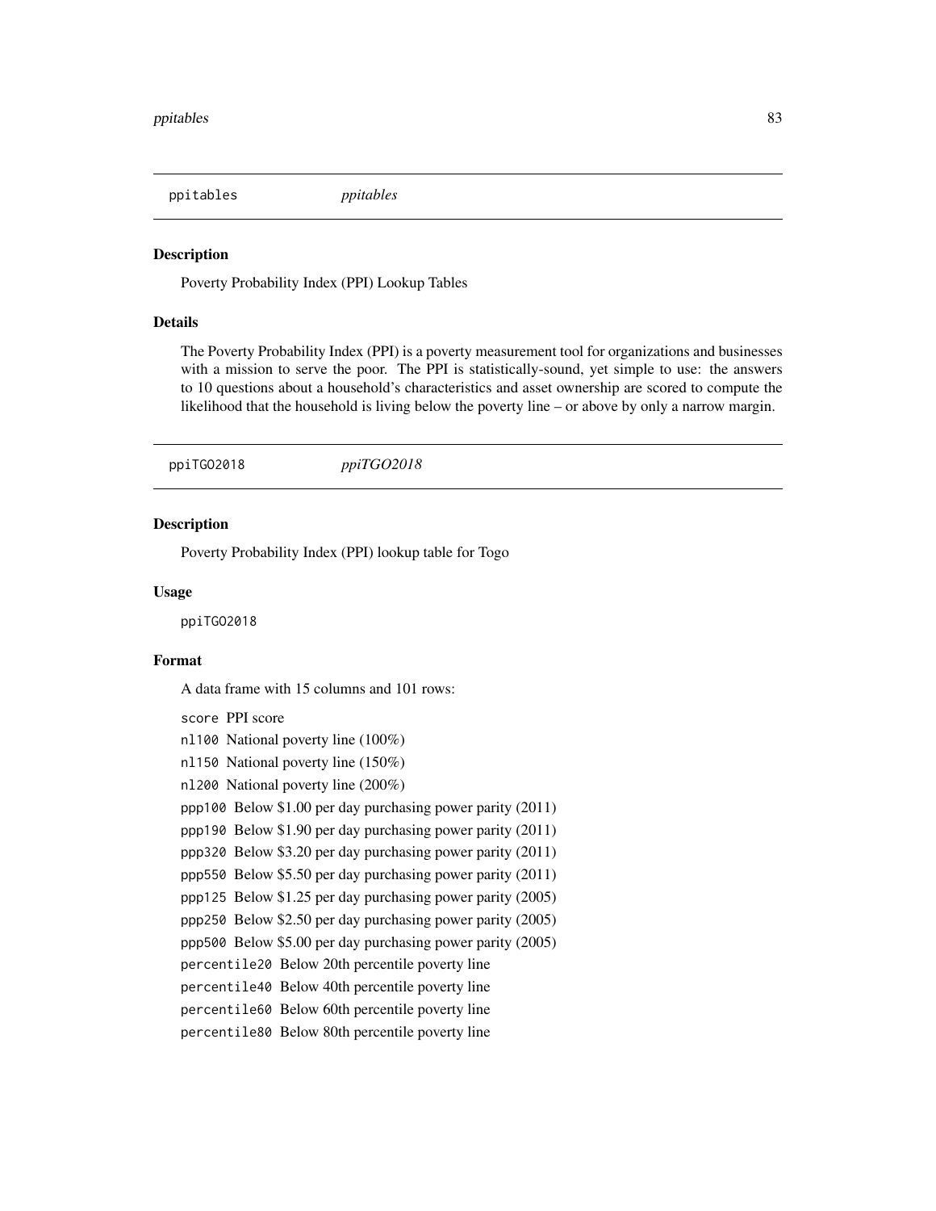## ppitables *ppitables*

### Description

Poverty Probability Index (PPI) Lookup Tables

### Details

The Poverty Probability Index (PPI) is a poverty measurement tool for organizations and businesses with a mission to serve the poor. The PPI is statistically-sound, yet simple to use: the answers to 10 questions about a household's characteristics and asset ownership are scored to compute the likelihood that the household is living below the poverty line – or above by only a narrow margin.

## ppiTGO2018 *ppiTGO2018*

### Description

Poverty Probability Index (PPI) lookup table for Togo

### Usage

```
ppiTGO2018
```

### Format

A data frame with 15 columns and 101 rows:

`score` PPI score

`nl100` National poverty line (100%)

`nl150` National poverty line (150%)

`nl200` National poverty line (200%)

`ppp100` Below $1.00 per day purchasing power parity (2011)

`ppp190` Below $1.90 per day purchasing power parity (2011)

`ppp320` Below $3.20 per day purchasing power parity (2011)

`ppp550` Below $5.50 per day purchasing power parity (2011)

`ppp125` Below $1.25 per day purchasing power parity (2005)

`ppp250` Below $2.50 per day purchasing power parity (2005)

`ppp500` Below $5.00 per day purchasing power parity (2005)

`percentile20` Below 20th percentile poverty line

`percentile40` Below 40th percentile poverty line

`percentile60` Below 60th percentile poverty line

`percentile80` Below 80th percentile poverty line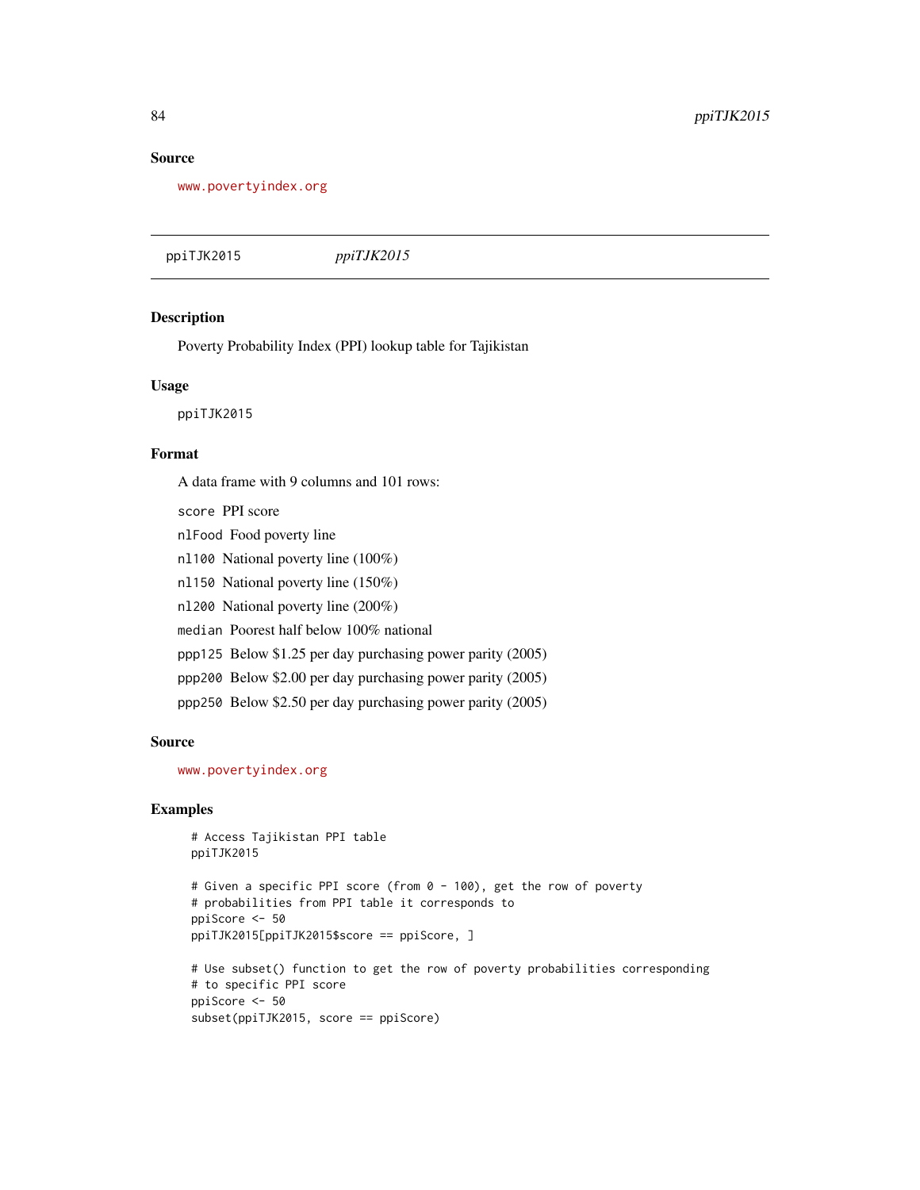## Source

www.povertyindex.org

---

ppiTJK2015 &nbsp;&nbsp;&nbsp;&nbsp;&nbsp;&nbsp;&nbsp; *ppiTJK2015*

---

### Description

Poverty Probability Index (PPI) lookup table for Tajikistan

### Usage

```
ppiTJK2015
```

### Format

A data frame with 9 columns and 101 rows:

`score` PPI score

`nlFood` Food poverty line

`nl100` National poverty line (100%)

`nl150` National poverty line (150%)

`nl200` National poverty line (200%)

`median` Poorest half below 100% national

`ppp125` Below $1.25 per day purchasing power parity (2005)

`ppp200` Below $2.00 per day purchasing power parity (2005)

`ppp250` Below $2.50 per day purchasing power parity (2005)

### Source

www.povertyindex.org

### Examples

```
# Access Tajikistan PPI table
ppiTJK2015

# Given a specific PPI score (from 0 - 100), get the row of poverty
# probabilities from PPI table it corresponds to
ppiScore <- 50
ppiTJK2015[ppiTJK2015$score == ppiScore, ]

# Use subset() function to get the row of poverty probabilities corresponding
# to specific PPI score
ppiScore <- 50
subset(ppiTJK2015, score == ppiScore)
```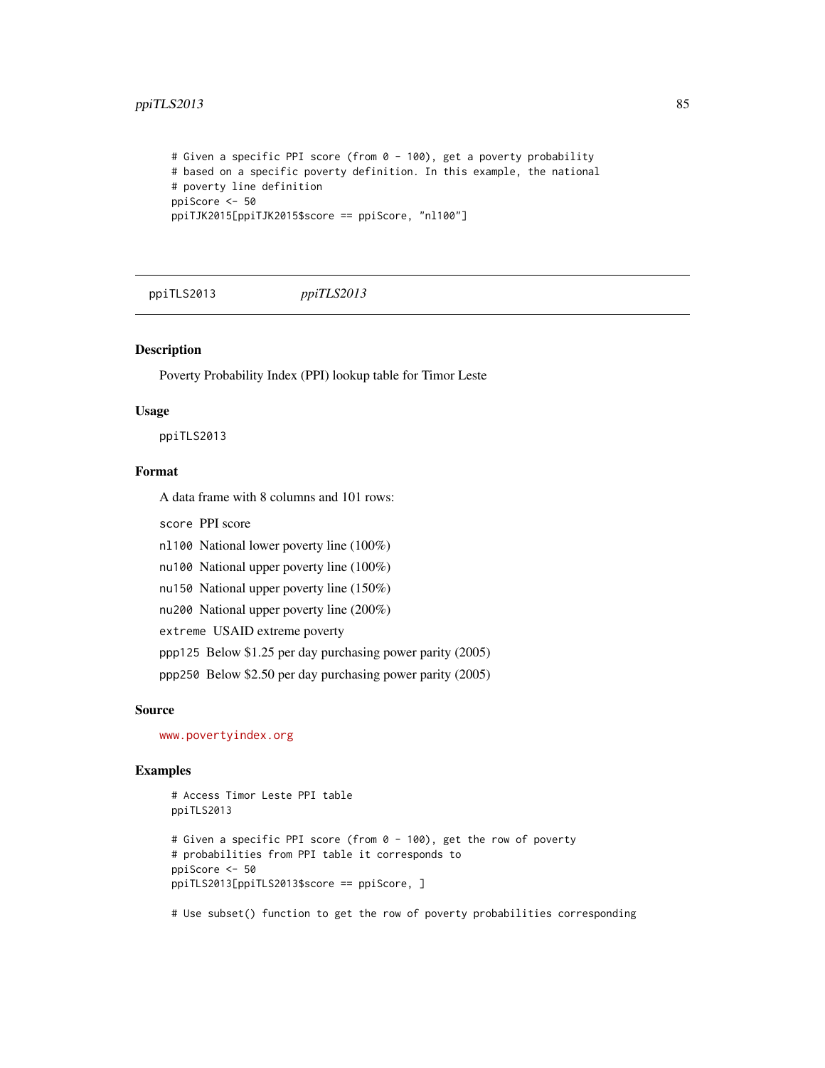```
# Given a specific PPI score (from 0 - 100), get a poverty probability
# based on a specific poverty definition. In this example, the national
# poverty line definition
ppiScore <- 50
ppiTJK2015[ppiTJK2015$score == ppiScore, "nl100"]
```

---

ppiTLS2013 &nbsp;&nbsp;&nbsp;&nbsp;&nbsp; *ppiTLS2013*

---

### Description

Poverty Probability Index (PPI) lookup table for Timor Leste

### Usage

```
ppiTLS2013
```

### Format

A data frame with 8 columns and 101 rows:

- `score` PPI score
- `nl100` National lower poverty line (100%)
- `nu100` National upper poverty line (100%)
- `nu150` National upper poverty line (150%)
- `nu200` National upper poverty line (200%)
- `extreme` USAID extreme poverty
- `ppp125` Below $1.25 per day purchasing power parity (2005)
- `ppp250` Below $2.50 per day purchasing power parity (2005)

### Source

www.povertyindex.org

### Examples

```
# Access Timor Leste PPI table
ppiTLS2013

# Given a specific PPI score (from 0 - 100), get the row of poverty
# probabilities from PPI table it corresponds to
ppiScore <- 50
ppiTLS2013[ppiTLS2013$score == ppiScore, ]

# Use subset() function to get the row of poverty probabilities corresponding
```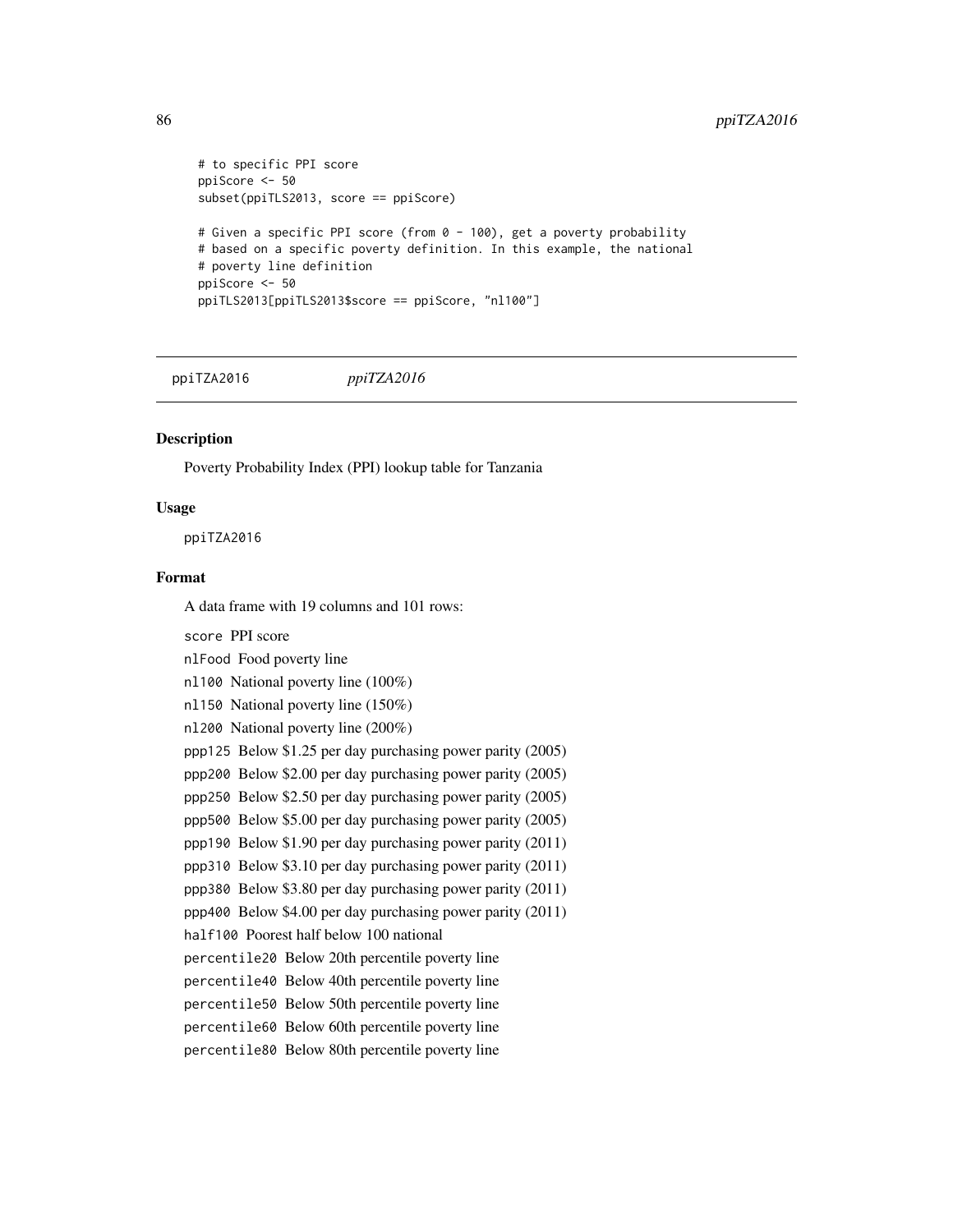```
# to specific PPI score
ppiScore <- 50
subset(ppiTLS2013, score == ppiScore)

# Given a specific PPI score (from 0 - 100), get a poverty probability
# based on a specific poverty definition. In this example, the national
# poverty line definition
ppiScore <- 50
ppiTLS2013[ppiTLS2013$score == ppiScore, "nl100"]
```

## ppiTZA2016 *ppiTZA2016*

### Description

Poverty Probability Index (PPI) lookup table for Tanzania

### Usage

```
ppiTZA2016
```

### Format

A data frame with 19 columns and 101 rows:

`score` PPI score
`nlFood` Food poverty line
`nl100` National poverty line (100%)
`nl150` National poverty line (150%)
`nl200` National poverty line (200%)
`ppp125` Below $1.25 per day purchasing power parity (2005)
`ppp200` Below $2.00 per day purchasing power parity (2005)
`ppp250` Below $2.50 per day purchasing power parity (2005)
`ppp500` Below $5.00 per day purchasing power parity (2005)
`ppp190` Below $1.90 per day purchasing power parity (2011)
`ppp310` Below $3.10 per day purchasing power parity (2011)
`ppp380` Below $3.80 per day purchasing power parity (2011)
`ppp400` Below $4.00 per day purchasing power parity (2011)
`half100` Poorest half below 100 national
`percentile20` Below 20th percentile poverty line
`percentile40` Below 40th percentile poverty line
`percentile50` Below 50th percentile poverty line
`percentile60` Below 60th percentile poverty line
`percentile80` Below 80th percentile poverty line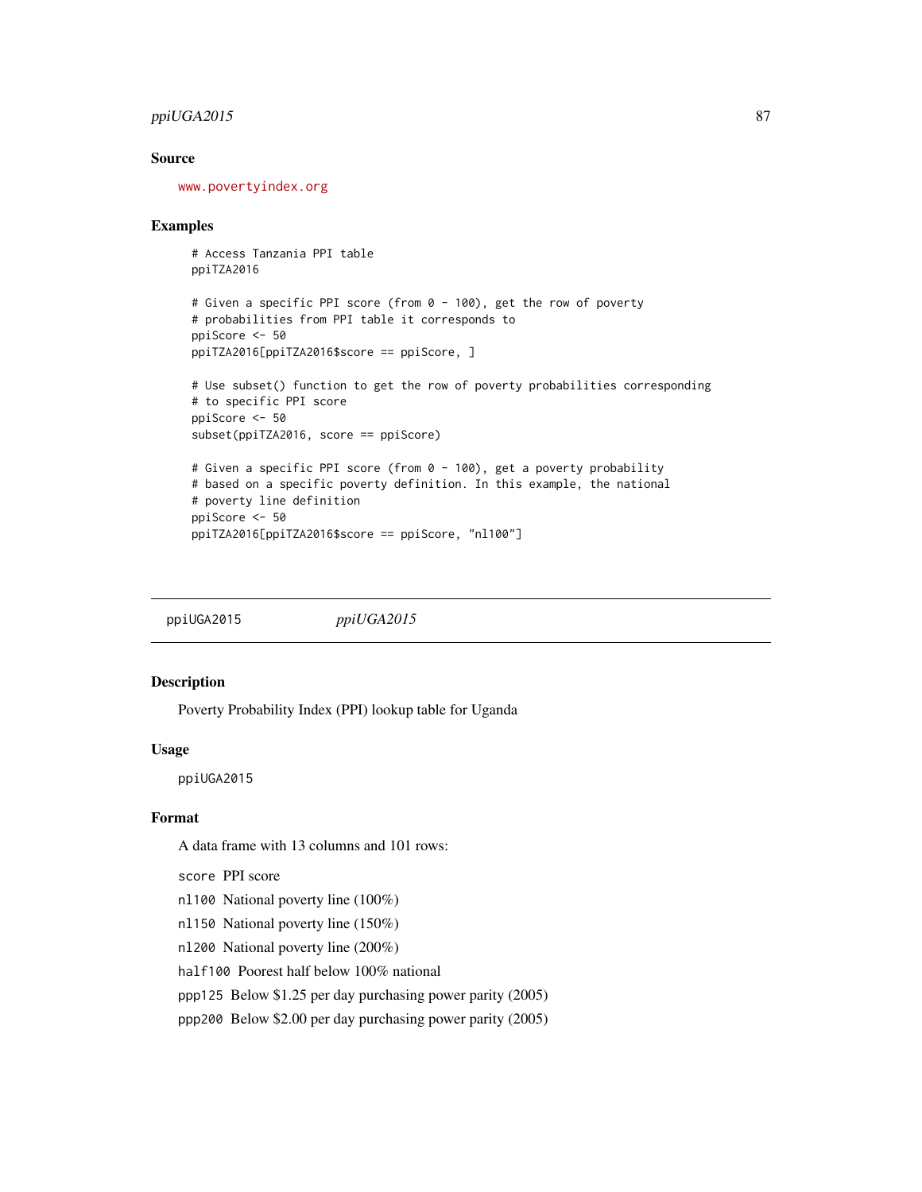## Source

www.povertyindex.org

## Examples

```
# Access Tanzania PPI table
ppiTZA2016

# Given a specific PPI score (from 0 - 100), get the row of poverty
# probabilities from PPI table it corresponds to
ppiScore <- 50
ppiTZA2016[ppiTZA2016$score == ppiScore, ]

# Use subset() function to get the row of poverty probabilities corresponding
# to specific PPI score
ppiScore <- 50
subset(ppiTZA2016, score == ppiScore)

# Given a specific PPI score (from 0 - 100), get a poverty probability
# based on a specific poverty definition. In this example, the national
# poverty line definition
ppiScore <- 50
ppiTZA2016[ppiTZA2016$score == ppiScore, "nl100"]
```

---

# ppiUGA2015 *ppiUGA2015*

## Description

Poverty Probability Index (PPI) lookup table for Uganda

## Usage

```
ppiUGA2015
```

## Format

A data frame with 13 columns and 101 rows:

`score` PPI score

`nl100` National poverty line (100%)

`nl150` National poverty line (150%)

`nl200` National poverty line (200%)

`half100` Poorest half below 100% national

`ppp125` Below $1.25 per day purchasing power parity (2005)

`ppp200` Below $2.00 per day purchasing power parity (2005)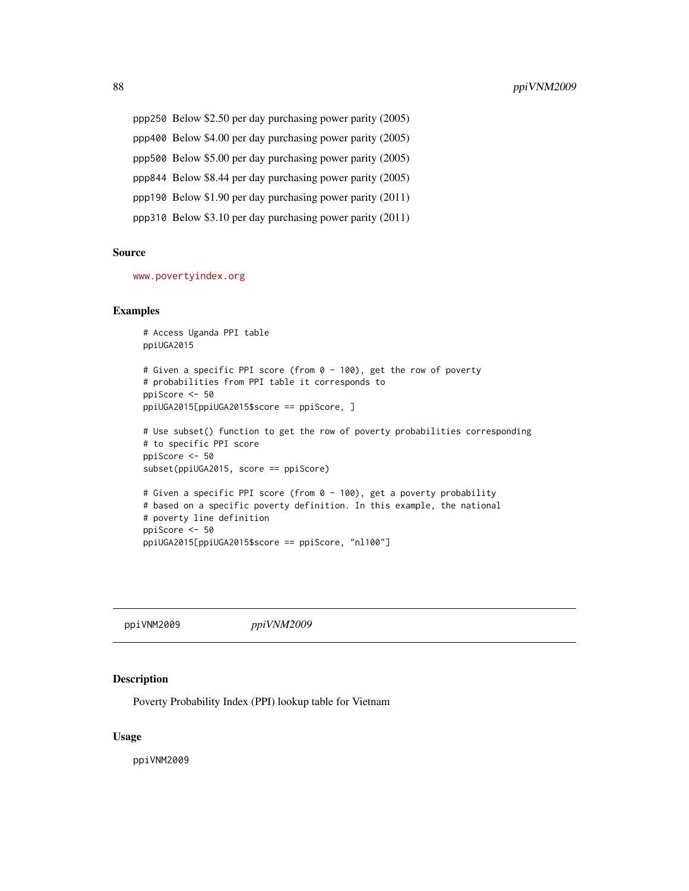ppp250 Below $2.50 per day purchasing power parity (2005)

ppp400 Below $4.00 per day purchasing power parity (2005)

ppp500 Below $5.00 per day purchasing power parity (2005)

ppp844 Below $8.44 per day purchasing power parity (2005)

ppp190 Below $1.90 per day purchasing power parity (2011)

ppp310 Below $3.10 per day purchasing power parity (2011)

### Source

www.povertyindex.org

### Examples

```
# Access Uganda PPI table
ppiUGA2015

# Given a specific PPI score (from 0 - 100), get the row of poverty
# probabilities from PPI table it corresponds to
ppiScore <- 50
ppiUGA2015[ppiUGA2015$score == ppiScore, ]

# Use subset() function to get the row of poverty probabilities corresponding
# to specific PPI score
ppiScore <- 50
subset(ppiUGA2015, score == ppiScore)

# Given a specific PPI score (from 0 - 100), get a poverty probability
# based on a specific poverty definition. In this example, the national
# poverty line definition
ppiScore <- 50
ppiUGA2015[ppiUGA2015$score == ppiScore, "nl100"]
```

---

## ppiVNM2009 *ppiVNM2009*

### Description

Poverty Probability Index (PPI) lookup table for Vietnam

### Usage

ppiVNM2009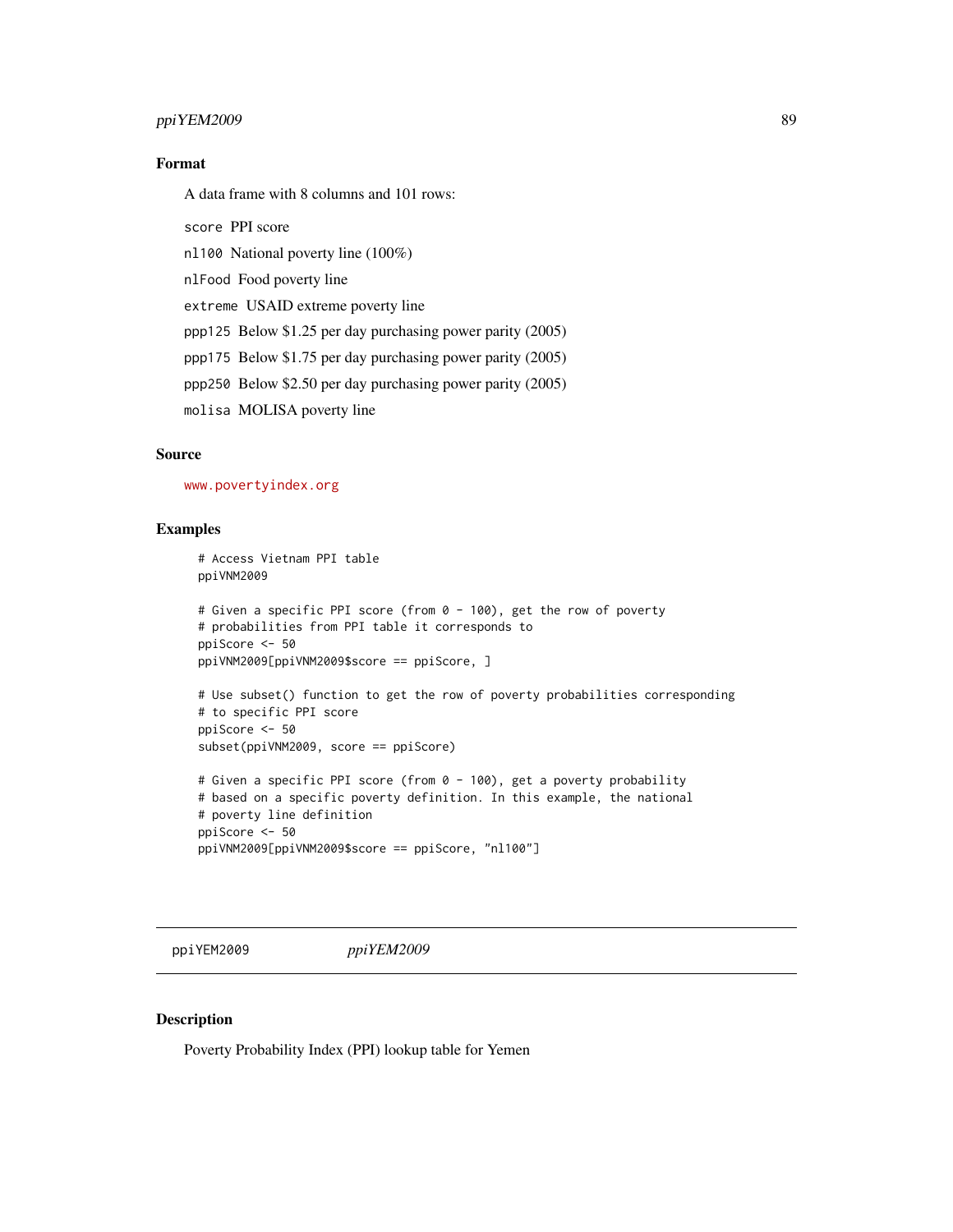### Format

A data frame with 8 columns and 101 rows:

- `score` PPI score
- `nl100` National poverty line (100%)
- `nlFood` Food poverty line
- `extreme` USAID extreme poverty line
- `ppp125` Below $1.25 per day purchasing power parity (2005)
- `ppp175` Below $1.75 per day purchasing power parity (2005)
- `ppp250` Below $2.50 per day purchasing power parity (2005)
- `molisa` MOLISA poverty line

### Source

www.povertyindex.org

### Examples

```
# Access Vietnam PPI table
ppiVNM2009

# Given a specific PPI score (from 0 - 100), get the row of poverty
# probabilities from PPI table it corresponds to
ppiScore <- 50
ppiVNM2009[ppiVNM2009$score == ppiScore, ]

# Use subset() function to get the row of poverty probabilities corresponding
# to specific PPI score
ppiScore <- 50
subset(ppiVNM2009, score == ppiScore)

# Given a specific PPI score (from 0 - 100), get a poverty probability
# based on a specific poverty definition. In this example, the national
# poverty line definition
ppiScore <- 50
ppiVNM2009[ppiVNM2009$score == ppiScore, "nl100"]
```

---

## ppiYEM2009 *ppiYEM2009*

### Description

Poverty Probability Index (PPI) lookup table for Yemen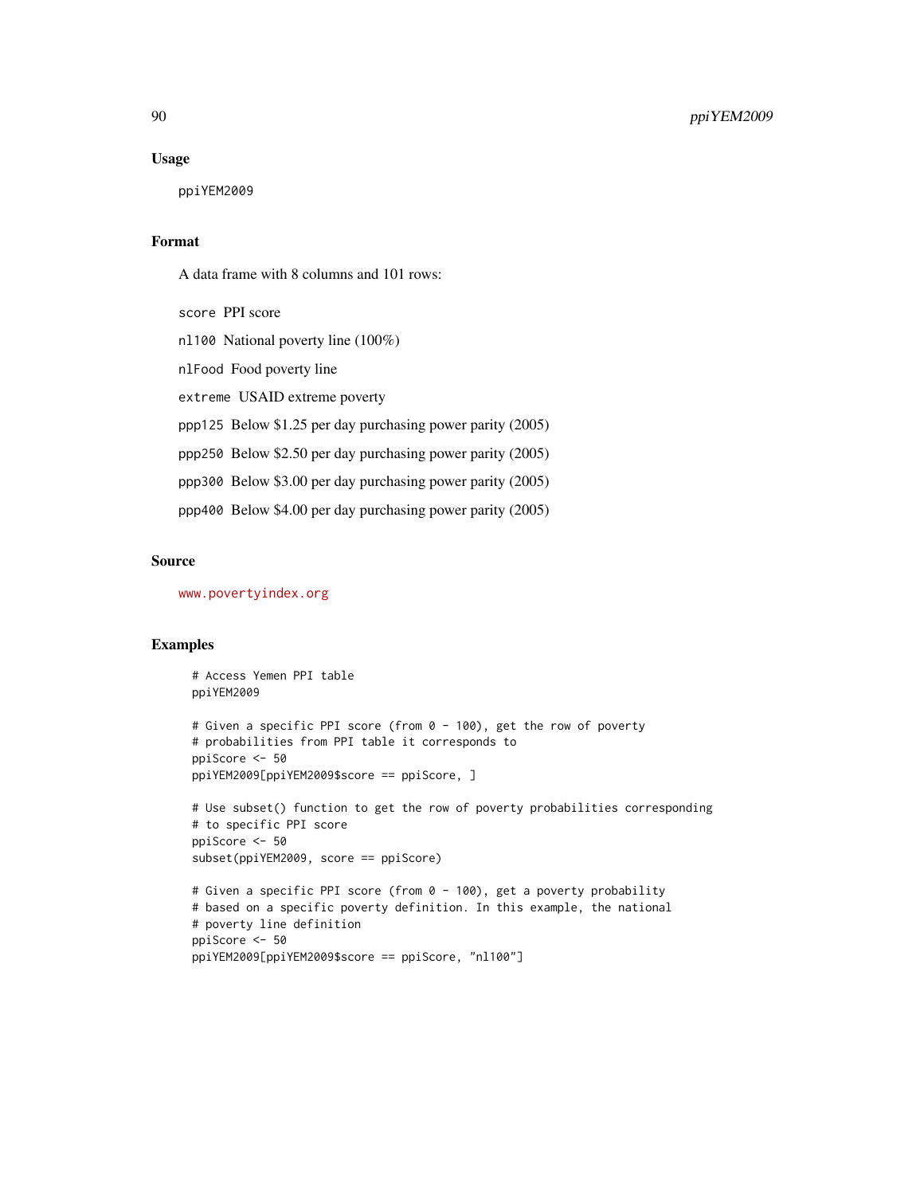## Usage

```
ppiYEM2009
```

## Format

A data frame with 8 columns and 101 rows:

- `score` PPI score
- `nl100` National poverty line (100%)
- `nlFood` Food poverty line
- `extreme` USAID extreme poverty
- `ppp125` Below $1.25 per day purchasing power parity (2005)
- `ppp250` Below $2.50 per day purchasing power parity (2005)
- `ppp300` Below $3.00 per day purchasing power parity (2005)
- `ppp400` Below $4.00 per day purchasing power parity (2005)

## Source

www.povertyindex.org

## Examples

```
# Access Yemen PPI table
ppiYEM2009

# Given a specific PPI score (from 0 - 100), get the row of poverty
# probabilities from PPI table it corresponds to
ppiScore <- 50
ppiYEM2009[ppiYEM2009$score == ppiScore, ]

# Use subset() function to get the row of poverty probabilities corresponding
# to specific PPI score
ppiScore <- 50
subset(ppiYEM2009, score == ppiScore)

# Given a specific PPI score (from 0 - 100), get a poverty probability
# based on a specific poverty definition. In this example, the national
# poverty line definition
ppiScore <- 50
ppiYEM2009[ppiYEM2009$score == ppiScore, "nl100"]
```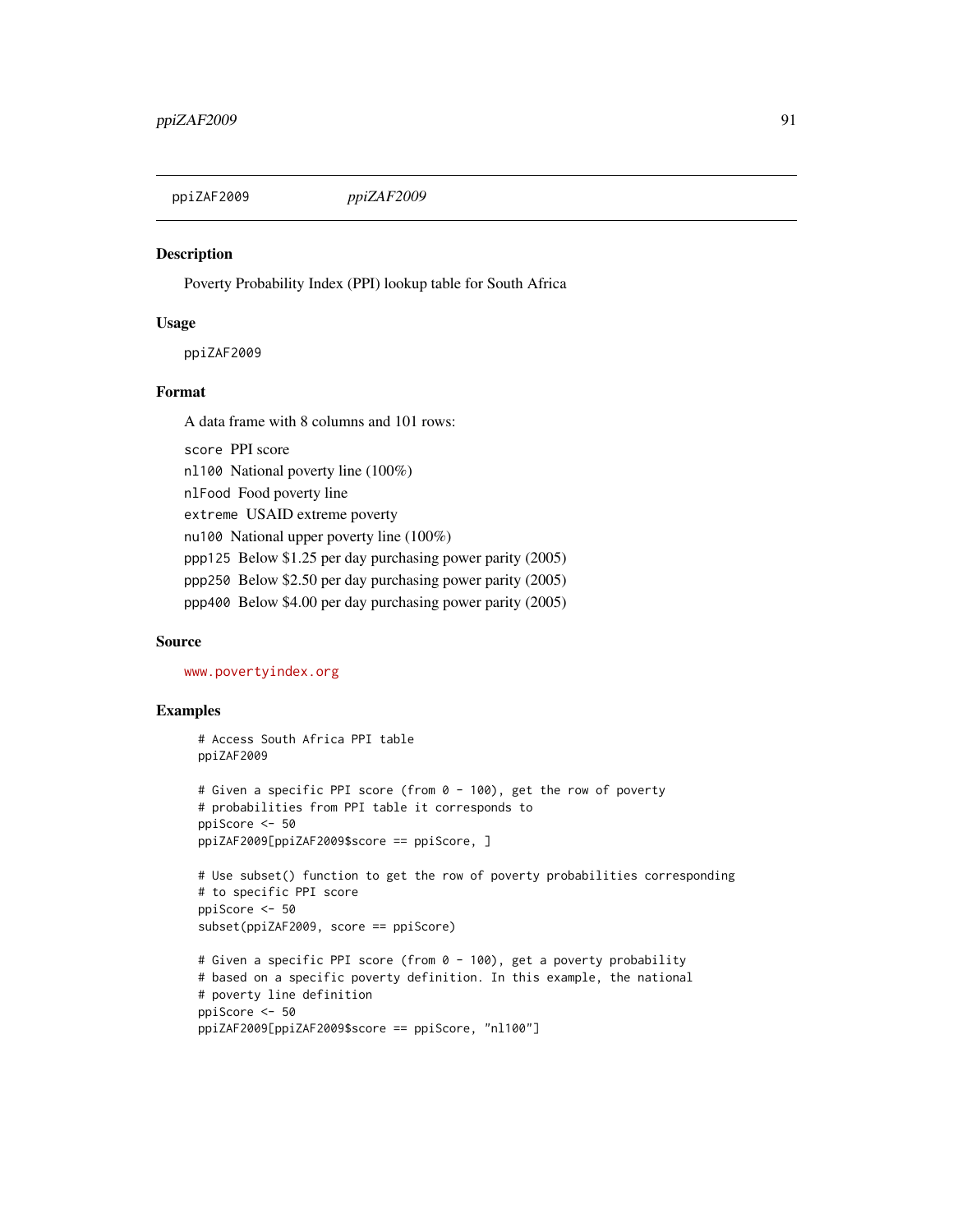ppiZAF2009 *ppiZAF2009*

### Description

Poverty Probability Index (PPI) lookup table for South Africa

### Usage

```
ppiZAF2009
```

### Format

A data frame with 8 columns and 101 rows:

- `score` PPI score
- `nl100` National poverty line (100%)
- `nlFood` Food poverty line
- `extreme` USAID extreme poverty
- `nu100` National upper poverty line (100%)
- `ppp125` Below $1.25 per day purchasing power parity (2005)
- `ppp250` Below $2.50 per day purchasing power parity (2005)
- `ppp400` Below $4.00 per day purchasing power parity (2005)

### Source

www.povertyindex.org

### Examples

```
# Access South Africa PPI table
ppiZAF2009

# Given a specific PPI score (from 0 - 100), get the row of poverty
# probabilities from PPI table it corresponds to
ppiScore <- 50
ppiZAF2009[ppiZAF2009$score == ppiScore, ]

# Use subset() function to get the row of poverty probabilities corresponding
# to specific PPI score
ppiScore <- 50
subset(ppiZAF2009, score == ppiScore)

# Given a specific PPI score (from 0 - 100), get a poverty probability
# based on a specific poverty definition. In this example, the national
# poverty line definition
ppiScore <- 50
ppiZAF2009[ppiZAF2009$score == ppiScore, "nl100"]
```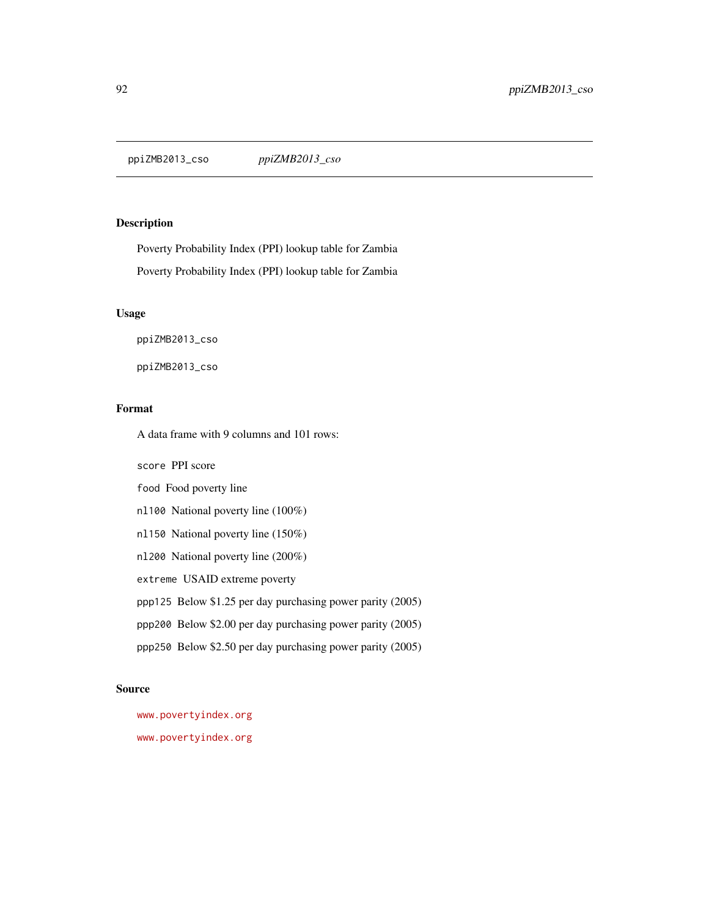ppiZMB2013_cso    *ppiZMB2013_cso*

## Description

Poverty Probability Index (PPI) lookup table for Zambia

Poverty Probability Index (PPI) lookup table for Zambia

## Usage

```
ppiZMB2013_cso

ppiZMB2013_cso
```

## Format

A data frame with 9 columns and 101 rows:

`score` PPI score

`food` Food poverty line

`nl100` National poverty line (100%)

`nl150` National poverty line (150%)

`nl200` National poverty line (200%)

`extreme` USAID extreme poverty

`ppp125` Below $1.25 per day purchasing power parity (2005)

`ppp200` Below $2.00 per day purchasing power parity (2005)

`ppp250` Below $2.50 per day purchasing power parity (2005)

## Source

www.povertyindex.org

www.povertyindex.org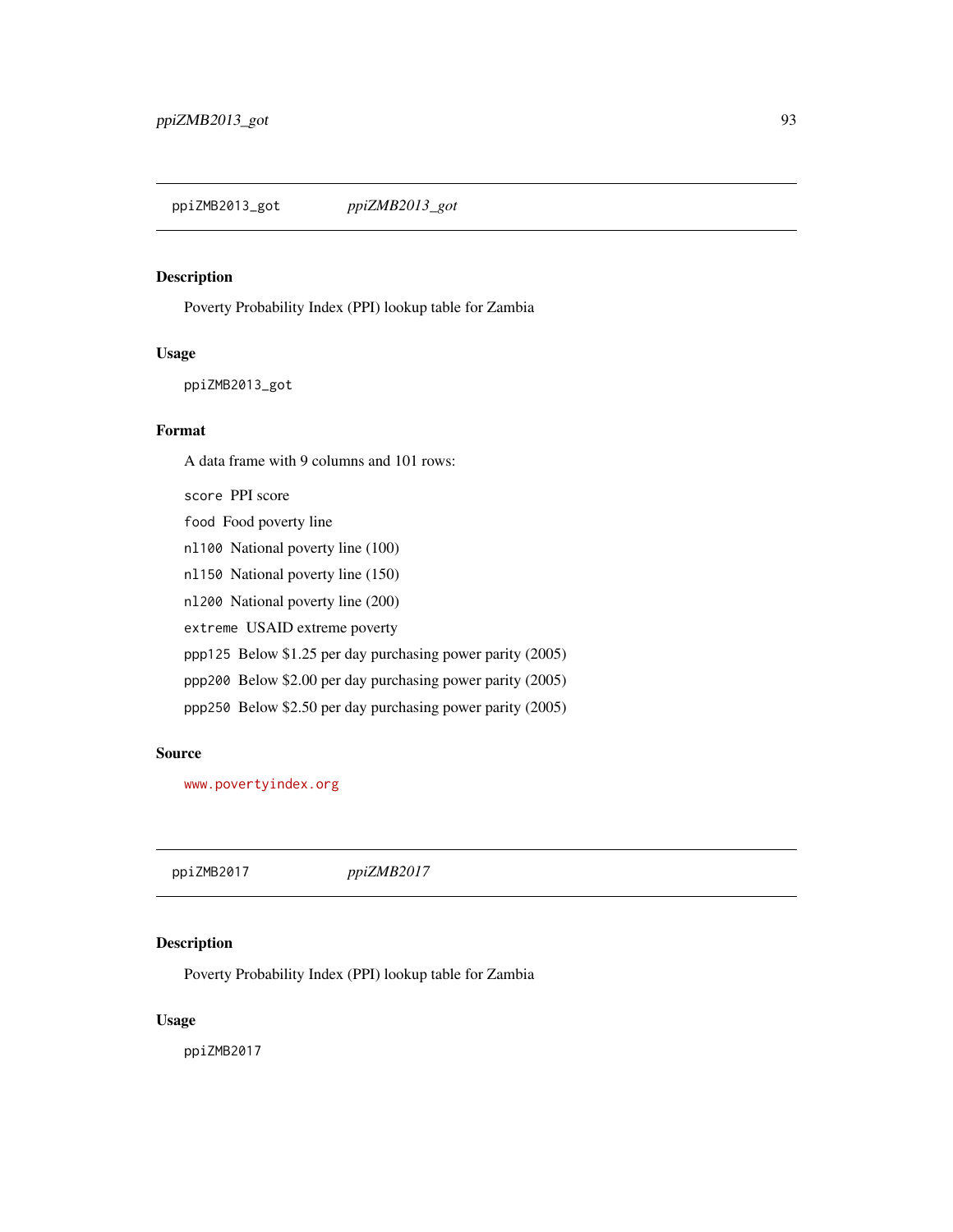## ppiZMB2013_got    *ppiZMB2013_got*

### Description

Poverty Probability Index (PPI) lookup table for Zambia

### Usage

```
ppiZMB2013_got
```

### Format

A data frame with 9 columns and 101 rows:

- `score` PPI score
- `food` Food poverty line
- `nl100` National poverty line (100)
- `nl150` National poverty line (150)
- `nl200` National poverty line (200)
- `extreme` USAID extreme poverty
- `ppp125` Below $1.25 per day purchasing power parity (2005)
- `ppp200` Below $2.00 per day purchasing power parity (2005)
- `ppp250` Below $2.50 per day purchasing power parity (2005)

### Source

www.povertyindex.org

## ppiZMB2017    *ppiZMB2017*

### Description

Poverty Probability Index (PPI) lookup table for Zambia

### Usage

```
ppiZMB2017
```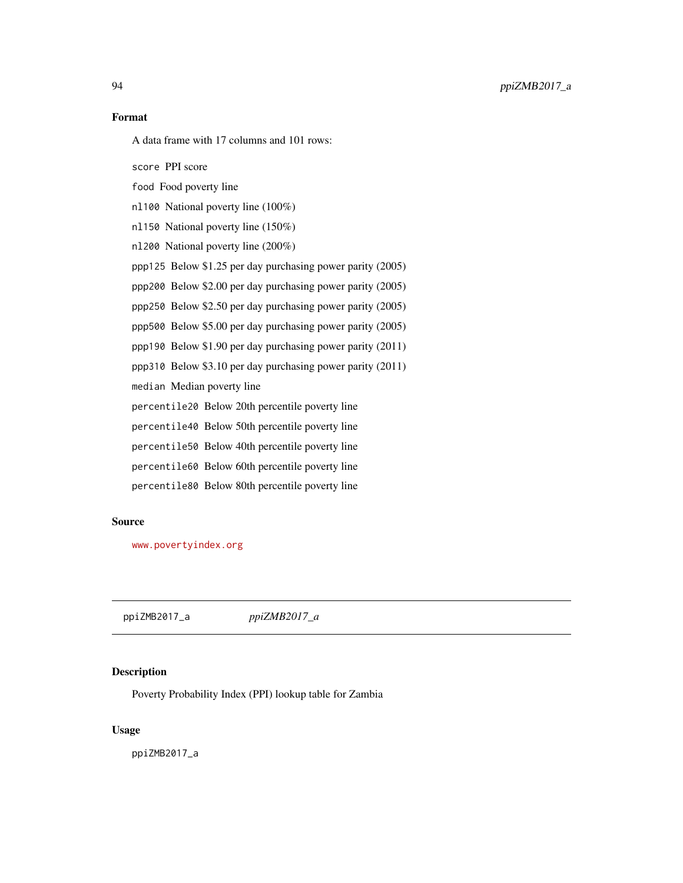### Format

A data frame with 17 columns and 101 rows:

`score` PPI score

`food` Food poverty line

`nl100` National poverty line (100%)

`nl150` National poverty line (150%)

`nl200` National poverty line (200%)

`ppp125` Below $1.25 per day purchasing power parity (2005)

`ppp200` Below $2.00 per day purchasing power parity (2005)

`ppp250` Below $2.50 per day purchasing power parity (2005)

`ppp500` Below $5.00 per day purchasing power parity (2005)

`ppp190` Below $1.90 per day purchasing power parity (2011)

`ppp310` Below $3.10 per day purchasing power parity (2011)

`median` Median poverty line

`percentile20` Below 20th percentile poverty line

`percentile40` Below 50th percentile poverty line

`percentile50` Below 40th percentile poverty line

`percentile60` Below 60th percentile poverty line

`percentile80` Below 80th percentile poverty line

### Source

www.povertyindex.org

---

## ppiZMB2017_a *ppiZMB2017_a*

---

### Description

Poverty Probability Index (PPI) lookup table for Zambia

### Usage

```
ppiZMB2017_a
```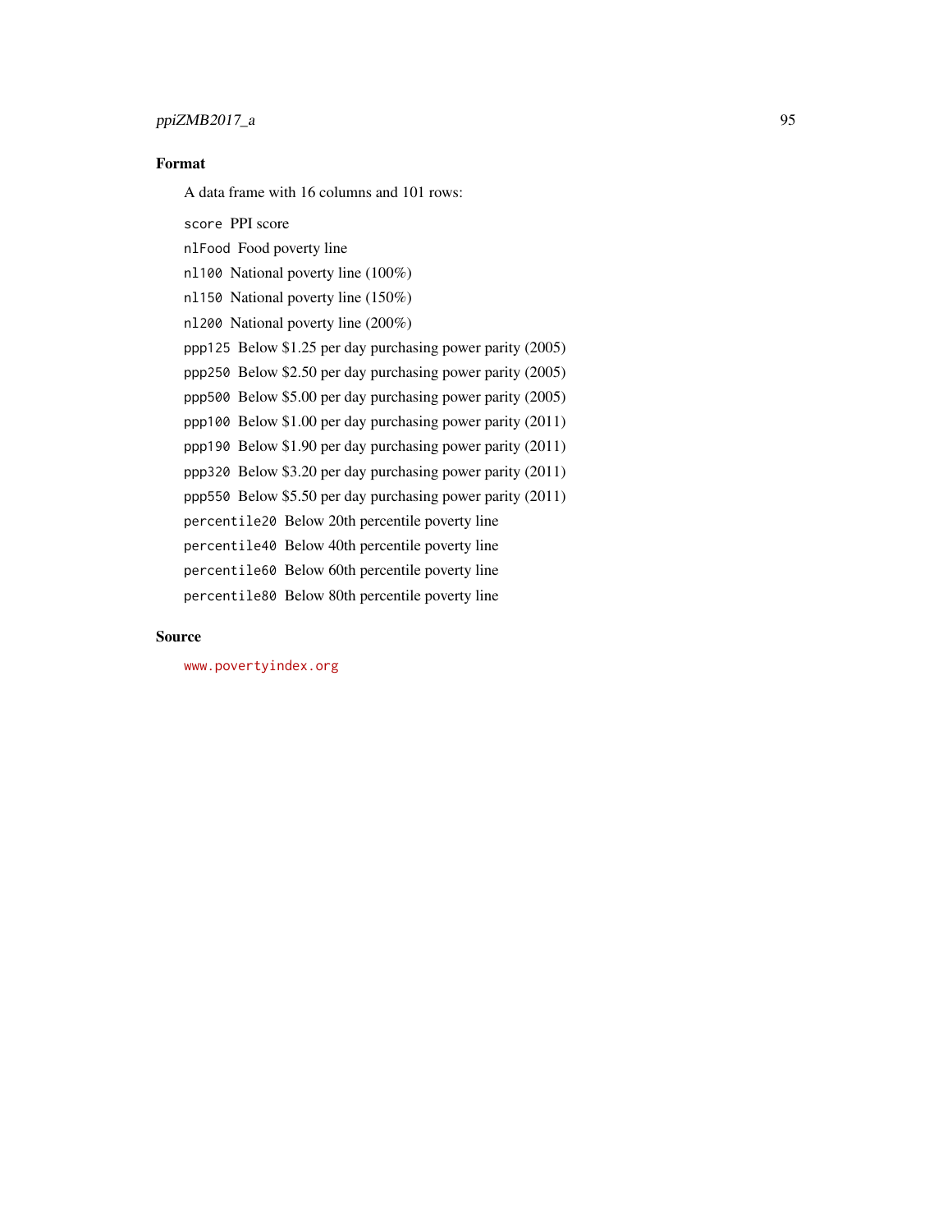### Format

A data frame with 16 columns and 101 rows:

`score` PPI score

`nlFood` Food poverty line

`nl100` National poverty line (100%)

`nl150` National poverty line (150%)

`nl200` National poverty line (200%)

`ppp125` Below $1.25 per day purchasing power parity (2005)

`ppp250` Below $2.50 per day purchasing power parity (2005)

`ppp500` Below $5.00 per day purchasing power parity (2005)

`ppp100` Below $1.00 per day purchasing power parity (2011)

`ppp190` Below $1.90 per day purchasing power parity (2011)

`ppp320` Below $3.20 per day purchasing power parity (2011)

`ppp550` Below $5.50 per day purchasing power parity (2011)

`percentile20` Below 20th percentile poverty line

`percentile40` Below 40th percentile poverty line

`percentile60` Below 60th percentile poverty line

`percentile80` Below 80th percentile poverty line

### Source

www.povertyindex.org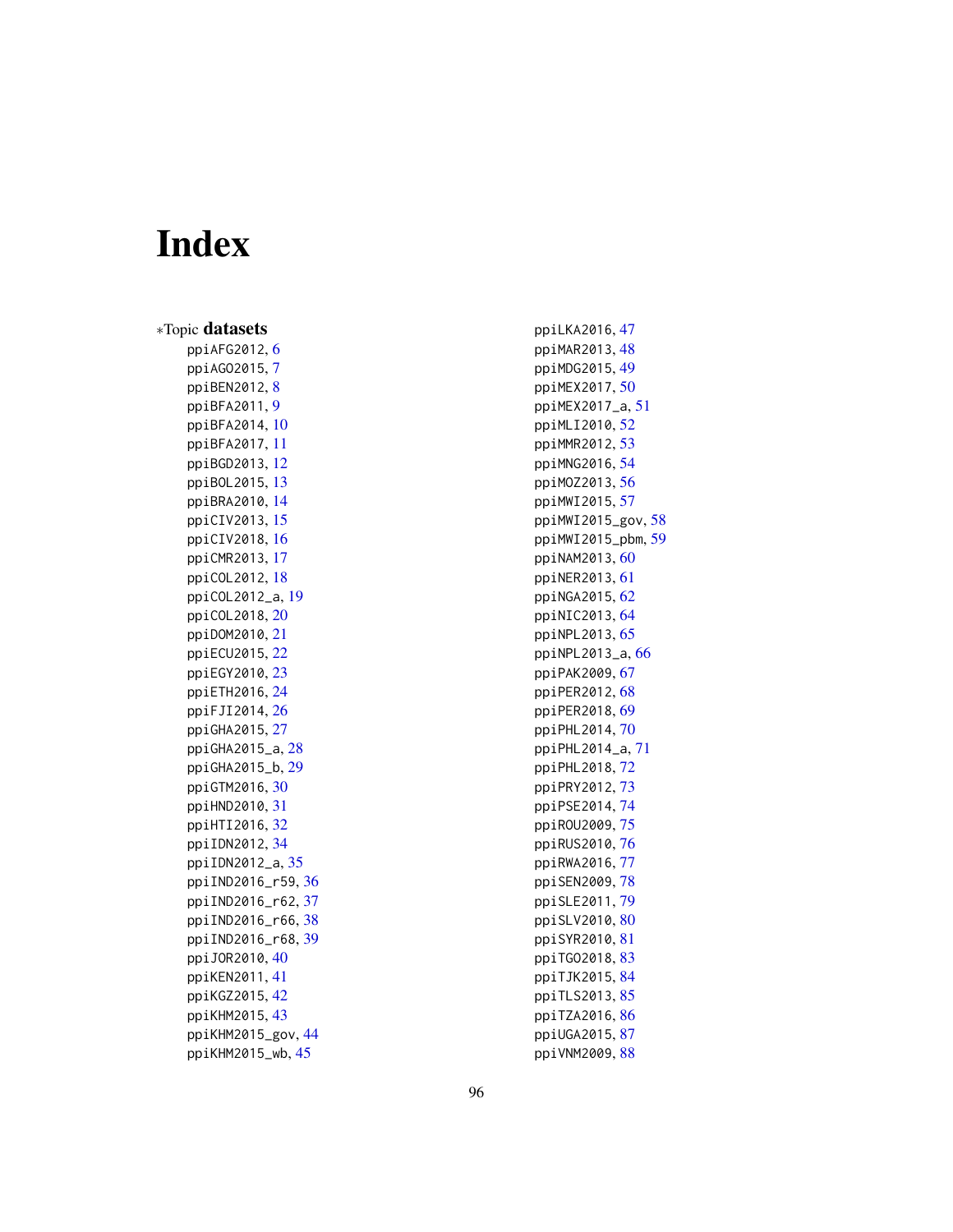# Index

∗Topic **datasets**

- ppiAFG2012, 6
- ppiAGO2015, 7
- ppiBEN2012, 8
- ppiBFA2011, 9
- ppiBFA2014, 10
- ppiBFA2017, 11
- ppiBGD2013, 12
- ppiBOL2015, 13
- ppiBRA2010, 14
- ppiCIV2013, 15
- ppiCIV2018, 16
- ppiCMR2013, 17
- ppiCOL2012, 18
- ppiCOL2012_a, 19
- ppiCOL2018, 20
- ppiDOM2010, 21
- ppiECU2015, 22
- ppiEGY2010, 23
- ppiETH2016, 24
- ppiFJI2014, 26
- ppiGHA2015, 27
- ppiGHA2015_a, 28
- ppiGHA2015_b, 29
- ppiGTM2016, 30
- ppiHND2010, 31
- ppiHTI2016, 32
- ppiIDN2012, 34
- ppiIDN2012_a, 35
- ppiIND2016_r59, 36
- ppiIND2016_r62, 37
- ppiIND2016_r66, 38
- ppiIND2016_r68, 39
- ppiJOR2010, 40
- ppiKEN2011, 41
- ppiKGZ2015, 42
- ppiKHM2015, 43
- ppiKHM2015_gov, 44
- ppiKHM2015_wb, 45
- ppiLKA2016, 47
- ppiMAR2013, 48
- ppiMDG2015, 49
- ppiMEX2017, 50
- ppiMEX2017_a, 51
- ppiMLI2010, 52
- ppiMMR2012, 53
- ppiMNG2016, 54
- ppiMOZ2013, 56
- ppiMWI2015, 57
- ppiMWI2015_gov, 58
- ppiMWI2015_pbm, 59
- ppiNAM2013, 60
- ppiNER2013, 61
- ppiNGA2015, 62
- ppiNIC2013, 64
- ppiNPL2013, 65
- ppiNPL2013_a, 66
- ppiPAK2009, 67
- ppiPER2012, 68
- ppiPER2018, 69
- ppiPHL2014, 70
- ppiPHL2014_a, 71
- ppiPHL2018, 72
- ppiPRY2012, 73
- ppiPSE2014, 74
- ppiROU2009, 75
- ppiRUS2010, 76
- ppiRWA2016, 77
- ppiSEN2009, 78
- ppiSLE2011, 79
- ppiSLV2010, 80
- ppiSYR2010, 81
- ppiTGO2018, 83
- ppiTJK2015, 84
- ppiTLS2013, 85
- ppiTZA2016, 86
- ppiUGA2015, 87
- ppiVNM2009, 88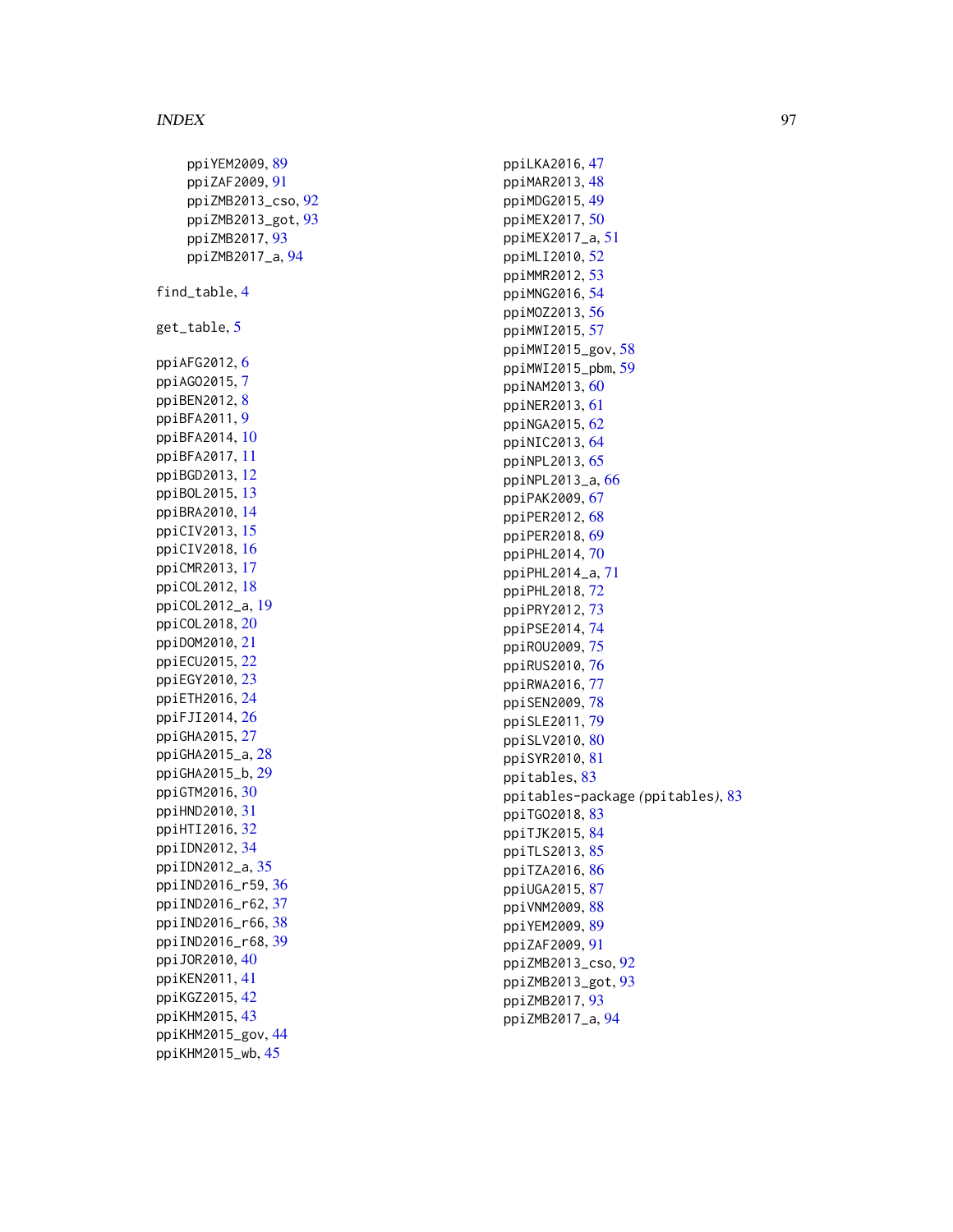ppiYEM2009, 89
ppiZAF2009, 91
ppiZMB2013_cso, 92
ppiZMB2013_got, 93
ppiZMB2017, 93
ppiZMB2017_a, 94

find_table, 4

get_table, 5

ppiAFG2012, 6
ppiAGO2015, 7
ppiBEN2012, 8
ppiBFA2011, 9
ppiBFA2014, 10
ppiBFA2017, 11
ppiBGD2013, 12
ppiBOL2015, 13
ppiBRA2010, 14
ppiCIV2013, 15
ppiCIV2018, 16
ppiCMR2013, 17
ppiCOL2012, 18
ppiCOL2012_a, 19
ppiCOL2018, 20
ppiDOM2010, 21
ppiECU2015, 22
ppiEGY2010, 23
ppiETH2016, 24
ppiFJI2014, 26
ppiGHA2015, 27
ppiGHA2015_a, 28
ppiGHA2015_b, 29
ppiGTM2016, 30
ppiHND2010, 31
ppiHTI2016, 32
ppiIDN2012, 34
ppiIDN2012_a, 35
ppiIND2016_r59, 36
ppiIND2016_r62, 37
ppiIND2016_r66, 38
ppiIND2016_r68, 39
ppiJOR2010, 40
ppiKEN2011, 41
ppiKGZ2015, 42
ppiKHM2015, 43
ppiKHM2015_gov, 44
ppiKHM2015_wb, 45
ppiLKA2016, 47
ppiMAR2013, 48
ppiMDG2015, 49
ppiMEX2017, 50
ppiMEX2017_a, 51
ppiMLI2010, 52
ppiMMR2012, 53
ppiMNG2016, 54
ppiMOZ2013, 56
ppiMWI2015, 57
ppiMWI2015_gov, 58
ppiMWI2015_pbm, 59
ppiNAM2013, 60
ppiNER2013, 61
ppiNGA2015, 62
ppiNIC2013, 64
ppiNPL2013, 65
ppiNPL2013_a, 66
ppiPAK2009, 67
ppiPER2012, 68
ppiPER2018, 69
ppiPHL2014, 70
ppiPHL2014_a, 71
ppiPHL2018, 72
ppiPRY2012, 73
ppiPSE2014, 74
ppiROU2009, 75
ppiRUS2010, 76
ppiRWA2016, 77
ppiSEN2009, 78
ppiSLE2011, 79
ppiSLV2010, 80
ppiSYR2010, 81
ppitables, 83
ppitables-package *(ppitables)*, 83
ppiTGO2018, 83
ppiTJK2015, 84
ppiTLS2013, 85
ppiTZA2016, 86
ppiUGA2015, 87
ppiVNM2009, 88
ppiYEM2009, 89
ppiZAF2009, 91
ppiZMB2013_cso, 92
ppiZMB2013_got, 93
ppiZMB2017, 93
ppiZMB2017_a, 94